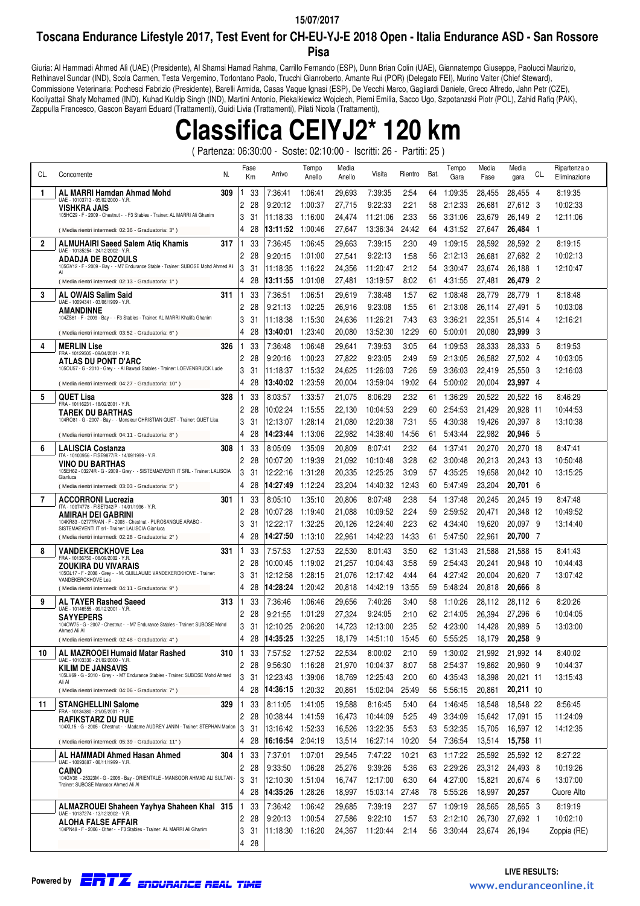15/07/2017

## Toscana Endurance Lifestyle 2017, Test Event for CH-EU-YJ-E 2018 Open - Italia Endurance ASD - San Rossore Pisa

Giuria: Al Hammadi Ahmed Ali (UAE) (Presidente), Al Shamsi Hamad Rahma, Carrillo Fernando (ESP), Dunn Brian Colin (UAE), Giannatempo Giuseppe, Paolucci Maurizio, Rethinavel Sundar (IND), Scola Carmen, Testa Vergemino, Torlontano Paolo, Trucchi Gianroberto, Amante Rui (POR) (Delegato FEI), Murino Valter (Chief Steward), Commissione Veterinaria: Pochesci Fabrizio (Presidente), Barelli Armida, Casas Vaque Ignasi (ESP), De Vecchi Marco, Gagliardi Daniele, Greco Alfredo, Jahn Petr (CZE), Kooliyattail Shafy Mohamed (IND), Kuhad Kuldip Singh (IND), Martini Antonio, Piekalkiewicz Wojciech, Pierni Emilia, Sacco Ugo, Szpotanzski Piotr (POL), Zahid Rafiq (PAK), Zappulla Francesco, Gascon Bayarri Eduard (Trattamenti), Guidi Livia (Trattamenti), Pilati Nicola (Trattamenti),

# Classifica CEIYJ2* 120 km

( Partenza: 06:30:00 - Soste: 02:10:00 - Iscritti: 26 - Partiti: 25 )

| CL. | Concorrente | N. | Fase | Km | Arrivo | Tempo Anello | Media Anello | Visita | Rientro | Bat. | Tempo Gara | Media Fase | Media gara | CL. | Ripartenza o Eliminazione |
|---|---|---|---|---|---|---|---|---|---|---|---|---|---|---|---|
| 1 | **AL MARRI Hamdan Ahmad Mohd** UAE - 10103713 - 05/02/2000 - Y.R. | 309 | 1 | 33 | 7:36:41 | 1:06:41 | 29,693 | 7:39:35 | 2:54 | 64 | 1:09:35 | 28,455 | 28,455 | 4 | 8:19:35 |
| | **VISHKRA JAIS** 105HC29 - F - 2009 - Chestnut - - F3 Stables - Trainer: AL MARRI Ali Ghanim | | 2 | 28 | 9:20:12 | 1:00:37 | 27,715 | 9:22:33 | 2:21 | 58 | 2:12:33 | 26,681 | 27,612 | 3 | 10:02:33 |
| | | | 3 | 31 | 11:18:33 | 1:16:00 | 24,474 | 11:21:06 | 2:33 | 56 | 3:31:06 | 23,679 | 26,149 | 2 | 12:11:06 |
| | ( Media rientri intermedi: 02:36 - Graduatoria: 3° ) | | 4 | 28 | **13:11:52** | 1:00:46 | 27,647 | 13:36:34 | 24:42 | 64 | 4:31:52 | 27,647 | **26,484** | 1 | |
| 2 | **ALMUHAIRI Saeed Salem Atiq Khamis** UAE - 10135254 - 24/12/2002 - Y.R. | 317 | 1 | 33 | 7:36:45 | 1:06:45 | 29,663 | 7:39:15 | 2:30 | 49 | 1:09:15 | 28,592 | 28,592 | 2 | 8:19:15 |
| | **ADADJA DE BOZOULS** 105GV12 - F - 2009 - Bay - - M7 Endurance Stable - Trainer: SUBOSE Mohd Ahmed Ali Al | | 2 | 28 | 9:20:15 | 1:01:00 | 27,541 | 9:22:13 | 1:58 | 56 | 2:12:13 | 26,681 | 27,682 | 2 | 10:02:13 |
| | | | 3 | 31 | 11:18:35 | 1:16:22 | 24,356 | 11:20:47 | 2:12 | 54 | 3:30:47 | 23,674 | 26,188 | 1 | 12:10:47 |
| | ( Media rientri intermedi: 02:13 - Graduatoria: 1° ) | | 4 | 28 | **13:11:55** | 1:01:08 | 27,481 | 13:19:57 | 8:02 | 61 | 4:31:55 | 27,481 | **26,479** | 2 | |
| 3 | **AL OWAIS Salim Said** UAE - 10094341 - 03/06/1999 - Y.R. | 311 | 1 | 33 | 7:36:51 | 1:06:51 | 29,619 | 7:38:48 | 1:57 | 62 | 1:08:48 | 28,779 | 28,779 | 1 | 8:18:48 |
| | **AMANDINNE** 104ZS61 - F - 2009 - Bay - - F3 Stables - Trainer: AL MARRI Khalifa Ghanim | | 2 | 28 | 9:21:13 | 1:02:25 | 26,916 | 9:23:08 | 1:55 | 61 | 2:13:08 | 26,114 | 27,491 | 5 | 10:03:08 |
| | | | 3 | 31 | 11:18:38 | 1:15:30 | 24,636 | 11:26:21 | 7:43 | 63 | 3:36:21 | 22,351 | 25,514 | 4 | 12:16:21 |
| | ( Media rientri intermedi: 03:52 - Graduatoria: 6° ) | | 4 | 28 | **13:40:01** | 1:23:40 | 20,080 | 13:52:30 | 12:29 | 60 | 5:00:01 | 20,080 | **23,999** | 3 | |
| 4 | **MERLIN Lise** FRA - 10129505 - 09/04/2001 - Y.R. | 326 | 1 | 33 | 7:36:48 | 1:06:48 | 29,641 | 7:39:53 | 3:05 | 64 | 1:09:53 | 28,333 | 28,333 | 5 | 8:19:53 |
| | **ATLAS DU PONT D'ARC** 105OU57 - G - 2010 - Grey - - Al Bawadi Stables - Trainer: LOEVENBRUCK Lucie | | 2 | 28 | 9:20:16 | 1:00:23 | 27,822 | 9:23:05 | 2:49 | 59 | 2:13:05 | 26,582 | 27,502 | 4 | 10:03:05 |
| | | | 3 | 31 | 11:18:37 | 1:15:32 | 24,625 | 11:26:03 | 7:26 | 59 | 3:36:03 | 22,419 | 25,550 | 3 | 12:16:03 |
| | ( Media rientri intermedi: 04:27 - Graduatoria: 10° ) | | 4 | 28 | **13:40:02** | 1:23:59 | 20,004 | 13:59:04 | 19:02 | 64 | 5:00:02 | 20,004 | **23,997** | 4 | |
| 5 | **QUET Lisa** FRA - 10116231 - 18/02/2001 - Y.R. | 328 | 1 | 33 | 8:03:57 | 1:33:57 | 21,075 | 8:06:29 | 2:32 | 61 | 1:36:29 | 20,522 | 20,522 | 16 | 8:46:29 |
| | **TAREK DU BARTHAS** 104RO81 - G - 2007 - Bay - - Monsieur CHRISTIAN QUET - Trainer: QUET Lisa | | 2 | 28 | 10:02:24 | 1:15:55 | 22,130 | 10:04:53 | 2:29 | 60 | 2:54:53 | 21,429 | 20,928 | 11 | 10:44:53 |
| | | | 3 | 31 | 12:13:07 | 1:28:14 | 21,080 | 12:20:38 | 7:31 | 55 | 4:30:38 | 19,426 | 20,397 | 8 | 13:10:38 |
| | ( Media rientri intermedi: 04:11 - Graduatoria: 8° ) | | 4 | 28 | **14:23:44** | 1:13:06 | 22,982 | 14:38:40 | 14:56 | 61 | 5:43:44 | 22,982 | **20,946** | 5 | |
| 6 | **LALISCIA Costanza** ITA - 10100956 - FISE9877/R - 14/09/1999 - Y.R. | 308 | 1 | 33 | 8:05:09 | 1:35:09 | 20,809 | 8:07:41 | 2:32 | 64 | 1:37:41 | 20,270 | 20,270 | 18 | 8:47:41 |
| | **VINO DU BARTHAS** 105EH62 - 03274R - G - 2009 - Grey - - SISTEMAEVENTI IT SRL - Trainer: LALISCIA Gianluca | | 2 | 28 | 10:07:20 | 1:19:39 | 21,092 | 10:10:48 | 3:28 | 62 | 3:00:48 | 20,213 | 20,243 | 13 | 10:50:48 |
| | | | 3 | 31 | 12:22:16 | 1:31:28 | 20,335 | 12:25:25 | 3:09 | 57 | 4:35:25 | 19,658 | 20,042 | 10 | 13:15:25 |
| | ( Media rientri intermedi: 03:03 - Graduatoria: 5° ) | | 4 | 28 | **14:27:49** | 1:12:24 | 23,204 | 14:40:32 | 12:43 | 60 | 5:47:49 | 23,204 | **20,701** | 6 | |
| 7 | **ACCORRONI Lucrezia** ITA - 10074778 - FISE7342/P - 14/01/1996 - Y.R. | 301 | 1 | 33 | 8:05:10 | 1:35:10 | 20,806 | 8:07:48 | 2:38 | 54 | 1:37:48 | 20,245 | 20,245 | 19 | 8:47:48 |
| | **AMIRAH DEI GABRINI** 104KR83 - 02777R/AN - F - 2008 - Chestnut - PUROSANGUE ARABO - SISTEMAEVENTI.IT srl - Trainer: LALISCIA Gianluca | | 2 | 28 | 10:07:28 | 1:19:40 | 21,088 | 10:09:52 | 2:24 | 59 | 2:59:52 | 20,471 | 20,348 | 12 | 10:49:52 |
| | | | 3 | 31 | 12:22:17 | 1:32:25 | 20,126 | 12:24:40 | 2:23 | 62 | 4:34:40 | 19,620 | 20,097 | 9 | 13:14:40 |
| | ( Media rientri intermedi: 02:28 - Graduatoria: 2° ) | | 4 | 28 | **14:27:50** | 1:13:10 | 22,961 | 14:42:23 | 14:33 | 61 | 5:47:50 | 22,961 | **20,700** | 7 | |
| 8 | **VANDEKERCKHOVE Lea** FRA - 10136750 - 08/09/2002 - Y.R. | 331 | 1 | 33 | 7:57:53 | 1:27:53 | 22,530 | 8:01:43 | 3:50 | 62 | 1:31:43 | 21,588 | 21,588 | 15 | 8:41:43 |
| | **ZOUKIRA DU VIVARAIS** 105GL17 - F - 2008 - Grey - - M. GUILLAUME VANDEKERCKHOVE - Trainer: VANDEKERCKHOVE Lea | | 2 | 28 | 10:00:45 | 1:19:02 | 21,257 | 10:04:43 | 3:58 | 59 | 2:54:43 | 20,241 | 20,948 | 10 | 10:44:43 |
| | | | 3 | 31 | 12:12:58 | 1:28:15 | 21,076 | 12:17:42 | 4:44 | 64 | 4:27:42 | 20,004 | 20,620 | 7 | 13:07:42 |
| | ( Media rientri intermedi: 04:11 - Graduatoria: 9° ) | | 4 | 28 | **14:28:24** | 1:20:42 | 20,818 | 14:42:19 | 13:55 | 59 | 5:48:24 | 20,818 | **20,666** | 8 | |
| 9 | **AL TAYER Rashed Saeed** UAE - 10146555 - 09/12/2001 - Y.R. | 313 | 1 | 33 | 7:36:46 | 1:06:46 | 29,656 | 7:40:26 | 3:40 | 58 | 1:10:26 | 28,112 | 28,112 | 6 | 8:20:26 |
| | **SAYYEPERS** 104OW75 - G - 2007 - Chestnut - - M7 Endurance Stables - Trainer: SUBOSE Mohd Ahmed Ali Al | | 2 | 28 | 9:21:55 | 1:01:29 | 27,324 | 9:24:05 | 2:10 | 62 | 2:14:05 | 26,394 | 27,296 | 6 | 10:04:05 |
| | | | 3 | 31 | 12:10:25 | 2:06:20 | 14,723 | 12:13:00 | 2:35 | 52 | 4:23:00 | 14,428 | 20,989 | 5 | 13:03:00 |
| | ( Media rientri intermedi: 02:48 - Graduatoria: 4° ) | | 4 | 28 | **14:35:25** | 1:32:25 | 18,179 | 14:51:10 | 15:45 | 60 | 5:55:25 | 18,179 | **20,258** | 9 | |
| 10 | **AL MAZROOEI Humaid Matar Rashed** UAE - 10103330 - 21/02/2000 - Y.R. | 310 | 1 | 33 | 7:57:52 | 1:27:52 | 22,534 | 8:00:02 | 2:10 | 59 | 1:30:02 | 21,992 | 21,992 | 14 | 8:40:02 |
| | **KILIM DE JANSAVIS** 105LV69 - G - 2010 - Grey - - M7 Endurance Stables - Trainer: SUBOSE Mohd Ahmed Ali Al | | 2 | 28 | 9:56:30 | 1:16:28 | 21,970 | 10:04:37 | 8:07 | 58 | 2:54:37 | 19,862 | 20,960 | 9 | 10:44:37 |
| | | | 3 | 31 | 12:23:43 | 1:39:06 | 18,769 | 12:25:43 | 2:00 | 60 | 4:35:43 | 18,398 | 20,021 | 11 | 13:15:43 |
| | ( Media rientri intermedi: 04:06 - Graduatoria: 7° ) | | 4 | 28 | **14:36:15** | 1:20:32 | 20,861 | 15:02:04 | 25:49 | 56 | 5:56:15 | 20,861 | **20,211** | 10 | |
| 11 | **STANGHELLINI Salome** FRA - 10134380 - 21/05/2001 - Y.R. | 329 | 1 | 33 | 8:11:05 | 1:41:05 | 19,588 | 8:16:45 | 5:40 | 64 | 1:46:45 | 18,548 | 18,548 | 22 | 8:56:45 |
| | **RAFIKSTARZ DU RUE** 104XL15 - G - 2005 - Chestnut - - Madame AUDREY JANIN - Trainer: STEPHAN Marion | | 2 | 28 | 10:38:44 | 1:41:59 | 16,473 | 10:44:09 | 5:25 | 49 | 3:34:09 | 15,642 | 17,091 | 15 | 11:24:09 |
| | | | 3 | 31 | 13:16:42 | 1:52:33 | 16,526 | 13:22:35 | 5:53 | 53 | 5:32:35 | 15,705 | 16,597 | 12 | 14:12:35 |
| | ( Media rientri intermedi: 05:39 - Graduatoria: 11° ) | | 4 | 28 | **16:16:54** | 2:04:19 | 13,514 | 16:27:14 | 10:20 | 54 | 7:36:54 | 13,514 | **15,758** | 11 | |
| | **AL HAMMADI Ahmed Hasan Ahmed** UAE - 10093887 - 08/11/1999 - Y.R. | 304 | 1 | 33 | 7:37:01 | 1:07:01 | 29,545 | 7:47:22 | 10:21 | 63 | 1:17:22 | 25,592 | 25,592 | 12 | 8:27:22 |
| | **CAINO** 104GV38 - 25323M - G - 2008 - Bay - ORIENTALE - MANSOOR AHMAD ALI SULTAN - Trainer: SUBOSE Mansoor Ahmed Ali Al | | 2 | 28 | 9:33:50 | 1:06:28 | 25,276 | 9:39:26 | 5:36 | 63 | 2:29:26 | 23,312 | 24,493 | 8 | 10:19:26 |
| | | | 3 | 31 | 12:10:30 | 1:51:04 | 16,747 | 12:17:00 | 6:30 | 64 | 4:27:00 | 15,821 | 20,674 | 6 | 13:07:00 |
| | | | 4 | 28 | 14:35:26 | 1:28:26 | 18,997 | 15:03:14 | 27:48 | 78 | 5:55:26 | 18,997 | 20,257 | | Cuore Alto |
| | **ALMAZROUEI Shaheen Yayhya Shaheen Khal** UAE - 10137274 - 13/12/2002 - Y.R. | 315 | 1 | 33 | 7:36:42 | 1:06:42 | 29,685 | 7:39:19 | 2:37 | 57 | 1:09:19 | 28,565 | 28,565 | 3 | 8:19:19 |
| | **ALOHA FALSE AFFAIR** 104PN48 - F - 2006 - Other - - F3 Stables - Trainer: AL MARRI Ali Ghanim | | 2 | 28 | 9:20:13 | 1:00:54 | 27,586 | 9:22:10 | 1:57 | 53 | 2:12:10 | 26,730 | 27,692 | 1 | 10:02:10 |
| | | | 3 | 31 | 11:18:30 | 1:16:20 | 24,367 | 11:20:44 | 2:14 | 56 | 3:30:44 | 23,674 | 26,194 | | Zoppia (RE) |
| | | | 4 | 28 | | | | | | | | | | | |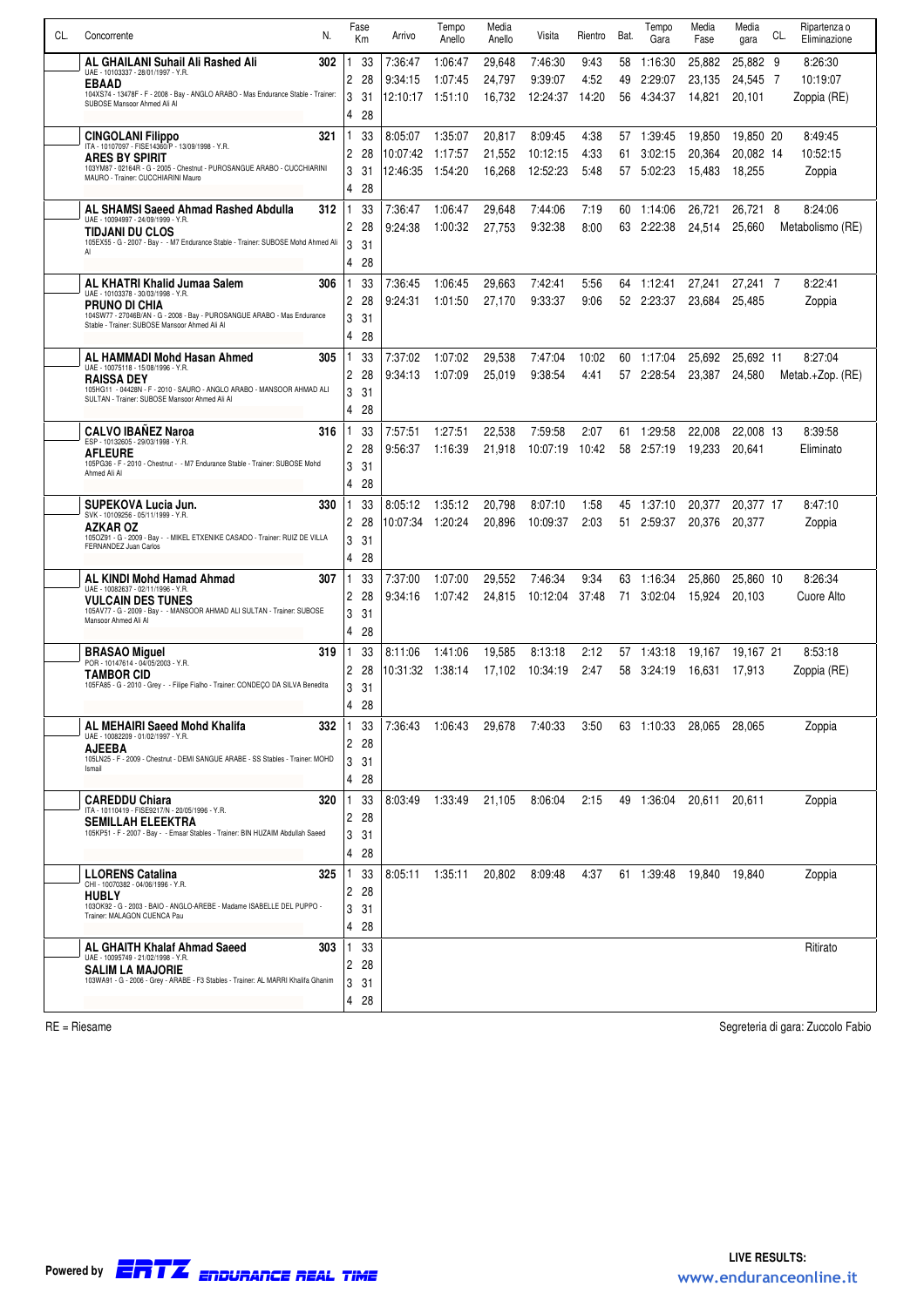| CL. | Concorrente | N. | Fase | Km | Arrivo | Tempo Anello | Media Anello | Visita | Rientro | Bat. | Tempo Gara | Media Fase | Media gara | CL. | Ripartenza o Eliminazione |
|---|---|---|---|---|---|---|---|---|---|---|---|---|---|---|---|
| | **AL GHAILANI Suhail Ali Rashed Ali**<br>UAE - 10103337 - 28/01/1997 - Y.R.<br>**EBAAD**<br>104XS74 - 13478F - F - 2008 - Bay - ANGLO ARABO - Mas Endurance Stable - Trainer: SUBOSE Mansoor Ahmed Ali Al | 302 | 1 | 33 | 7:36:47 | 1:06:47 | 29,648 | 7:46:30 | 9:43 | 58 | 1:16:30 | 25,882 | 25,882 | 9 | 8:26:30 |
| | | | 2 | 28 | 9:34:15 | 1:07:45 | 24,797 | 9:39:07 | 4:52 | 49 | 2:29:07 | 23,135 | 24,545 | 7 | 10:19:07 |
| | | | 3 | 31 | 12:10:17 | 1:51:10 | 16,732 | 12:24:37 | 14:20 | 56 | 4:34:37 | 14,821 | 20,101 | | Zoppia (RE) |
| | | | 4 | 28 | | | | | | | | | | | |
| | **CINGOLANI Filippo**<br>ITA - 10107097 - FISE14360/P - 13/09/1998 - Y.R.<br>**ARES BY SPIRIT**<br>103YM87 - 02164R - G - 2005 - Chestnut - PUROSANGUE ARABO - CUCCHIARINI MAURO - Trainer: CUCCHIARINI Mauro | 321 | 1 | 33 | 8:05:07 | 1:35:07 | 20,817 | 8:09:45 | 4:38 | 57 | 1:39:45 | 19,850 | 19,850 | 20 | 8:49:45 |
| | | | 2 | 28 | 10:07:42 | 1:17:57 | 21,552 | 10:12:15 | 4:33 | 61 | 3:02:15 | 20,364 | 20,082 | 14 | 10:52:15 |
| | | | 3 | 31 | 12:46:35 | 1:54:20 | 16,268 | 12:52:23 | 5:48 | 57 | 5:02:23 | 15,483 | 18,255 | | Zoppia |
| | | | 4 | 28 | | | | | | | | | | | |
| | **AL SHAMSI Saeed Ahmad Rashed Abdulla**<br>UAE - 10094997 - 24/09/1999 - Y.R.<br>**TIDJANI DU CLOS**<br>105EX55 - G - 2007 - Bay - - M7 Endurance Stable - Trainer: SUBOSE Mohd Ahmed Ali Al | 312 | 1 | 33 | 7:36:47 | 1:06:47 | 29,648 | 7:44:06 | 7:19 | 60 | 1:14:06 | 26,721 | 26,721 | 8 | 8:24:06 |
| | | | 2 | 28 | 9:24:38 | 1:00:32 | 27,753 | 9:32:38 | 8:00 | 63 | 2:22:38 | 24,514 | 25,660 | | Metabolismo (RE) |
| | | | 3 | 31 | | | | | | | | | | | |
| | | | 4 | 28 | | | | | | | | | | | |
| | **AL KHATRI Khalid Jumaa Salem**<br>UAE - 10103378 - 30/03/1998 - Y.R.<br>**PRUNO DI CHIA**<br>104SW77 - 27046B/AN - G - 2008 - Bay - PUROSANGUE ARABO - Mas Endurance Stable - Trainer: SUBOSE Mansoor Ahmed Ali Al | 306 | 1 | 33 | 7:36:45 | 1:06:45 | 29,663 | 7:42:41 | 5:56 | 64 | 1:12:41 | 27,241 | 27,241 | 7 | 8:22:41 |
| | | | 2 | 28 | 9:24:31 | 1:01:50 | 27,170 | 9:33:37 | 9:06 | 52 | 2:23:37 | 23,684 | 25,485 | | Zoppia |
| | | | 3 | 31 | | | | | | | | | | | |
| | | | 4 | 28 | | | | | | | | | | | |
| | **AL HAMMADI Mohd Hasan Ahmed**<br>UAE - 10075118 - 15/08/1996 - Y.R.<br>**RAISSA DEY**<br>105HG11 - 04428N - F - 2010 - SAURO - ANGLO ARABO - MANSOOR AHMAD ALI SULTAN - Trainer: SUBOSE Mansoor Ahmed Ali Al | 305 | 1 | 33 | 7:37:02 | 1:07:02 | 29,538 | 7:47:04 | 10:02 | 60 | 1:17:04 | 25,692 | 25,692 | 11 | 8:27:04 |
| | | | 2 | 28 | 9:34:13 | 1:07:09 | 25,019 | 9:38:54 | 4:41 | 57 | 2:28:54 | 23,387 | 24,580 | | Metab.+Zop. (RE) |
| | | | 3 | 31 | | | | | | | | | | | |
| | | | 4 | 28 | | | | | | | | | | | |
| | **CALVO IBAÑEZ Naroa**<br>ESP - 10132605 - 29/03/1998 - Y.R.<br>**AFLEURE**<br>105PG36 - F - 2010 - Chestnut - - M7 Endurance Stable - Trainer: SUBOSE Mohd Ahmed Ali Al | 316 | 1 | 33 | 7:57:51 | 1:27:51 | 22,538 | 7:59:58 | 2:07 | 61 | 1:29:58 | 22,008 | 22,008 | 13 | 8:39:58 |
| | | | 2 | 28 | 9:56:37 | 1:16:39 | 21,918 | 10:07:19 | 10:42 | 58 | 2:57:19 | 19,233 | 20,641 | | Eliminato |
| | | | 3 | 31 | | | | | | | | | | | |
| | | | 4 | 28 | | | | | | | | | | | |
| | **SUPEKOVA Lucia Jun.**<br>SVK - 10109256 - 05/11/1999 - Y.R.<br>**AZKAR OZ**<br>105OZ91 - G - 2009 - Bay - - MIKEL ETXENIKE CASADO - Trainer: RUIZ DE VILLA FERNANDEZ Juan Carlos | 330 | 1 | 33 | 8:05:12 | 1:35:12 | 20,798 | 8:07:10 | 1:58 | 45 | 1:37:10 | 20,377 | 20,377 | 17 | 8:47:10 |
| | | | 2 | 28 | 10:07:34 | 1:20:24 | 20,896 | 10:09:37 | 2:03 | 51 | 2:59:37 | 20,376 | 20,377 | | Zoppia |
| | | | 3 | 31 | | | | | | | | | | | |
| | | | 4 | 28 | | | | | | | | | | | |
| | **AL KINDI Mohd Hamad Ahmad**<br>UAE - 10082637 - 02/11/1996 - Y.R.<br>**VULCAIN DES TUNES**<br>105AV77 - G - 2009 - Bay - - MANSOOR AHMAD ALI SULTAN - Trainer: SUBOSE Mansoor Ahmed Ali Al | 307 | 1 | 33 | 7:37:00 | 1:07:00 | 29,552 | 7:46:34 | 9:34 | 63 | 1:16:34 | 25,860 | 25,860 | 10 | 8:26:34 |
| | | | 2 | 28 | 9:34:16 | 1:07:42 | 24,815 | 10:12:04 | 37:48 | 71 | 3:02:04 | 15,924 | 20,103 | | Cuore Alto |
| | | | 3 | 31 | | | | | | | | | | | |
| | | | 4 | 28 | | | | | | | | | | | |
| | **BRASAO Miguel**<br>POR - 10147614 - 04/05/2003 - Y.R.<br>**TAMBOR CID**<br>105FA85 - G - 2010 - Grey - - Filipe Fialho - Trainer: CONDEÇO DA SILVA Benedita | 319 | 1 | 33 | 8:11:06 | 1:41:06 | 19,585 | 8:13:18 | 2:12 | 57 | 1:43:18 | 19,167 | 19,167 | 21 | 8:53:18 |
| | | | 2 | 28 | 10:31:32 | 1:38:14 | 17,102 | 10:34:19 | 2:47 | 58 | 3:24:19 | 16,631 | 17,913 | | Zoppia (RE) |
| | | | 3 | 31 | | | | | | | | | | | |
| | | | 4 | 28 | | | | | | | | | | | |
| | **AL MEHAIRI Saeed Mohd Khalifa**<br>UAE - 10082209 - 01/02/1997 - Y.R.<br>**AJEEBA**<br>105LN25 - F - 2009 - Chestnut - DEMI SANGUE ARABE - SS Stables - Trainer: MOHD Ismail | 332 | 1 | 33 | 7:36:43 | 1:06:43 | 29,678 | 7:40:33 | 3:50 | 63 | 1:10:33 | 28,065 | 28,065 | | Zoppia |
| | | | 2 | 28 | | | | | | | | | | | |
| | | | 3 | 31 | | | | | | | | | | | |
| | | | 4 | 28 | | | | | | | | | | | |
| | **CAREDDU Chiara**<br>ITA - 10110419 - FISE9217/N - 20/05/1996 - Y.R.<br>**SEMILLAH ELEEKTRA**<br>105KP51 - F - 2007 - Bay - - Emaar Stables - Trainer: BIN HUZAIM Abdullah Saeed | 320 | 1 | 33 | 8:03:49 | 1:33:49 | 21,105 | 8:06:04 | 2:15 | 49 | 1:36:04 | 20,611 | 20,611 | | Zoppia |
| | | | 2 | 28 | | | | | | | | | | | |
| | | | 3 | 31 | | | | | | | | | | | |
| | | | 4 | 28 | | | | | | | | | | | |
| | **LLORENS Catalina**<br>CHI - 10070382 - 04/06/1996 - Y.R.<br>**HUBLY**<br>103OK92 - G - 2003 - BAIO - ANGLO-AREBE - Madame ISABELLE DEL PUPPO - Trainer: MALAGON CUENCA Pau | 325 | 1 | 33 | 8:05:11 | 1:35:11 | 20,802 | 8:09:48 | 4:37 | 61 | 1:39:48 | 19,840 | 19,840 | | Zoppia |
| | | | 2 | 28 | | | | | | | | | | | |
| | | | 3 | 31 | | | | | | | | | | | |
| | | | 4 | 28 | | | | | | | | | | | |
| | **AL GHAITH Khalaf Ahmad Saeed**<br>UAE - 10095749 - 21/02/1998 - Y.R.<br>**SALIM LA MAJORIE**<br>103WA91 - G - 2006 - Grey - ARABE - F3 Stables - Trainer: AL MARRI Khalifa Ghanim | 303 | 1 | 33 | | | | | | | | | | | Ritirato |
| | | | 2 | 28 | | | | | | | | | | | |
| | | | 3 | 31 | | | | | | | | | | | |
| | | | 4 | 28 | | | | | | | | | | | |

RE = Riesame

Segreteria di gara: Zuccolo Fabio

Powered by ERTZ ENDURANCE REAL TIME

LIVE RESULTS: www.enduranceonline.it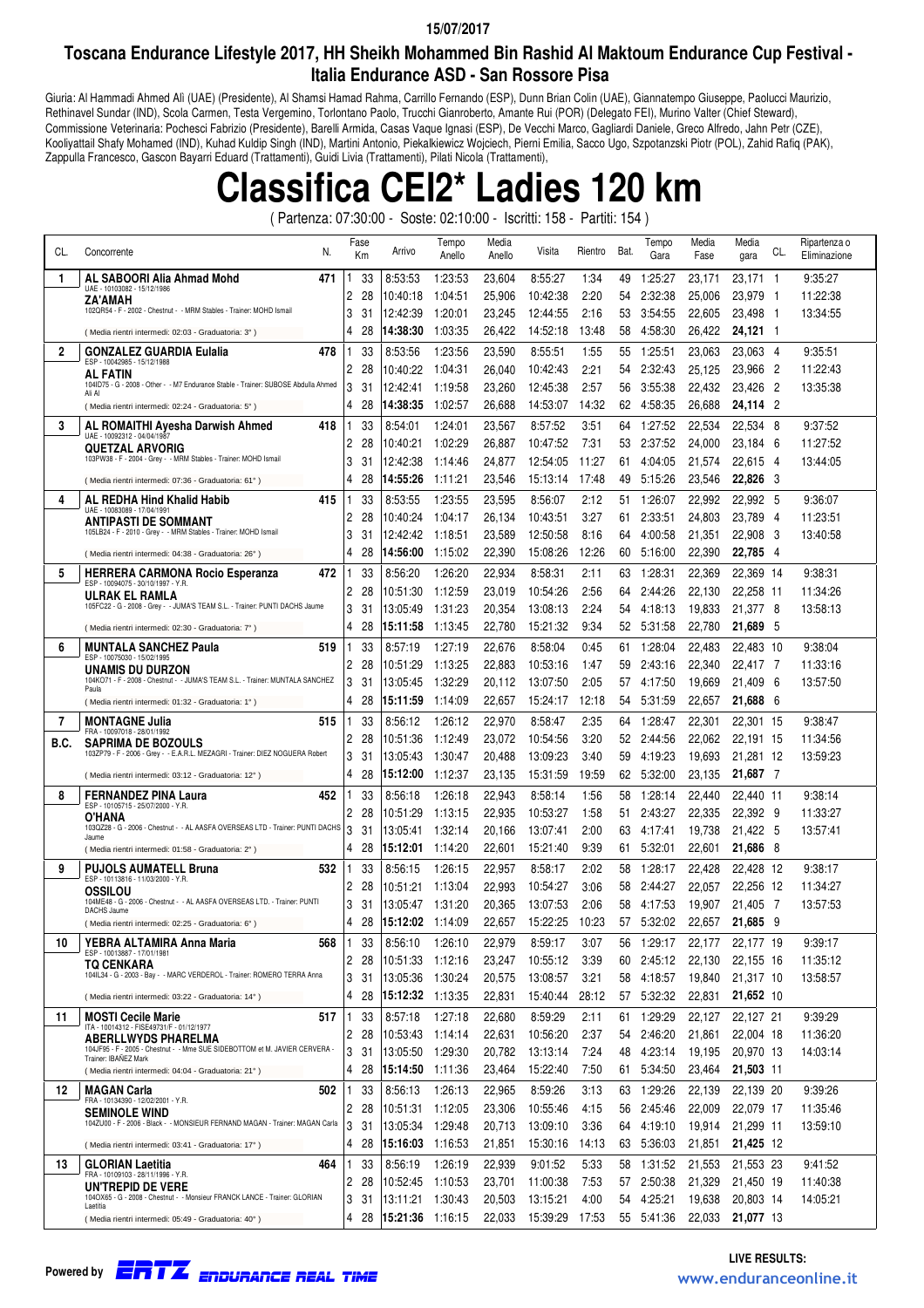15/07/2017

## Toscana Endurance Lifestyle 2017, HH Sheikh Mohammed Bin Rashid Al Maktoum Endurance Cup Festival - Italia Endurance ASD - San Rossore Pisa

Giuria: Al Hammadi Ahmed Ali (UAE) (Presidente), Al Shamsi Hamad Rahma, Carrillo Fernando (ESP), Dunn Brian Colin (UAE), Giannatempo Giuseppe, Paolucci Maurizio, Rethinavel Sundar (IND), Scola Carmen, Testa Vergemino, Torlontano Paolo, Trucchi Gianroberto, Amante Rui (POR) (Delegato FEI), Murino Valter (Chief Steward), Commissione Veterinaria: Pochesci Fabrizio (Presidente), Barelli Armida, Casas Vaque Ignasi (ESP), De Vecchi Marco, Gagliardi Daniele, Greco Alfredo, Jahn Petr (CZE), Kooliyattail Shafy Mohamed (IND), Kuhad Kuldip Singh (IND), Martini Antonio, Piekalkiewicz Wojciech, Pierni Emilia, Sacco Ugo, Szpotanzski Piotr (POL), Zahid Rafiq (PAK), Zappulla Francesco, Gascon Bayarri Eduard (Trattamenti), Guidi Livia (Trattamenti), Pilati Nicola (Trattamenti),

# Classifica CEI2* Ladies 120 km

( Partenza: 07:30:00 - Soste: 02:10:00 - Iscritti: 158 - Partiti: 154 )

| CL. | Concorrente | N. | Fase | Km | Arrivo | Tempo Anello | Media Anello | Visita | Rientro | Bat. | Tempo Gara | Media Fase | Media gara | CL. | Ripartenza o Eliminazione |
|---|---|---|---|---|---|---|---|---|---|---|---|---|---|---|---|
| 1 | **AL SABOORI Alia Ahmad Mohd** UAE - 10103082 - 15/12/1986 | 471 | 1 | 33 | 8:53:53 | 1:23:53 | 23,604 | 8:55:27 | 1:34 | 49 | 1:25:27 | 23,171 | 23,171 | 1 | 9:35:27 |
| | **ZA'AMAH** 102QR54 - F - 2002 - Chestnut - - MRM Stables - Trainer: MOHD Ismail | | 2 | 28 | 10:40:18 | 1:04:51 | 25,906 | 10:42:38 | 2:20 | 54 | 2:32:38 | 25,006 | 23,979 | 1 | 11:22:38 |
| | | | 3 | 31 | 12:42:39 | 1:20:01 | 23,245 | 12:44:55 | 2:16 | 53 | 3:54:55 | 22,605 | 23,498 | 1 | 13:34:55 |
| | ( Media rientri intermedi: 02:03 - Graduatoria: 3° ) | | 4 | 28 | **14:38:30** | 1:03:35 | 26,422 | 14:52:18 | 13:48 | 58 | 4:58:30 | 26,422 | **24,121** | 1 | |
| 2 | **GONZALEZ GUARDIA Eulalia** ESP - 10042985 - 15/12/1988 | 478 | 1 | 33 | 8:53:56 | 1:23:56 | 23,590 | 8:55:51 | 1:55 | 55 | 1:25:51 | 23,063 | 23,063 | 4 | 9:35:51 |
| | **AL FATIN** 104ID75 - G - 2008 - Other - - M7 Endurance Stable - Trainer: SUBOSE Abdulla Ahmed Ali Al | | 2 | 28 | 10:40:22 | 1:04:31 | 26,040 | 10:42:43 | 2:21 | 54 | 2:32:43 | 25,125 | 23,966 | 2 | 11:22:43 |
| | | | 3 | 31 | 12:42:41 | 1:19:58 | 23,260 | 12:45:38 | 2:57 | 56 | 3:55:38 | 22,432 | 23,426 | 2 | 13:35:38 |
| | ( Media rientri intermedi: 02:24 - Graduatoria: 5° ) | | 4 | 28 | **14:38:35** | 1:02:57 | 26,688 | 14:53:07 | 14:32 | 62 | 4:58:35 | 26,688 | **24,114** | 2 | |
| 3 | **AL ROMAITHI Ayesha Darwish Ahmed** UAE - 10092312 - 04/04/1987 | 418 | 1 | 33 | 8:54:01 | 1:24:01 | 23,567 | 8:57:52 | 3:51 | 64 | 1:27:52 | 22,534 | 22,534 | 8 | 9:37:52 |
| | **QUETZAL ARVORIG** 103PW38 - F - 2004 - Grey - - MRM Stables - Trainer: MOHD Ismail | | 2 | 28 | 10:40:21 | 1:02:29 | 26,887 | 10:47:52 | 7:31 | 53 | 2:37:52 | 24,000 | 23,184 | 6 | 11:27:52 |
| | | | 3 | 31 | 12:42:38 | 1:14:46 | 24,877 | 12:54:05 | 11:27 | 61 | 4:04:05 | 21,574 | 22,615 | 4 | 13:44:05 |
| | ( Media rientri intermedi: 07:36 - Graduatoria: 61° ) | | 4 | 28 | **14:55:26** | 1:11:21 | 23,546 | 15:13:14 | 17:48 | 49 | 5:15:26 | 23,546 | **22,826** | 3 | |
| 4 | **AL REDHA Hind Khalid Habib** UAE - 10083089 - 17/04/1991 | 415 | 1 | 33 | 8:53:55 | 1:23:55 | 23,595 | 8:56:07 | 2:12 | 51 | 1:26:07 | 22,992 | 22,992 | 5 | 9:36:07 |
| | **ANTIPASTI DE SOMMANT** 105LB24 - F - 2010 - Grey - - MRM Stables - Trainer: MOHD Ismail | | 2 | 28 | 10:40:24 | 1:04:17 | 26,134 | 10:43:51 | 3:27 | 61 | 2:33:51 | 24,803 | 23,789 | 4 | 11:23:51 |
| | | | 3 | 31 | 12:42:42 | 1:18:51 | 23,589 | 12:50:58 | 8:16 | 64 | 4:00:58 | 21,351 | 22,908 | 3 | 13:40:58 |
| | ( Media rientri intermedi: 04:38 - Graduatoria: 26° ) | | 4 | 28 | **14:56:00** | 1:15:02 | 22,390 | 15:08:26 | 12:26 | 60 | 5:16:00 | 22,390 | **22,785** | 4 | |
| 5 | **HERRERA CARMONA Rocio Esperanza** ESP - 10094075 - 30/10/1997 - Y.R. | 472 | 1 | 33 | 8:56:20 | 1:26:20 | 22,934 | 8:58:31 | 2:11 | 63 | 1:28:31 | 22,369 | 22,369 | 14 | 9:38:31 |
| | **ULRAK EL RAMLA** 105FC22 - G - 2008 - Grey - - JUMA'S TEAM S.L. - Trainer: PUNTI DACHS Jaume | | 2 | 28 | 10:51:30 | 1:12:59 | 23,019 | 10:54:26 | 2:56 | 64 | 2:44:26 | 22,130 | 22,258 | 11 | 11:34:26 |
| | | | 3 | 31 | 13:05:49 | 1:31:23 | 20,354 | 13:08:13 | 2:24 | 54 | 4:18:13 | 19,833 | 21,377 | 8 | 13:58:13 |
| | ( Media rientri intermedi: 02:30 - Graduatoria: 7° ) | | 4 | 28 | **15:11:58** | 1:13:45 | 22,780 | 15:21:32 | 9:34 | 52 | 5:31:58 | 22,780 | **21,689** | 5 | |
| 6 | **MUNTALA SANCHEZ Paula** ESP - 10075030 - 15/02/1995 | 519 | 1 | 33 | 8:57:19 | 1:27:19 | 22,676 | 8:58:04 | 0:45 | 61 | 1:28:04 | 22,483 | 22,483 | 10 | 9:38:04 |
| | **UNAMIS DU DURZON** 104KO71 - F - 2008 - Chestnut - - JUMA'S TEAM S.L. - Trainer: MUNTALA SANCHEZ Paula | | 2 | 28 | 10:51:29 | 1:13:25 | 22,883 | 10:53:16 | 1:47 | 59 | 2:43:16 | 22,340 | 22,417 | 7 | 11:33:16 |
| | | | 3 | 31 | 13:05:45 | 1:32:29 | 20,112 | 13:07:50 | 2:05 | 57 | 4:17:50 | 19,669 | 21,409 | 6 | 13:57:50 |
| | ( Media rientri intermedi: 01:32 - Graduatoria: 1° ) | | 4 | 28 | **15:11:59** | 1:14:09 | 22,657 | 15:24:17 | 12:18 | 54 | 5:31:59 | 22,657 | **21,688** | 6 | |
| 7 B.C. | **MONTAGNE Julia** FRA - 10097018 - 28/01/1992 | 515 | 1 | 33 | 8:56:12 | 1:26:12 | 22,970 | 8:58:47 | 2:35 | 64 | 1:28:47 | 22,301 | 22,301 | 15 | 9:38:47 |
| | **SAPRIMA DE BOZOULS** 103ZP79 - F - 2006 - Grey - - E.A.R.L. MEZAGRI - Trainer: DIEZ NOGUERA Robert | | 2 | 28 | 10:51:36 | 1:12:49 | 23,072 | 10:54:56 | 3:20 | 52 | 2:44:56 | 22,062 | 22,191 | 15 | 11:34:56 |
| | | | 3 | 31 | 13:05:43 | 1:30:47 | 20,488 | 13:09:23 | 3:40 | 59 | 4:19:23 | 19,693 | 21,281 | 12 | 13:59:23 |
| | ( Media rientri intermedi: 03:12 - Graduatoria: 12° ) | | 4 | 28 | **15:12:00** | 1:12:37 | 23,135 | 15:31:59 | 19:59 | 62 | 5:32:00 | 23,135 | **21,687** | 7 | |
| 8 | **FERNANDEZ PINA Laura** ESP - 10105715 - 25/07/2000 - Y.R. | 452 | 1 | 33 | 8:56:18 | 1:26:18 | 22,943 | 8:58:14 | 1:56 | 58 | 1:28:14 | 22,440 | 22,440 | 11 | 9:38:14 |
| | **O'HANA** 103QZ28 - G - 2006 - Chestnut - - AL AASFA OVERSEAS LTD - Trainer: PUNTI DACHS Jaume | | 2 | 28 | 10:51:29 | 1:13:15 | 22,935 | 10:53:27 | 1:58 | 51 | 2:43:27 | 22,335 | 22,392 | 9 | 11:33:27 |
| | | | 3 | 31 | 13:05:41 | 1:32:14 | 20,166 | 13:07:41 | 2:00 | 63 | 4:17:41 | 19,738 | 21,422 | 5 | 13:57:41 |
| | ( Media rientri intermedi: 01:58 - Graduatoria: 2° ) | | 4 | 28 | **15:12:01** | 1:14:20 | 22,601 | 15:21:40 | 9:39 | 61 | 5:32:01 | 22,601 | **21,686** | 8 | |
| 9 | **PUJOLS AUMATELL Bruna** ESP - 10113816 - 11/03/2000 - Y.R. | 532 | 1 | 33 | 8:56:15 | 1:26:15 | 22,957 | 8:58:17 | 2:02 | 58 | 1:28:17 | 22,428 | 22,428 | 12 | 9:38:17 |
| | **OSSILOU** 104ME48 - G - 2006 - Chestnut - - AL AASFA OVERSEAS LTD. - Trainer: PUNTI DACHS Jaume | | 2 | 28 | 10:51:21 | 1:13:04 | 22,993 | 10:54:27 | 3:06 | 58 | 2:44:27 | 22,057 | 22,256 | 12 | 11:34:27 |
| | | | 3 | 31 | 13:05:47 | 1:31:20 | 20,365 | 13:07:53 | 2:06 | 58 | 4:17:53 | 19,907 | 21,405 | 7 | 13:57:53 |
| | ( Media rientri intermedi: 02:25 - Graduatoria: 6° ) | | 4 | 28 | **15:12:02** | 1:14:09 | 22,657 | 15:22:25 | 10:23 | 57 | 5:32:02 | 22,657 | **21,685** | 9 | |
| 10 | **YEBRA ALTAMIRA Anna Maria** ESP - 10013887 - 17/01/1981 | 568 | 1 | 33 | 8:56:10 | 1:26:10 | 22,979 | 8:59:17 | 3:07 | 56 | 1:29:17 | 22,177 | 22,177 | 19 | 9:39:17 |
| | **TQ CENKARA** 104IL34 - G - 2003 - Bay - - MARC VERDEROL - Trainer: ROMERO TERRA Anna | | 2 | 28 | 10:51:33 | 1:12:16 | 23,247 | 10:55:12 | 3:39 | 60 | 2:45:12 | 22,130 | 22,155 | 16 | 11:35:12 |
| | | | 3 | 31 | 13:05:36 | 1:30:24 | 20,575 | 13:08:57 | 3:21 | 58 | 4:18:57 | 19,840 | 21,317 | 10 | 13:58:57 |
| | ( Media rientri intermedi: 03:22 - Graduatoria: 14° ) | | 4 | 28 | **15:12:32** | 1:13:35 | 22,831 | 15:40:44 | 28:12 | 57 | 5:32:32 | 22,831 | **21,652** | 10 | |
| 11 | **MOSTI Cecile Marie** ITA - 10014312 - FISE49731/F - 01/12/1977 | 517 | 1 | 33 | 8:57:18 | 1:27:18 | 22,680 | 8:59:29 | 2:11 | 61 | 1:29:29 | 22,127 | 22,127 | 21 | 9:39:29 |
| | **ABERLLWYDS PHARELMA** 104JF95 - F - 2005 - Chestnut - - Mme SUE SIDEBOTTOM et M. JAVIER CERVERA - Trainer: IBAÑEZ Mark | | 2 | 28 | 10:53:43 | 1:14:14 | 22,631 | 10:56:20 | 2:37 | 54 | 2:46:20 | 21,861 | 22,004 | 18 | 11:36:20 |
| | | | 3 | 31 | 13:05:50 | 1:29:30 | 20,782 | 13:13:14 | 7:24 | 48 | 4:23:14 | 19,195 | 20,970 | 13 | 14:03:14 |
| | ( Media rientri intermedi: 04:04 - Graduatoria: 21° ) | | 4 | 28 | **15:14:50** | 1:11:36 | 23,464 | 15:22:40 | 7:50 | 61 | 5:34:50 | 23,464 | **21,503** | 11 | |
| 12 | **MAGAN Carla** FRA - 10134390 - 12/02/2001 - Y.R. | 502 | 1 | 33 | 8:56:13 | 1:26:13 | 22,965 | 8:59:26 | 3:13 | 63 | 1:29:26 | 22,139 | 22,139 | 20 | 9:39:26 |
| | **SEMINOLE WIND** 104ZU00 - F - 2006 - Black - - MONSIEUR FERNAND MAGAN - Trainer: MAGAN Carla | | 2 | 28 | 10:51:31 | 1:12:05 | 23,306 | 10:55:46 | 4:15 | 56 | 2:45:46 | 22,009 | 22,079 | 17 | 11:35:46 |
| | | | 3 | 31 | 13:05:34 | 1:29:48 | 20,713 | 13:09:10 | 3:36 | 64 | 4:19:10 | 19,914 | 21,299 | 11 | 13:59:10 |
| | ( Media rientri intermedi: 03:41 - Graduatoria: 17° ) | | 4 | 28 | **15:16:03** | 1:16:53 | 21,851 | 15:30:16 | 14:13 | 63 | 5:36:03 | 21,851 | **21,425** | 12 | |
| 13 | **GLORIAN Laetitia** FRA - 10109103 - 28/11/1996 - Y.R. | 464 | 1 | 33 | 8:56:19 | 1:26:19 | 22,939 | 9:01:52 | 5:33 | 58 | 1:31:52 | 21,553 | 21,553 | 23 | 9:41:52 |
| | **UN'TREPID DE VERE** 104OX65 - G - 2008 - Chestnut - - Monsieur FRANCK LANCE - Trainer: GLORIAN Laetitia | | 2 | 28 | 10:52:45 | 1:10:53 | 23,701 | 11:00:38 | 7:53 | 57 | 2:50:38 | 21,329 | 21,450 | 19 | 11:40:38 |
| | | | 3 | 31 | 13:11:21 | 1:30:43 | 20,503 | 13:15:21 | 4:00 | 54 | 4:25:21 | 19,638 | 20,803 | 14 | 14:05:21 |
| | ( Media rientri intermedi: 05:49 - Graduatoria: 40° ) | | 4 | 28 | **15:21:36** | 1:16:15 | 22,033 | 15:39:29 | 17:53 | 55 | 5:41:36 | 22,033 | **21,077** | 13 | |

Powered by ERTZ ENDURANCE REAL TIME

LIVE RESULTS: www.enduranceonline.it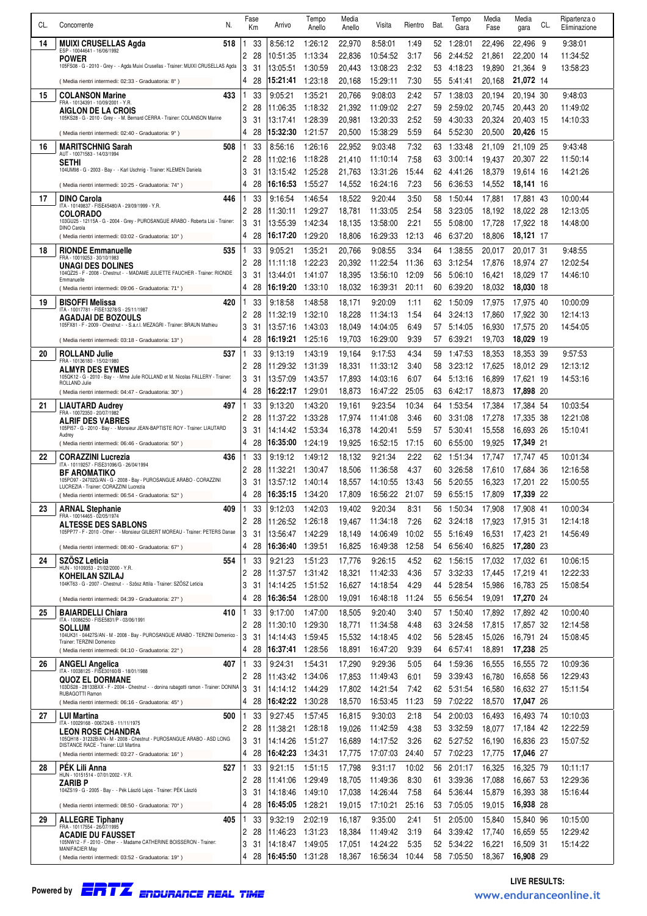| CL. | Concorrente | N. | Fase | Km | Arrivo | Tempo Anello | Media Anello | Visita | Rientro | Bat. | Tempo Gara | Media Fase | Media gara | CL. | Ripartenza o Eliminazione |
|---|---|---|---|---|---|---|---|---|---|---|---|---|---|---|---|
| 14 | **MUIXI CRUSELLAS Agda** ESP - 10044641 - 16/06/1992 | 518 | 1 | 33 | 8:56:12 | 1:26:12 | 22,970 | 8:58:01 | 1:49 | 52 | 1:28:01 | 22,496 | 22,496 | 9 | 9:38:01 |
| | **POWER** 105FS08 - G - 2010 - Grey - - Agda Muixi Crusellas - Trainer: MUIXI CRUSELLAS Agda | | 2 | 28 | 10:51:35 | 1:13:34 | 22,836 | 10:54:52 | 3:17 | 56 | 2:44:52 | 21,861 | 22,200 | 14 | 11:34:52 |
| | | | 3 | 31 | 13:05:51 | 1:30:59 | 20,443 | 13:08:23 | 2:32 | 53 | 4:18:23 | 19,890 | 21,364 | 9 | 13:58:23 |
| | ( Media rientri intermedi: 02:33 - Graduatoria: 8° ) | | 4 | 28 | **15:21:41** | 1:23:18 | 20,168 | 15:29:11 | 7:30 | 55 | 5:41:41 | 20,168 | **21,072** | 14 | |
| 15 | **COLANSON Marine** FRA - 10134391 - 10/09/2001 - Y.R. | 433 | 1 | 33 | 9:05:21 | 1:35:21 | 20,766 | 9:08:03 | 2:42 | 57 | 1:38:03 | 20,194 | 20,194 | 30 | 9:48:03 |
| | **AIGLON DE LA CROIS** 105KS28 - G - 2010 - Grey - - M. Bernard CERRA - Trainer: COLANSON Marine | | 2 | 28 | 11:06:35 | 1:18:32 | 21,392 | 11:09:02 | 2:27 | 59 | 2:59:02 | 20,745 | 20,443 | 20 | 11:49:02 |
| | | | 3 | 31 | 13:17:41 | 1:28:39 | 20,981 | 13:20:33 | 2:52 | 59 | 4:30:33 | 20,324 | 20,403 | 15 | 14:10:33 |
| | ( Media rientri intermedi: 02:40 - Graduatoria: 9° ) | | 4 | 28 | **15:32:30** | 1:21:57 | 20,500 | 15:38:29 | 5:59 | 64 | 5:52:30 | 20,500 | **20,426** | 15 | |
| 16 | **MARITSCHNIG Sarah** AUT - 10071583 - 14/03/1994 | 508 | 1 | 33 | 8:56:16 | 1:26:16 | 22,952 | 9:03:48 | 7:32 | 63 | 1:33:48 | 21,109 | 21,109 | 25 | 9:43:48 |
| | **SETHI** 104UM98 - G - 2003 - Bay - - Karl Uschnig - Trainer: KLEMEN Daniela | | 2 | 28 | 11:02:16 | 1:18:28 | 21,410 | 11:10:14 | 7:58 | 63 | 3:00:14 | 19,437 | 20,307 | 22 | 11:50:14 |
| | | | 3 | 31 | 13:15:42 | 1:25:28 | 21,763 | 13:31:26 | 15:44 | 62 | 4:41:26 | 18,379 | 19,614 | 16 | 14:21:26 |
| | ( Media rientri intermedi: 10:25 - Graduatoria: 74° ) | | 4 | 28 | **16:16:53** | 1:55:27 | 14,552 | 16:24:16 | 7:23 | 56 | 6:36:53 | 14,552 | **18,141** | 16 | |
| 17 | **DINO Carola** ITA - 10149837 - FISE45480/A - 29/09/1999 - Y.R. | 446 | 1 | 33 | 9:16:54 | 1:46:54 | 18,522 | 9:20:44 | 3:50 | 58 | 1:50:44 | 17,881 | 17,881 | 43 | 10:00:44 |
| | **COLORADO** 103GU25 - 12115A - G - 2004 - Grey - PUROSANGUE ARABO - Roberta Lisi - Trainer: DINO Carola | | 2 | 28 | 11:30:11 | 1:29:27 | 18,781 | 11:33:05 | 2:54 | 58 | 3:23:05 | 18,192 | 18,022 | 28 | 12:13:05 |
| | | | 3 | 31 | 13:55:39 | 1:42:34 | 18,135 | 13:58:00 | 2:21 | 55 | 5:08:00 | 17,728 | 17,922 | 18 | 14:48:00 |
| | ( Media rientri intermedi: 03:02 - Graduatoria: 10° ) | | 4 | 28 | **16:17:20** | 1:29:20 | 18,806 | 16:29:33 | 12:13 | 46 | 6:37:20 | 18,806 | **18,121** | 17 | |
| 18 | **RIONDE Emmanuelle** FRA - 10019253 - 30/10/1983 | 535 | 1 | 33 | 9:05:21 | 1:35:21 | 20,766 | 9:08:55 | 3:34 | 64 | 1:38:55 | 20,017 | 20,017 | 31 | 9:48:55 |
| | **UNAGI DES DOLINES** 104QZ25 - F - 2008 - Chestnut - - MADAME JULIETTE FAUCHER - Trainer: RIONDE Emmanuelle | | 2 | 28 | 11:11:18 | 1:22:23 | 20,392 | 11:22:54 | 11:36 | 63 | 3:12:54 | 17,876 | 18,974 | 27 | 12:02:54 |
| | | | 3 | 31 | 13:44:01 | 1:41:07 | 18,395 | 13:56:10 | 12:09 | 56 | 5:06:10 | 16,421 | 18,029 | 17 | 14:46:10 |
| | ( Media rientri intermedi: 09:06 - Graduatoria: 71° ) | | 4 | 28 | **16:19:20** | 1:33:10 | 18,032 | 16:39:31 | 20:11 | 60 | 6:39:20 | 18,032 | **18,030** | 18 | |
| 19 | **BISOFFI Melissa** ITA - 10017781 - FISE13278/S - 25/11/1987 | 420 | 1 | 33 | 9:18:58 | 1:48:58 | 18,171 | 9:20:09 | 1:11 | 62 | 1:50:09 | 17,975 | 17,975 | 40 | 10:00:09 |
| | **AGADJAI DE BOZOULS** 105FX81 - F - 2009 - Chestnut - - S.a.r.l. MEZAGRI - Trainer: BRAUN Mathieu | | 2 | 28 | 11:32:19 | 1:32:10 | 18,228 | 11:34:13 | 1:54 | 64 | 3:24:13 | 17,860 | 17,922 | 30 | 12:14:13 |
| | | | 3 | 31 | 13:57:16 | 1:43:03 | 18,049 | 14:04:05 | 6:49 | 57 | 5:14:05 | 16,930 | 17,575 | 20 | 14:54:05 |
| | ( Media rientri intermedi: 03:18 - Graduatoria: 13° ) | | 4 | 28 | **16:19:21** | 1:25:16 | 19,703 | 16:29:00 | 9:39 | 57 | 6:39:21 | 19,703 | **18,029** | 19 | |
| 20 | **ROLLAND Julie** FRA - 10136180 - 15/02/1980 | 537 | 1 | 33 | 9:13:19 | 1:43:19 | 19,164 | 9:17:53 | 4:34 | 59 | 1:47:53 | 18,353 | 18,353 | 39 | 9:57:53 |
| | **ALMYR DES EYMES** 105QK12 - G - 2010 - Bay - - Mme Julie ROLLAND et M. Nicolas FALLERY - Trainer: ROLLAND Julie | | 2 | 28 | 11:29:32 | 1:31:39 | 18,331 | 11:33:12 | 3:40 | 58 | 3:23:12 | 17,625 | 18,012 | 29 | 12:13:12 |
| | | | 3 | 31 | 13:57:09 | 1:43:57 | 17,893 | 14:03:16 | 6:07 | 64 | 5:13:16 | 16,899 | 17,621 | 19 | 14:53:16 |
| | ( Media rientri intermedi: 04:47 - Graduatoria: 30° ) | | 4 | 28 | **16:22:17** | 1:29:01 | 18,873 | 16:47:22 | 25:05 | 63 | 6:42:17 | 18,873 | **17,898** | 20 | |
| 21 | **LIAUTARD Audrey** FRA - 10072350 - 20/07/1982 | 497 | 1 | 33 | 9:13:20 | 1:43:20 | 19,161 | 9:23:54 | 10:34 | 64 | 1:53:54 | 17,384 | 17,384 | 54 | 10:03:54 |
| | **ALRIF DES VABRES** 105PI57 - G - 2010 - Bay - - Monsieur JEAN-BAPTISTE ROY - Trainer: LIAUTARD Audrey | | 2 | 28 | 11:37:22 | 1:33:28 | 17,974 | 11:41:08 | 3:46 | 60 | 3:31:08 | 17,278 | 17,335 | 38 | 12:21:08 |
| | | | 3 | 31 | 14:14:42 | 1:53:34 | 16,378 | 14:20:41 | 5:59 | 57 | 5:30:41 | 15,558 | 16,693 | 26 | 15:10:41 |
| | ( Media rientri intermedi: 06:46 - Graduatoria: 50° ) | | 4 | 28 | **16:35:00** | 1:24:19 | 19,925 | 16:52:15 | 17:15 | 60 | 6:55:00 | 19,925 | **17,349** | 21 | |
| 22 | **CORAZZINI Lucrezia** ITA - 10119257 - FISE31096/G - 26/04/1994 | 436 | 1 | 33 | 9:19:12 | 1:49:12 | 18,132 | 9:21:34 | 2:22 | 62 | 1:51:34 | 17,747 | 17,747 | 45 | 10:01:34 |
| | **BF AROMATIKO** 105PO97 - 24702G/AN - G - 2008 - Bay - PUROSANGUE ARABO - CORAZZINI LUCREZIA - Trainer: CORAZZINI Lucrezia | | 2 | 28 | 11:32:21 | 1:30:47 | 18,506 | 11:36:58 | 4:37 | 60 | 3:26:58 | 17,610 | 17,684 | 36 | 12:16:58 |
| | | | 3 | 31 | 13:57:12 | 1:40:14 | 18,557 | 14:10:55 | 13:43 | 56 | 5:20:55 | 16,323 | 17,201 | 22 | 15:00:55 |
| | ( Media rientri intermedi: 06:54 - Graduatoria: 52° ) | | 4 | 28 | **16:35:15** | 1:34:20 | 17,809 | 16:56:22 | 21:07 | 59 | 6:55:15 | 17,809 | **17,339** | 22 | |
| 23 | **ARNAL Stephanie** FRA - 10014465 - 02/05/1974 | 409 | 1 | 33 | 9:12:03 | 1:42:03 | 19,402 | 9:20:34 | 8:31 | 56 | 1:50:34 | 17,908 | 17,908 | 41 | 10:00:34 |
| | **ALTESSE DES SABLONS** 105PP77 - F - 2010 - Other - - Monsieur GILBERT MOREAU - Trainer: PETERS Danae | | 2 | 28 | 11:26:52 | 1:26:18 | 19,467 | 11:34:18 | 7:26 | 62 | 3:24:18 | 17,923 | 17,915 | 31 | 12:14:18 |
| | | | 3 | 31 | 13:56:47 | 1:42:29 | 18,149 | 14:06:49 | 10:02 | 55 | 5:16:49 | 16,531 | 17,423 | 21 | 14:56:49 |
| | ( Media rientri intermedi: 08:40 - Graduatoria: 67° ) | | 4 | 28 | **16:36:40** | 1:39:51 | 16,825 | 16:49:38 | 12:58 | 54 | 6:56:40 | 16,825 | **17,280** | 23 | |
| 24 | **SZŐSZ Leticia** HUN - 10109353 - 21/02/2000 - Y.R. | 554 | 1 | 33 | 9:21:23 | 1:51:23 | 17,776 | 9:26:15 | 4:52 | 62 | 1:56:15 | 17,032 | 17,032 | 61 | 10:06:15 |
| | **KOHEILAN SZILAJ** 104KT63 - G - 2007 - Chestnut - - Szősz Attila - Trainer: SZŐSZ Leticia | | 2 | 28 | 11:37:57 | 1:31:42 | 18,321 | 11:42:33 | 4:36 | 57 | 3:32:33 | 17,445 | 17,219 | 41 | 12:22:33 |
| | | | 3 | 31 | 14:14:25 | 1:51:52 | 16,627 | 14:18:54 | 4:29 | 44 | 5:28:54 | 15,986 | 16,783 | 25 | 15:08:54 |
| | ( Media rientri intermedi: 04:39 - Graduatoria: 27° ) | | 4 | 28 | **16:36:54** | 1:28:00 | 19,091 | 16:48:18 | 11:24 | 55 | 6:56:54 | 19,091 | **17,270** | 24 | |
| 25 | **BAIARDELLI Chiara** ITA - 10086250 - FISE5831/P - 03/06/1991 | 410 | 1 | 33 | 9:17:00 | 1:47:00 | 18,505 | 9:20:40 | 3:40 | 57 | 1:50:40 | 17,892 | 17,892 | 42 | 10:00:40 |
| | **SOLLUM** 104UK31 - 04427S/AN - M - 2008 - Bay - PUROSANGUE ARABO - TERZINI Domenico - Trainer: TERZINI Domenico | | 2 | 28 | 11:30:10 | 1:29:30 | 18,771 | 11:34:58 | 4:48 | 63 | 3:24:58 | 17,815 | 17,857 | 32 | 12:14:58 |
| | | | 3 | 31 | 14:14:43 | 1:59:45 | 15,532 | 14:18:45 | 4:02 | 56 | 5:28:45 | 15,026 | 16,791 | 24 | 15:08:45 |
| | ( Media rientri intermedi: 04:10 - Graduatoria: 22° ) | | 4 | 28 | **16:37:41** | 1:28:56 | 18,891 | 16:47:20 | 9:39 | 64 | 6:57:41 | 18,891 | **17,238** | 25 | |
| 26 | **ANGELI Angelica** ITA - 10038125 - FISE30160/B - 18/01/1988 | 407 | 1 | 33 | 9:24:31 | 1:54:31 | 17,290 | 9:29:36 | 5:05 | 64 | 1:59:36 | 16,555 | 16,555 | 72 | 10:09:36 |
| | **QUOZ EL DORMANE** 103DS28 - 28133BXX - F - 2004 - Chestnut - - donina rubagotti ramon - Trainer: DONINA RUBAGOTTI Ramon | | 2 | 28 | 11:43:42 | 1:34:06 | 17,853 | 11:49:43 | 6:01 | 59 | 3:39:43 | 16,780 | 16,658 | 56 | 12:29:43 |
| | | | 3 | 31 | 14:14:12 | 1:44:29 | 17,802 | 14:21:54 | 7:42 | 62 | 5:31:54 | 16,580 | 16,632 | 27 | 15:11:54 |
| | ( Media rientri intermedi: 06:16 - Graduatoria: 45° ) | | 4 | 28 | **16:42:22** | 1:30:28 | 18,570 | 16:53:45 | 11:23 | 59 | 7:02:22 | 18,570 | **17,047** | 26 | |
| 27 | **LUI Martina** ITA - 10029168 - 006724/B - 11/11/1975 | 500 | 1 | 33 | 9:27:45 | 1:57:45 | 16,815 | 9:30:03 | 2:18 | 54 | 2:00:03 | 16,493 | 16,493 | 74 | 10:10:03 |
| | **LEON ROSE CHANDRA** 105QH18 - 31232B/AN - M - 2008 - Chestnut - PUROSANGUE ARABO - ASD LONG DISTANCE RACE - Trainer: LUI Martina | | 2 | 28 | 11:38:21 | 1:28:18 | 19,026 | 11:42:59 | 4:38 | 53 | 3:32:59 | 18,077 | 17,184 | 42 | 12:22:59 |
| | | | 3 | 31 | 14:14:26 | 1:51:27 | 16,689 | 14:17:52 | 3:26 | 62 | 5:27:52 | 16,190 | 16,836 | 23 | 15:07:52 |
| | ( Media rientri intermedi: 03:27 - Graduatoria: 16° ) | | 4 | 28 | **16:42:23** | 1:34:31 | 17,775 | 17:07:03 | 24:40 | 57 | 7:02:23 | 17,775 | **17,046** | 27 | |
| 28 | **PÉK Lili Anna** HUN - 10151514 - 07/01/2002 - Y.R. | 527 | 1 | 33 | 9:21:15 | 1:51:15 | 17,798 | 9:31:17 | 10:02 | 56 | 2:01:17 | 16,325 | 16,325 | 79 | 10:11:17 |
| | **ZARIB P** 104ZS19 - G - 2005 - Bay - - Pék László Lajos - Trainer: PÉK László | | 2 | 28 | 11:41:06 | 1:29:49 | 18,705 | 11:49:36 | 8:30 | 61 | 3:39:36 | 17,088 | 16,667 | 53 | 12:29:36 |
| | | | 3 | 31 | 14:18:46 | 1:49:10 | 17,038 | 14:26:44 | 7:58 | 64 | 5:36:44 | 15,879 | 16,393 | 38 | 15:16:44 |
| | ( Media rientri intermedi: 08:50 - Graduatoria: 70° ) | | 4 | 28 | **16:45:05** | 1:28:21 | 19,015 | 17:10:21 | 25:16 | 53 | 7:05:05 | 19,015 | **16,938** | 28 | |
| 29 | **ALLEGRE Tiphany** FRA - 10117554 - 26/07/1995 | 405 | 1 | 33 | 9:32:19 | 2:02:19 | 16,187 | 9:35:00 | 2:41 | 51 | 2:05:00 | 15,840 | 15,840 | 96 | 10:15:00 |
| | **ACADIE DU FAUSSET** 105NW12 - F - 2010 - Other - - Madame CATHERINE BOISSERON - Trainer: MANIFACIER May | | 2 | 28 | 11:46:23 | 1:31:23 | 18,384 | 11:49:42 | 3:19 | 64 | 3:39:42 | 17,740 | 16,659 | 55 | 12:29:42 |
| | | | 3 | 31 | 14:18:47 | 1:49:05 | 17,051 | 14:24:22 | 5:35 | 52 | 5:34:22 | 16,221 | 16,509 | 31 | 15:14:22 |
| | ( Media rientri intermedi: 03:52 - Graduatoria: 19° ) | | 4 | 28 | **16:45:50** | 1:31:28 | 18,367 | 16:56:34 | 10:44 | 58 | 7:05:50 | 18,367 | **16,908** | 29 | |

Powered by ERTZ ENDURANCE REAL TIME

LIVE RESULTS: www.enduranceonline.it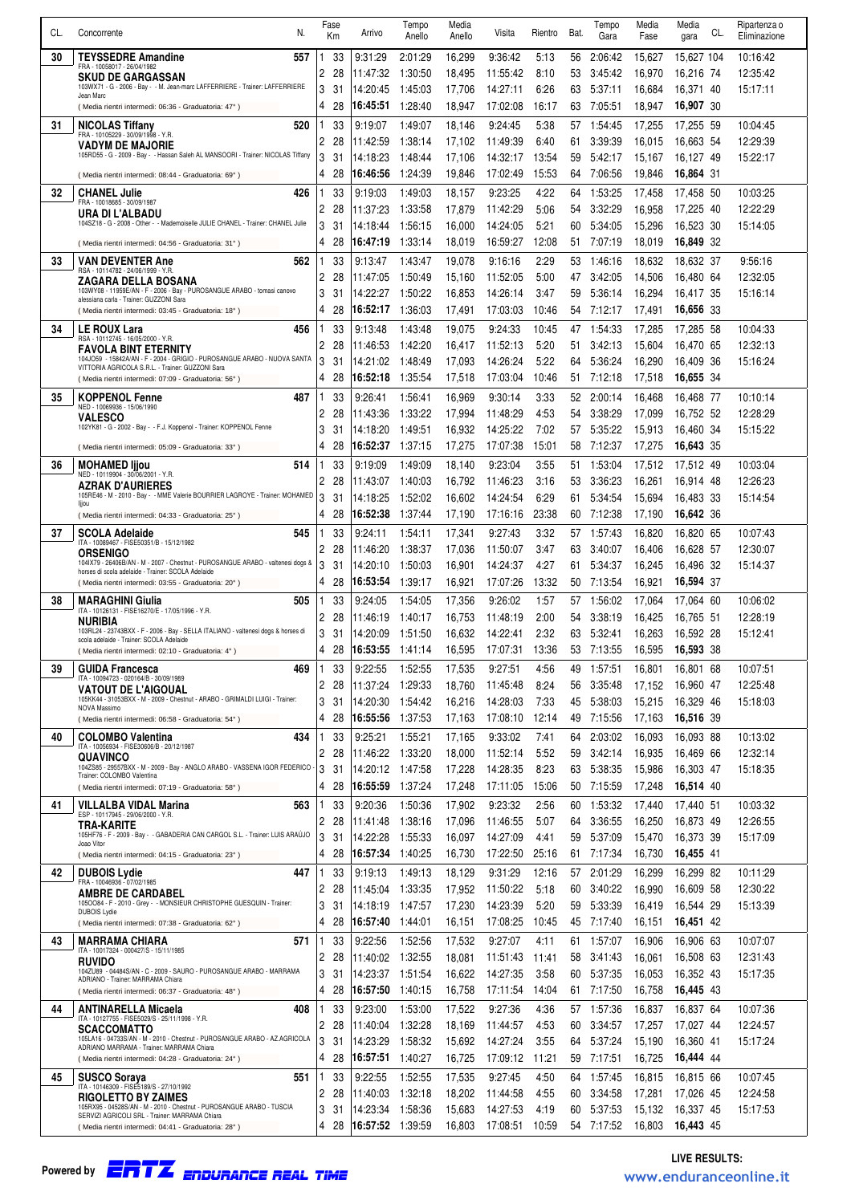| CL. | Concorrente | N. | Fase | Km | Arrivo | Tempo Anello | Media Anello | Visita | Rientro | Bat. | Tempo Gara | Media Fase | Media gara | CL. | Ripartenza o Eliminazione |
|---|---|---|---|---|---|---|---|---|---|---|---|---|---|---|---|
| 30 | **TEYSSEDRE Amandine** FRA - 10058017 - 26/04/1982 | 557 | 1 | 33 | 9:31:29 | 2:01:29 | 16,299 | 9:36:42 | 5:13 | 56 | 2:06:42 | 15,627 | 15,627 | 104 | 10:16:42 |
| | **SKUD DE GARGASSAN** 103WX71 - G - 2006 - Bay - - M. Jean-marc LAFFERRIERE - Trainer: LAFFERRIERE Jean Marc | | 2 | 28 | 11:47:32 | 1:30:50 | 18,495 | 11:55:42 | 8:10 | 53 | 3:45:42 | 16,970 | 16,216 | 74 | 12:35:42 |
| | | | 3 | 31 | 14:20:45 | 1:45:03 | 17,706 | 14:27:11 | 6:26 | 63 | 5:37:11 | 16,684 | 16,371 | 40 | 15:17:11 |
| | ( Media rientri intermedi: 06:36 - Graduatoria: 47° ) | | 4 | 28 | **16:45:51** | 1:28:40 | 18,947 | 17:02:08 | 16:17 | 63 | 7:05:51 | 18,947 | **16,907** | 30 | |
| 31 | **NICOLAS Tiffany** FRA - 10105229 - 30/09/1998 - Y.R. | 520 | 1 | 33 | 9:19:07 | 1:49:07 | 18,146 | 9:24:45 | 5:38 | 57 | 1:54:45 | 17,255 | 17,255 | 59 | 10:04:45 |
| | **VADYM DE MAJORIE** 105RD55 - G - 2009 - Bay - - Hassan Saleh AL MANSOORI - Trainer: NICOLAS Tiffany | | 2 | 28 | 11:42:59 | 1:38:14 | 17,102 | 11:49:39 | 6:40 | 61 | 3:39:39 | 16,015 | 16,663 | 54 | 12:29:39 |
| | | | 3 | 31 | 14:18:23 | 1:48:44 | 17,106 | 14:32:17 | 13:54 | 59 | 5:42:17 | 15,167 | 16,127 | 49 | 15:22:17 |
| | ( Media rientri intermedi: 08:44 - Graduatoria: 69° ) | | 4 | 28 | **16:46:56** | 1:24:39 | 19,846 | 17:02:49 | 15:53 | 64 | 7:06:56 | 19,846 | **16,864** | 31 | |
| 32 | **CHANEL Julie** FRA - 10018685 - 30/09/1987 | 426 | 1 | 33 | 9:19:03 | 1:49:03 | 18,157 | 9:23:25 | 4:22 | 64 | 1:53:25 | 17,458 | 17,458 | 50 | 10:03:25 |
| | **URA DI L'ALBADU** 104SZ18 - G - 2008 - Other - - Mademoiselle JULIE CHANEL - Trainer: CHANEL Julie | | 2 | 28 | 11:37:23 | 1:33:58 | 17,879 | 11:42:29 | 5:06 | 54 | 3:32:29 | 16,958 | 17,225 | 40 | 12:22:29 |
| | | | 3 | 31 | 14:18:44 | 1:56:15 | 16,000 | 14:24:05 | 5:21 | 60 | 5:34:05 | 15,296 | 16,523 | 30 | 15:14:05 |
| | ( Media rientri intermedi: 04:56 - Graduatoria: 31° ) | | 4 | 28 | **16:47:19** | 1:33:14 | 18,019 | 16:59:27 | 12:08 | 51 | 7:07:19 | 18,019 | **16,849** | 32 | |
| 33 | **VAN DEVENTER Ane** RSA - 10114782 - 24/06/1999 - Y.R. | 562 | 1 | 33 | 9:13:47 | 1:43:47 | 19,078 | 9:16:16 | 2:29 | 53 | 1:46:16 | 18,632 | 18,632 | 37 | 9:56:16 |
| | **ZAGARA DELLA BOSANA** 103WY08 - 11959E/AN - F - 2006 - Bay - PUROSANGUE ARABO - tomasi canovo alessiana carla - Trainer: GUZZONI Sara | | 2 | 28 | 11:47:05 | 1:50:49 | 15,160 | 11:52:05 | 5:00 | 47 | 3:42:05 | 14,506 | 16,480 | 64 | 12:32:05 |
| | | | 3 | 31 | 14:22:27 | 1:50:22 | 16,853 | 14:26:14 | 3:47 | 59 | 5:36:14 | 16,294 | 16,417 | 35 | 15:16:14 |
| | ( Media rientri intermedi: 03:45 - Graduatoria: 18° ) | | 4 | 28 | **16:52:17** | 1:36:03 | 17,491 | 17:03:03 | 10:46 | 54 | 7:12:17 | 17,491 | **16,656** | 33 | |
| 34 | **LE ROUX Lara** RSA - 10112745 - 16/05/2000 - Y.R. | 456 | 1 | 33 | 9:13:48 | 1:43:48 | 19,075 | 9:24:33 | 10:45 | 47 | 1:54:33 | 17,285 | 17,285 | 58 | 10:04:33 |
| | **FAVOLA BINT ETERNITY** 104JO59 - 15842A/AN - F - 2004 - GRIGIO - PUROSANGUE ARABO - NUOVA SANTA VITTORIA AGRICOLA S.R.L. - Trainer: GUZZONI Sara | | 2 | 28 | 11:46:53 | 1:42:20 | 16,417 | 11:52:13 | 5:20 | 51 | 3:42:13 | 15,604 | 16,470 | 65 | 12:32:13 |
| | | | 3 | 31 | 14:21:02 | 1:48:49 | 17,093 | 14:26:24 | 5:22 | 64 | 5:36:24 | 16,290 | 16,409 | 36 | 15:16:24 |
| | ( Media rientri intermedi: 07:09 - Graduatoria: 56° ) | | 4 | 28 | **16:52:18** | 1:35:54 | 17,518 | 17:03:04 | 10:46 | 51 | 7:12:18 | 17,518 | **16,655** | 34 | |
| 35 | **KOPPENOL Fenne** NED - 10069936 - 15/06/1990 | 487 | 1 | 33 | 9:26:41 | 1:56:41 | 16,969 | 9:30:14 | 3:33 | 52 | 2:00:14 | 16,468 | 16,468 | 77 | 10:10:14 |
| | **VALESCO** 102YK81 - G - 2002 - Bay - - F.J. Koppenol - Trainer: KOPPENOL Fenne | | 2 | 28 | 11:43:36 | 1:33:22 | 17,994 | 11:48:29 | 4:53 | 54 | 3:38:29 | 17,099 | 16,752 | 52 | 12:28:29 |
| | | | 3 | 31 | 14:18:20 | 1:49:51 | 16,932 | 14:25:22 | 7:02 | 57 | 5:35:22 | 15,913 | 16,460 | 34 | 15:15:22 |
| | ( Media rientri intermedi: 05:09 - Graduatoria: 33° ) | | 4 | 28 | **16:52:37** | 1:37:15 | 17,275 | 17:07:38 | 15:01 | 58 | 7:12:37 | 17,275 | **16,643** | 35 | |
| 36 | **MOHAMED Ijjou** NED - 10119904 - 30/06/2001 - Y.R. | 514 | 1 | 33 | 9:19:09 | 1:49:09 | 18,140 | 9:23:04 | 3:55 | 51 | 1:53:04 | 17,512 | 17,512 | 49 | 10:03:04 |
| | **AZRAK D'AURIERES** 105RE46 - M - 2010 - Bay - - MME Valerie BOURRIER LAGROYE - Trainer: MOHAMED Ijjou | | 2 | 28 | 11:43:07 | 1:40:03 | 16,792 | 11:46:23 | 3:16 | 53 | 3:36:23 | 16,261 | 16,914 | 48 | 12:26:23 |
| | | | 3 | 31 | 14:18:25 | 1:52:02 | 16,602 | 14:24:54 | 6:29 | 61 | 5:34:54 | 15,694 | 16,483 | 33 | 15:14:54 |
| | ( Media rientri intermedi: 04:33 - Graduatoria: 25° ) | | 4 | 28 | **16:52:38** | 1:37:44 | 17,190 | 17:16:16 | 23:38 | 60 | 7:12:38 | 17,190 | **16,642** | 36 | |
| 37 | **SCOLA Adelaide** ITA - 10089467 - FISE50351/B - 15/12/1982 | 545 | 1 | 33 | 9:24:11 | 1:54:11 | 17,341 | 9:27:43 | 3:32 | 57 | 1:57:43 | 16,820 | 16,820 | 65 | 10:07:43 |
| | **ORSENIGO** 104IX79 - 26406B/AN - M - 2007 - Chestnut - PUROSANGUE ARABO - valtenesi dogs & horses di scola adelaide - Trainer: SCOLA Adelaide | | 2 | 28 | 11:46:20 | 1:38:37 | 17,036 | 11:50:07 | 3:47 | 63 | 3:40:07 | 16,406 | 16,628 | 57 | 12:30:07 |
| | | | 3 | 31 | 14:20:10 | 1:50:03 | 16,901 | 14:24:37 | 4:27 | 61 | 5:34:37 | 16,245 | 16,496 | 32 | 15:14:37 |
| | ( Media rientri intermedi: 03:55 - Graduatoria: 20° ) | | 4 | 28 | **16:53:54** | 1:39:17 | 16,921 | 17:07:26 | 13:32 | 50 | 7:13:54 | 16,921 | **16,594** | 37 | |
| 38 | **MARAGHINI Giulia** ITA - 10126131 - FISE16270/E - 17/05/1996 - Y.R. | 505 | 1 | 33 | 9:24:05 | 1:54:05 | 17,356 | 9:26:02 | 1:57 | 57 | 1:56:02 | 17,064 | 17,064 | 60 | 10:06:02 |
| | **NURIBIA** 103RL24 - 23743BXX - F - 2006 - Bay - SELLA ITALIANO - valtenesi dogs & horses di scola adelaide - Trainer: SCOLA Adelaide | | 2 | 28 | 11:46:19 | 1:40:17 | 16,753 | 11:48:19 | 2:00 | 54 | 3:38:19 | 16,425 | 16,765 | 51 | 12:28:19 |
| | | | 3 | 31 | 14:20:09 | 1:51:50 | 16,632 | 14:22:41 | 2:32 | 63 | 5:32:41 | 16,263 | 16,592 | 28 | 15:12:41 |
| | ( Media rientri intermedi: 02:10 - Graduatoria: 4° ) | | 4 | 28 | **16:53:55** | 1:41:14 | 16,595 | 17:07:31 | 13:36 | 53 | 7:13:55 | 16,595 | **16,593** | 38 | |
| 39 | **GUIDA Francesca** ITA - 10094723 - 020164/B - 30/09/1989 | 469 | 1 | 33 | 9:22:55 | 1:52:55 | 17,535 | 9:27:51 | 4:56 | 49 | 1:57:51 | 16,801 | 16,801 | 68 | 10:07:51 |
| | **VATOUT DE L'AIGOUAL** 105KK44 - 31053BXX - M - 2009 - Chestnut - ARABO - GRIMALDI LUIGI - Trainer: NOVA Massimo | | 2 | 28 | 11:37:24 | 1:29:33 | 18,760 | 11:45:48 | 8:24 | 56 | 3:35:48 | 17,152 | 16,960 | 47 | 12:25:48 |
| | | | 3 | 31 | 14:20:30 | 1:54:42 | 16,216 | 14:28:03 | 7:33 | 45 | 5:38:03 | 15,215 | 16,329 | 46 | 15:18:03 |
| | ( Media rientri intermedi: 06:58 - Graduatoria: 54° ) | | 4 | 28 | **16:55:56** | 1:37:53 | 17,163 | 17:08:10 | 12:14 | 49 | 7:15:56 | 17,163 | **16,516** | 39 | |
| 40 | **COLOMBO Valentina** ITA - 10056934 - FISE30606/B - 20/12/1987 | 434 | 1 | 33 | 9:25:21 | 1:55:21 | 17,165 | 9:33:02 | 7:41 | 64 | 2:03:02 | 16,093 | 16,093 | 88 | 10:13:02 |
| | **QUAVINCO** 104ZS85 - 29557BXX - M - 2009 - Bay - ANGLO ARABO - VASSENA IGOR FEDERICO - Trainer: COLOMBO Valentina | | 2 | 28 | 11:46:22 | 1:33:20 | 18,000 | 11:52:14 | 5:52 | 59 | 3:42:14 | 16,935 | 16,469 | 66 | 12:32:14 |
| | | | 3 | 31 | 14:20:12 | 1:47:58 | 17,228 | 14:28:35 | 8:23 | 63 | 5:38:35 | 15,986 | 16,303 | 47 | 15:18:35 |
| | ( Media rientri intermedi: 07:19 - Graduatoria: 58° ) | | 4 | 28 | **16:55:59** | 1:37:24 | 17,248 | 17:11:05 | 15:06 | 50 | 7:15:59 | 17,248 | **16,514** | 40 | |
| 41 | **VILLALBA VIDAL Marina** ESP - 10117945 - 29/06/2000 - Y.R. | 563 | 1 | 33 | 9:20:36 | 1:50:36 | 17,902 | 9:23:32 | 2:56 | 60 | 1:53:32 | 17,440 | 17,440 | 51 | 10:03:32 |
| | **TRA-KARITE** 105HF76 - F - 2009 - Bay - - GABADERIA CAN CARGOL S.L. - Trainer: LUIS ARAÚJO Joao Vitor | | 2 | 28 | 11:41:48 | 1:38:16 | 17,096 | 11:46:55 | 5:07 | 64 | 3:36:55 | 16,250 | 16,873 | 49 | 12:26:55 |
| | | | 3 | 31 | 14:22:28 | 1:55:33 | 16,097 | 14:27:09 | 4:41 | 59 | 5:37:09 | 15,470 | 16,373 | 39 | 15:17:09 |
| | ( Media rientri intermedi: 04:15 - Graduatoria: 23° ) | | 4 | 28 | **16:57:34** | 1:40:25 | 16,730 | 17:22:50 | 25:16 | 61 | 7:17:34 | 16,730 | **16,455** | 41 | |
| 42 | **DUBOIS Lydie** FRA - 10046936 - 07/02/1985 | 447 | 1 | 33 | 9:19:13 | 1:49:13 | 18,129 | 9:31:29 | 12:16 | 57 | 2:01:29 | 16,299 | 16,299 | 82 | 10:11:29 |
| | **AMBRE DE CARDABEL** 105OO64 - F - 2010 - Grey - - MONSIEUR CHRISTOPHE GUESQUIN - Trainer: DUBOIS Lydie | | 2 | 28 | 11:45:04 | 1:33:35 | 17,952 | 11:50:22 | 5:18 | 60 | 3:40:22 | 16,990 | 16,609 | 58 | 12:30:22 |
| | | | 3 | 31 | 14:18:19 | 1:47:57 | 17,230 | 14:23:39 | 5:20 | 59 | 5:33:39 | 16,419 | 16,544 | 29 | 15:13:39 |
| | ( Media rientri intermedi: 07:38 - Graduatoria: 62° ) | | 4 | 28 | **16:57:40** | 1:44:01 | 16,151 | 17:08:25 | 10:45 | 45 | 7:17:40 | 16,151 | **16,451** | 42 | |
| 43 | **MARRAMA CHIARA** ITA - 10017324 - 000427/S - 15/11/1985 | 571 | 1 | 33 | 9:22:56 | 1:52:56 | 17,532 | 9:27:07 | 4:11 | 61 | 1:57:07 | 16,906 | 16,906 | 63 | 10:07:07 |
| | **RUVIDO** 104ZU89 - 04484S/AN - C - 2009 - SAURO - PUROSANGUE ARABO - MARRAMA ADRIANO - Trainer: MARRAMA Chiara | | 2 | 28 | 11:40:02 | 1:32:55 | 18,081 | 11:51:43 | 11:41 | 58 | 3:41:43 | 16,061 | 16,508 | 63 | 12:31:43 |
| | | | 3 | 31 | 14:23:37 | 1:51:54 | 16,622 | 14:27:35 | 3:58 | 60 | 5:37:35 | 16,053 | 16,352 | 43 | 15:17:35 |
| | ( Media rientri intermedi: 06:37 - Graduatoria: 48° ) | | 4 | 28 | **16:57:50** | 1:40:15 | 16,758 | 17:11:54 | 14:04 | 61 | 7:17:50 | 16,758 | **16,445** | 43 | |
| 44 | **ANTINARELLA Micaela** ITA - 10127755 - FISE5029/S - 25/11/1998 - Y.R. | 408 | 1 | 33 | 9:23:00 | 1:53:00 | 17,522 | 9:27:36 | 4:36 | 57 | 1:57:36 | 16,837 | 16,837 | 64 | 10:07:36 |
| | **SCACCOMATTO** 105LA16 - 04733S/AN - M - 2010 - Chestnut - PUROSANGUE ARABO - AZ.AGRICOLA ADRIANO MARRAMA - Trainer: MARRAMA Chiara | | 2 | 28 | 11:40:04 | 1:32:28 | 18,169 | 11:44:57 | 4:53 | 60 | 3:34:57 | 17,257 | 17,027 | 44 | 12:24:57 |
| | | | 3 | 31 | 14:23:29 | 1:58:32 | 15,692 | 14:27:24 | 3:55 | 64 | 5:37:24 | 15,190 | 16,360 | 41 | 15:17:24 |
| | ( Media rientri intermedi: 04:28 - Graduatoria: 24° ) | | 4 | 28 | **16:57:51** | 1:40:27 | 16,725 | 17:09:12 | 11:21 | 59 | 7:17:51 | 16,725 | **16,444** | 44 | |
| 45 | **SUSCO Soraya** ITA - 10146309 - FISE5189/S - 27/10/1992 | 551 | 1 | 33 | 9:22:55 | 1:52:55 | 17,535 | 9:27:45 | 4:50 | 64 | 1:57:45 | 16,815 | 16,815 | 66 | 10:07:45 |
| | **RIGOLETTO BY ZAIMES** 105RX95 - 04528S/AN - M - 2010 - Chestnut - PUROSANGUE ARABO - TUSCIA SERVIZI AGRICOLI SRL - Trainer: MARRAMA Chiara | | 2 | 28 | 11:40:03 | 1:32:18 | 18,202 | 11:44:58 | 4:55 | 60 | 3:34:58 | 17,281 | 17,026 | 45 | 12:24:58 |
| | | | 3 | 31 | 14:23:34 | 1:58:36 | 15,683 | 14:27:53 | 4:19 | 60 | 5:37:53 | 15,132 | 16,337 | 45 | 15:17:53 |
| | ( Media rientri intermedi: 04:41 - Graduatoria: 28° ) | | 4 | 28 | **16:57:52** | 1:39:59 | 16,803 | 17:08:51 | 10:59 | 54 | 7:17:52 | 16,803 | **16,443** | 45 | |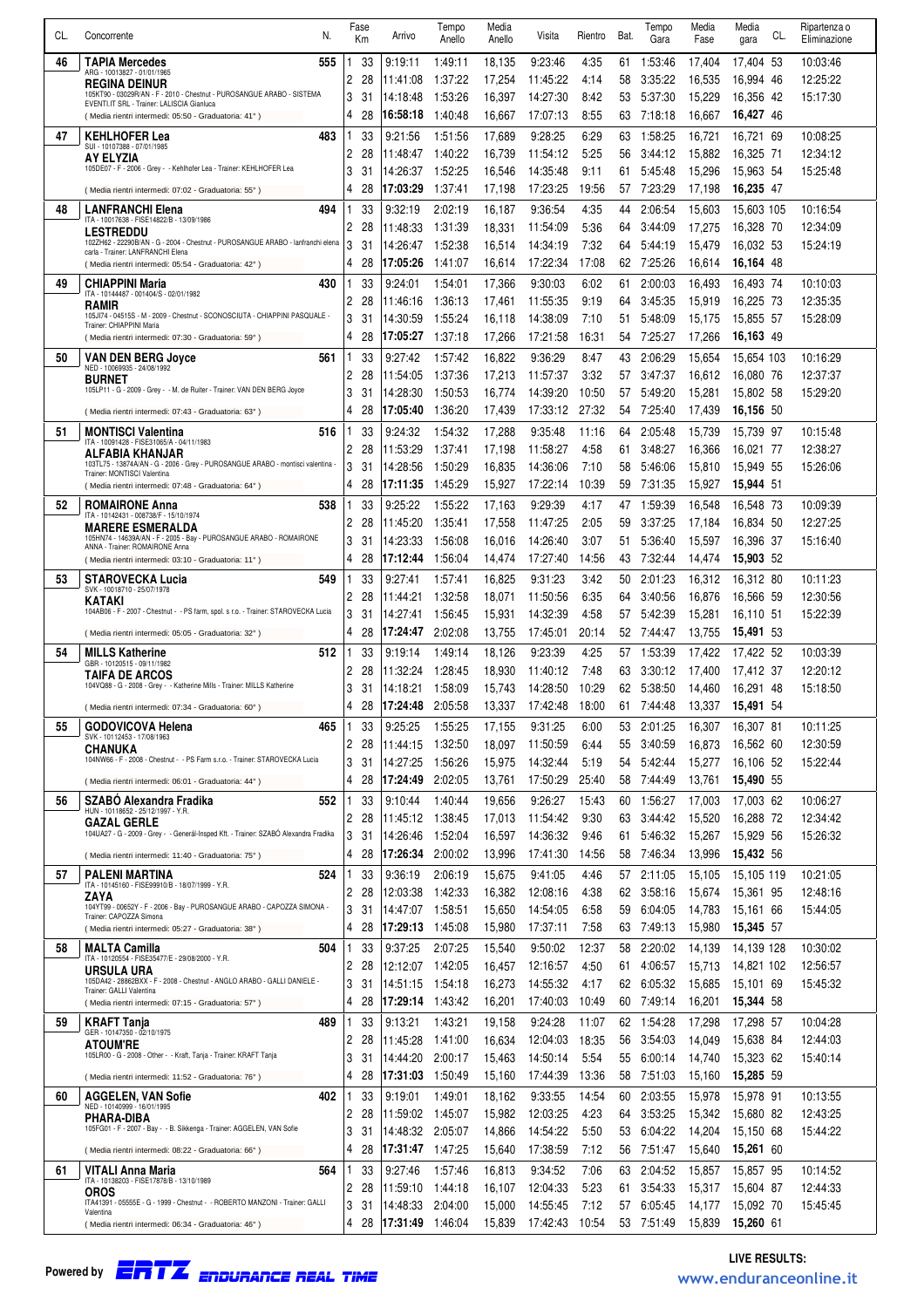| CL. | Concorrente | N. | Fase | Km | Arrivo | Tempo Anello | Media Anello | Visita | Rientro | Bat. | Tempo Gara | Media Fase | Media gara | CL. | Ripartenza o Eliminazione |
|---|---|---|---|---|---|---|---|---|---|---|---|---|---|---|---|
| 46 | **TAPIA Mercedes** ARG - 10013827 - 01/01/1965 **REGINA DEINUR** 105KT90 - 03029R/AN - F - 2010 - Chestnut - PUROSANGUE ARABO - SISTEMA EVENTI.IT SRL - Trainer: LALISCIA Gianluca (Media rientri intermedi: 05:50 - Graduatoria: 41°) | 555 | 1 | 33 | 9:19:11 | 1:49:11 | 18,135 | 9:23:46 | 4:35 | 61 | 1:53:46 | 17,404 | 17,404 | 53 | 10:03:46 |
| | | | 2 | 28 | 11:41:08 | 1:37:22 | 17,254 | 11:45:22 | 4:14 | 58 | 3:35:22 | 16,535 | 16,994 | 46 | 12:25:22 |
| | | | 3 | 31 | 14:18:48 | 1:53:26 | 16,397 | 14:27:30 | 8:42 | 53 | 5:37:30 | 15,229 | 16,356 | 42 | 15:17:30 |
| | | | 4 | 28 | **16:58:18** | 1:40:48 | 16,667 | 17:07:13 | 8:55 | 63 | 7:18:18 | 16,667 | **16,427** | 46 | |
| 47 | **KEHLHOFER Lea** SUI - 10107388 - 07/01/1985 **AY ELYZIA** 105DE07 - F - 2006 - Grey - - Kehlhofer Lea - Trainer: KEHLHOFER Lea (Media rientri intermedi: 07:02 - Graduatoria: 55°) | 483 | 1 | 33 | 9:21:56 | 1:51:56 | 17,689 | 9:28:25 | 6:29 | 63 | 1:58:25 | 16,721 | 16,721 | 69 | 10:08:25 |
| | | | 2 | 28 | 11:48:47 | 1:40:22 | 16,739 | 11:54:12 | 5:25 | 56 | 3:44:12 | 15,882 | 16,325 | 71 | 12:34:12 |
| | | | 3 | 31 | 14:26:37 | 1:52:25 | 16,546 | 14:35:48 | 9:11 | 61 | 5:45:48 | 15,296 | 15,963 | 54 | 15:25:48 |
| | | | 4 | 28 | **17:03:29** | 1:37:41 | 17,198 | 17:23:25 | 19:56 | 57 | 7:23:29 | 17,198 | **16,235** | 47 | |
| 48 | **LANFRANCHI Elena** ITA - 10017638 - FISE14822/B - 13/09/1986 **LESTREDDU** 102ZH62 - 22290B/AN - G - 2004 - Chestnut - PUROSANGUE ARABO - lanfranchi elena carla - Trainer: LANFRANCHI Elena (Media rientri intermedi: 05:54 - Graduatoria: 42°) | 494 | 1 | 33 | 9:32:19 | 2:02:19 | 16,187 | 9:36:54 | 4:35 | 44 | 2:06:54 | 15,603 | 15,603 | 105 | 10:16:54 |
| | | | 2 | 28 | 11:48:33 | 1:31:39 | 18,331 | 11:54:09 | 5:36 | 64 | 3:44:09 | 17,275 | 16,328 | 70 | 12:34:09 |
| | | | 3 | 31 | 14:26:47 | 1:52:38 | 16,514 | 14:34:19 | 7:32 | 64 | 5:44:19 | 15,479 | 16,032 | 53 | 15:24:19 |
| | | | 4 | 28 | **17:05:26** | 1:41:07 | 16,614 | 17:22:34 | 17:08 | 62 | 7:25:26 | 16,614 | **16,164** | 48 | |
| 49 | **CHIAPPINI Maria** ITA - 10144487 - 001404/S - 02/01/1982 **RAMIR** 105JI74 - 04515S - M - 2009 - Chestnut - SCONOSCIUTA - CHIAPPINI PASQUALE - Trainer: CHIAPPINI Maria (Media rientri intermedi: 07:30 - Graduatoria: 59°) | 430 | 1 | 33 | 9:24:01 | 1:54:01 | 17,366 | 9:30:03 | 6:02 | 61 | 2:00:03 | 16,493 | 16,493 | 74 | 10:10:03 |
| | | | 2 | 28 | 11:46:16 | 1:36:13 | 17,461 | 11:55:35 | 9:19 | 64 | 3:45:35 | 15,919 | 16,225 | 73 | 12:35:35 |
| | | | 3 | 31 | 14:30:59 | 1:55:24 | 16,118 | 14:38:09 | 7:10 | 51 | 5:48:09 | 15,175 | 15,855 | 57 | 15:28:09 |
| | | | 4 | 28 | **17:05:27** | 1:37:18 | 17,266 | 17:21:58 | 16:31 | 54 | 7:25:27 | 17,266 | **16,163** | 49 | |
| 50 | **VAN DEN BERG Joyce** NED - 10069935 - 24/08/1992 **BURNET** 105LP11 - G - 2009 - Grey - - M. de Ruiter - Trainer: VAN DEN BERG Joyce (Media rientri intermedi: 07:43 - Graduatoria: 63°) | 561 | 1 | 33 | 9:27:42 | 1:57:42 | 16,822 | 9:36:29 | 8:47 | 43 | 2:06:29 | 15,654 | 15,654 | 103 | 10:16:29 |
| | | | 2 | 28 | 11:54:05 | 1:37:36 | 17,213 | 11:57:37 | 3:32 | 57 | 3:47:37 | 16,612 | 16,080 | 76 | 12:37:37 |
| | | | 3 | 31 | 14:28:30 | 1:50:53 | 16,774 | 14:39:20 | 10:50 | 57 | 5:49:20 | 15,281 | 15,802 | 58 | 15:29:20 |
| | | | 4 | 28 | **17:05:40** | 1:36:20 | 17,439 | 17:33:12 | 27:32 | 54 | 7:25:40 | 17,439 | **16,156** | 50 | |
| 51 | **MONTISCI Valentina** ITA - 10091428 - FISE31065/A - 04/11/1983 **ALFABIA KHANJAR** 103TL75 - 13874A/AN - G - 2006 - Grey - PUROSANGUE ARABO - montisci valentina - Trainer: MONTISCI Valentina (Media rientri intermedi: 07:48 - Graduatoria: 64°) | 516 | 1 | 33 | 9:24:32 | 1:54:32 | 17,288 | 9:35:48 | 11:16 | 64 | 2:05:48 | 15,739 | 15,739 | 97 | 10:15:48 |
| | | | 2 | 28 | 11:53:29 | 1:37:41 | 17,198 | 11:58:27 | 4:58 | 61 | 3:48:27 | 16,366 | 16,021 | 77 | 12:38:27 |
| | | | 3 | 31 | 14:28:56 | 1:50:29 | 16,835 | 14:36:06 | 7:10 | 58 | 5:46:06 | 15,810 | 15,949 | 55 | 15:26:06 |
| | | | 4 | 28 | **17:11:35** | 1:45:29 | 15,927 | 17:22:14 | 10:39 | 59 | 7:31:35 | 15,927 | **15,944** | 51 | |
| 52 | **ROMAIRONE Anna** ITA - 10142431 - 008738/F - 15/10/1974 **MARERE ESMERALDA** 105HN74 - 14639A/AN - F - 2005 - Bay - PUROSANGUE ARABO - ROMAIRONE ANNA - Trainer: ROMAIRONE Anna (Media rientri intermedi: 03:10 - Graduatoria: 11°) | 538 | 1 | 33 | 9:25:22 | 1:55:22 | 17,163 | 9:29:39 | 4:17 | 47 | 1:59:39 | 16,548 | 16,548 | 73 | 10:09:39 |
| | | | 2 | 28 | 11:45:20 | 1:35:41 | 17,558 | 11:47:25 | 2:05 | 59 | 3:37:25 | 17,184 | 16,834 | 50 | 12:27:25 |
| | | | 3 | 31 | 14:23:33 | 1:56:08 | 16,016 | 14:26:40 | 3:07 | 51 | 5:36:40 | 15,597 | 16,396 | 37 | 15:16:40 |
| | | | 4 | 28 | **17:12:44** | 1:56:04 | 14,474 | 17:27:40 | 14:56 | 43 | 7:32:44 | 14,474 | **15,903** | 52 | |
| 53 | **STAROVECKA Lucia** SVK - 10018710 - 25/07/1978 **KATAKI** 104AB06 - F - 2007 - Chestnut - - PS farm, spol. s r.o. - Trainer: STAROVECKA Lucia (Media rientri intermedi: 05:05 - Graduatoria: 32°) | 549 | 1 | 33 | 9:27:41 | 1:57:41 | 16,825 | 9:31:23 | 3:42 | 50 | 2:01:23 | 16,312 | 16,312 | 80 | 10:11:23 |
| | | | 2 | 28 | 11:44:21 | 1:32:58 | 18,071 | 11:50:56 | 6:35 | 64 | 3:40:56 | 16,876 | 16,566 | 59 | 12:30:56 |
| | | | 3 | 31 | 14:27:41 | 1:56:45 | 15,931 | 14:32:39 | 4:58 | 57 | 5:42:39 | 15,281 | 16,110 | 51 | 15:22:39 |
| | | | 4 | 28 | **17:24:47** | 2:02:08 | 13,755 | 17:45:01 | 20:14 | 52 | 7:44:47 | 13,755 | **15,491** | 53 | |
| 54 | **MILLS Katherine** GBR - 10120515 - 09/11/1982 **TAIFA DE ARCOS** 104VQ88 - G - 2008 - Grey - - Katherine Mills - Trainer: MILLS Katherine (Media rientri intermedi: 07:34 - Graduatoria: 60°) | 512 | 1 | 33 | 9:19:14 | 1:49:14 | 18,126 | 9:23:39 | 4:25 | 57 | 1:53:39 | 17,422 | 17,422 | 52 | 10:03:39 |
| | | | 2 | 28 | 11:32:24 | 1:28:45 | 18,930 | 11:40:12 | 7:48 | 63 | 3:30:12 | 17,400 | 17,412 | 37 | 12:20:12 |
| | | | 3 | 31 | 14:18:21 | 1:58:09 | 15,743 | 14:28:50 | 10:29 | 62 | 5:38:50 | 14,460 | 16,291 | 48 | 15:18:50 |
| | | | 4 | 28 | **17:24:48** | 2:05:58 | 13,337 | 17:42:48 | 18:00 | 61 | 7:44:48 | 13,337 | **15,491** | 54 | |
| 55 | **GODOVICOVA Helena** SVK - 10112453 - 17/08/1963 **CHANUKA** 104NW66 - F - 2008 - Chestnut - - PS Farm s.r.o. - Trainer: STAROVECKA Lucia (Media rientri intermedi: 06:01 - Graduatoria: 44°) | 465 | 1 | 33 | 9:25:25 | 1:55:25 | 17,155 | 9:31:25 | 6:00 | 53 | 2:01:25 | 16,307 | 16,307 | 81 | 10:11:25 |
| | | | 2 | 28 | 11:44:15 | 1:32:50 | 18,097 | 11:50:59 | 6:44 | 55 | 3:40:59 | 16,873 | 16,562 | 60 | 12:30:59 |
| | | | 3 | 31 | 14:27:25 | 1:56:26 | 15,975 | 14:32:44 | 5:19 | 54 | 5:42:44 | 15,277 | 16,106 | 52 | 15:22:44 |
| | | | 4 | 28 | **17:24:49** | 2:02:05 | 13,761 | 17:50:29 | 25:40 | 58 | 7:44:49 | 13,761 | **15,490** | 55 | |
| 56 | **SZABÓ Alexandra Fradika** HUN - 10118652 - 25/12/1997 - Y.R. **GAZAL GERLE** 104UA27 - G - 2009 - Grey - - Generál-Inspeď Kft. - Trainer: SZABÓ Alexandra Fradika (Media rientri intermedi: 11:40 - Graduatoria: 75°) | 552 | 1 | 33 | 9:10:44 | 1:40:44 | 19,656 | 9:26:27 | 15:43 | 60 | 1:56:27 | 17,003 | 17,003 | 62 | 10:06:27 |
| | | | 2 | 28 | 11:45:12 | 1:38:45 | 17,013 | 11:54:42 | 9:30 | 63 | 3:44:42 | 15,520 | 16,288 | 72 | 12:34:42 |
| | | | 3 | 31 | 14:26:46 | 1:52:04 | 16,597 | 14:36:32 | 9:46 | 61 | 5:46:32 | 15,267 | 15,929 | 56 | 15:26:32 |
| | | | 4 | 28 | **17:26:34** | 2:00:02 | 13,996 | 17:41:30 | 14:56 | 58 | 7:46:34 | 13,996 | **15,432** | 56 | |
| 57 | **PALENI MARTINA** ITA - 10145160 - FISE99910/B - 18/07/1999 - Y.R. **ZAYA** 104YT99 - 00652Y - F - 2006 - Bay - PUROSANGUE ARABO - CAPOZZA SIMONA - Trainer: CAPOZZA Simona (Media rientri intermedi: 05:27 - Graduatoria: 38°) | 524 | 1 | 33 | 9:36:19 | 2:06:19 | 15,675 | 9:41:05 | 4:46 | 57 | 2:11:05 | 15,105 | 15,105 | 119 | 10:21:05 |
| | | | 2 | 28 | 12:03:38 | 1:42:33 | 16,382 | 12:08:16 | 4:38 | 62 | 3:58:16 | 15,674 | 15,361 | 95 | 12:48:16 |
| | | | 3 | 31 | 14:47:07 | 1:58:51 | 15,650 | 14:54:05 | 6:58 | 59 | 6:04:05 | 14,783 | 15,161 | 66 | 15:44:05 |
| | | | 4 | 28 | **17:29:13** | 1:45:08 | 15,980 | 17:37:11 | 7:58 | 63 | 7:49:13 | 15,980 | **15,345** | 57 | |
| 58 | **MALTA Camilla** ITA - 10120554 - FISE35477/E - 29/08/2000 - Y.R. **URSULA URA** 105DA42 - 28862BXX - F - 2008 - Chestnut - ANGLO ARABO - GALLI DANIELE - Trainer: GALLI Valentina (Media rientri intermedi: 07:15 - Graduatoria: 57°) | 504 | 1 | 33 | 9:37:25 | 2:07:25 | 15,540 | 9:50:02 | 12:37 | 58 | 2:20:02 | 14,139 | 14,139 | 128 | 10:30:02 |
| | | | 2 | 28 | 12:12:07 | 1:42:05 | 16,457 | 12:16:57 | 4:50 | 61 | 4:06:57 | 15,713 | 14,821 | 102 | 12:56:57 |
| | | | 3 | 31 | 14:51:15 | 1:54:18 | 16,273 | 14:55:32 | 4:17 | 62 | 6:05:32 | 15,685 | 15,101 | 69 | 15:45:32 |
| | | | 4 | 28 | **17:29:14** | 1:43:42 | 16,201 | 17:40:03 | 10:49 | 60 | 7:49:14 | 16,201 | **15,344** | 58 | |
| 59 | **KRAFT Tanja** GER - 10147350 - 02/10/1975 **ATOUM'RE** 105LR00 - G - 2008 - Other - - Kraft, Tanja - Trainer: KRAFT Tanja (Media rientri intermedi: 11:52 - Graduatoria: 76°) | 489 | 1 | 33 | 9:13:21 | 1:43:21 | 19,158 | 9:24:28 | 11:07 | 62 | 1:54:28 | 17,298 | 17,298 | 57 | 10:04:28 |
| | | | 2 | 28 | 11:45:28 | 1:41:00 | 16,634 | 12:04:03 | 18:35 | 56 | 3:54:03 | 14,049 | 15,638 | 84 | 12:44:03 |
| | | | 3 | 31 | 14:44:20 | 2:00:17 | 15,463 | 14:50:14 | 5:54 | 55 | 6:00:14 | 14,740 | 15,323 | 62 | 15:40:14 |
| | | | 4 | 28 | **17:31:03** | 1:50:49 | 15,160 | 17:44:39 | 13:36 | 58 | 7:51:03 | 15,160 | **15,285** | 59 | |
| 60 | **AGGELEN, VAN Sofie** NED - 10140999 - 16/01/1995 **PHARA-DIBA** 105FG01 - F - 2007 - Bay - - B. Sikkenga - Trainer: AGGELEN, VAN Sofie (Media rientri intermedi: 08:22 - Graduatoria: 66°) | 402 | 1 | 33 | 9:19:01 | 1:49:01 | 18,162 | 9:33:55 | 14:54 | 60 | 2:03:55 | 15,978 | 15,978 | 91 | 10:13:55 |
| | | | 2 | 28 | 11:59:02 | 1:45:07 | 15,982 | 12:03:25 | 4:23 | 64 | 3:53:25 | 15,342 | 15,680 | 82 | 12:43:25 |
| | | | 3 | 31 | 14:48:32 | 2:05:07 | 14,866 | 14:54:22 | 5:50 | 53 | 6:04:22 | 14,204 | 15,150 | 68 | 15:44:22 |
| | | | 4 | 28 | **17:31:47** | 1:47:25 | 15,640 | 17:38:59 | 7:12 | 56 | 7:51:47 | 15,640 | **15,261** | 60 | |
| 61 | **VITALI Anna Maria** ITA - 10138203 - FISE17878/B - 13/10/1989 **OROS** ITA41391 - 05555E - G - 1999 - Chestnut - - ROBERTO MANZONI - Trainer: GALLI Valentina (Media rientri intermedi: 06:34 - Graduatoria: 46°) | 564 | 1 | 33 | 9:27:46 | 1:57:46 | 16,813 | 9:34:52 | 7:06 | 63 | 2:04:52 | 15,857 | 15,857 | 95 | 10:14:52 |
| | | | 2 | 28 | 11:59:10 | 1:44:18 | 16,107 | 12:04:33 | 5:23 | 61 | 3:54:33 | 15,317 | 15,604 | 87 | 12:44:33 |
| | | | 3 | 31 | 14:48:33 | 2:04:00 | 15,000 | 14:55:45 | 7:12 | 57 | 6:05:45 | 14,177 | 15,092 | 70 | 15:45:45 |
| | | | 4 | 28 | **17:31:49** | 1:46:04 | 15,839 | 17:42:43 | 10:54 | 53 | 7:51:49 | 15,839 | **15,260** | 61 | |

Powered by ERTZ ENDURANCE REAL TIME

LIVE RESULTS: www.enduranceonline.it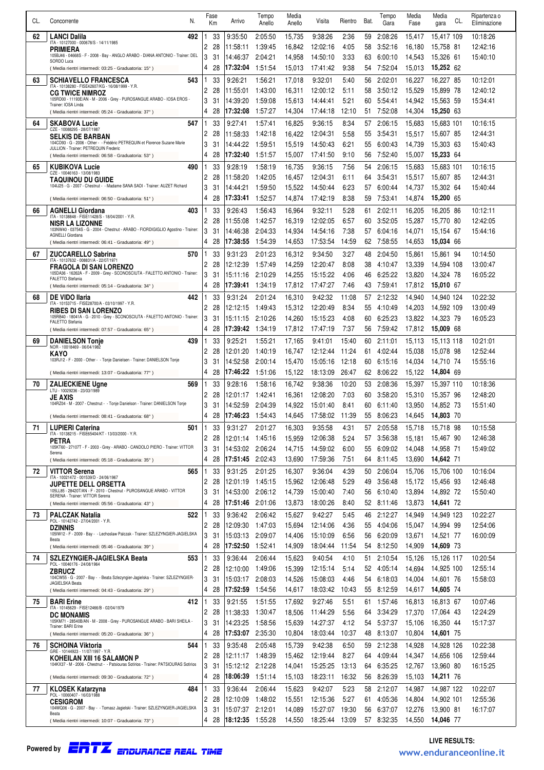| CL. | Concorrente | N. | Fase | Km | Arrivo | Tempo Anello | Media Anello | Visita | Rientro | Bat. | Tempo Gara | Media Fase | Media gara | CL. | Ripartenza o Eliminazione |
|---|---|---|---|---|---|---|---|---|---|---|---|---|---|---|---|
| 62 | **LANCI Dalila** ITA - 10127000 - 000678/S - 14/11/1985 **PRIMIERA** 105BJ46 - 04668S - F - 2008 - Bay - ANGLO ARABO - DIANA ANTONIO - Trainer: DEL SORDO Luca ( Media rientri intermedi: 03:25 - Graduatoria: 15° ) | 492 | 1 | 33 | 9:35:50 | 2:05:50 | 15,735 | 9:38:26 | 2:36 | 59 | 2:08:26 | 15,417 | 15,417 | 109 | 10:18:26 |
| | | | 2 | 28 | 11:58:11 | 1:39:45 | 16,842 | 12:02:16 | 4:05 | 58 | 3:52:16 | 16,180 | 15,758 | 81 | 12:42:16 |
| | | | 3 | 31 | 14:46:37 | 2:04:21 | 14,958 | 14:50:10 | 3:33 | 63 | 6:00:10 | 14,543 | 15,326 | 61 | 15:40:10 |
| | | | 4 | 28 | **17:32:04** | 1:51:54 | 15,013 | 17:41:42 | 9:38 | 54 | 7:52:04 | 15,013 | **15,252** | 62 | |
| 63 | **SCHIAVELLO FRANCESCA** ITA - 10138280 - FISE42607/KG - 16/08/1999 - Y.R. **CG TWICE NIMROZ** 105RD00 - 11193E/AN - M - 2006 - Grey - PUROSANGUE ARABO - IOSA EROS - Trainer: IOSA Linda ( Media rientri intermedi: 05:24 - Graduatoria: 37° ) | 543 | 1 | 33 | 9:26:21 | 1:56:21 | 17,018 | 9:32:01 | 5:40 | 56 | 2:02:01 | 16,227 | 16,227 | 85 | 10:12:01 |
| | | | 2 | 28 | 11:55:01 | 1:43:00 | 16,311 | 12:00:12 | 5:11 | 58 | 3:50:12 | 15,529 | 15,899 | 78 | 12:40:12 |
| | | | 3 | 31 | 14:39:20 | 1:59:08 | 15,613 | 14:44:41 | 5:21 | 60 | 5:54:41 | 14,942 | 15,563 | 59 | 15:34:41 |
| | | | 4 | 28 | **17:32:08** | 1:57:27 | 14,304 | 17:44:18 | 12:10 | 51 | 7:52:08 | 14,304 | **15,250** | 63 | |
| 64 | **SKABOVA Lucie** CZE - 10088295 - 28/07/1987 **SELKIS DE BARBAN** 104CD93 - G - 2006 - Other - - Frédéric PETREQUIN et Florence Suzane Marie JULLION - Trainer: PETREQUIN Frederic ( Media rientri intermedi: 06:58 - Graduatoria: 53° ) | 547 | 1 | 33 | 9:27:41 | 1:57:41 | 16,825 | 9:36:15 | 8:34 | 57 | 2:06:15 | 15,683 | 15,683 | 101 | 10:16:15 |
| | | | 2 | 28 | 11:58:33 | 1:42:18 | 16,422 | 12:04:31 | 5:58 | 55 | 3:54:31 | 15,517 | 15,607 | 85 | 12:44:31 |
| | | | 3 | 31 | 14:44:22 | 1:59:51 | 15,519 | 14:50:43 | 6:21 | 55 | 6:00:43 | 14,739 | 15,303 | 63 | 15:40:43 |
| | | | 4 | 28 | **17:32:40** | 1:51:57 | 15,007 | 17:41:50 | 9:10 | 56 | 7:52:40 | 15,007 | **15,233** | 64 | |
| 65 | **KUBIKOVA Lucie** CZE - 10046163 - 13/08/1983 **TAQUINOU DU GUIDE** 104IJ25 - G - 2007 - Chestnut - - Madame SANA SADI - Trainer: AUZET Richard ( Media rientri intermedi: 06:50 - Graduatoria: 51° ) | 490 | 1 | 33 | 9:28:19 | 1:58:19 | 16,735 | 9:36:15 | 7:56 | 54 | 2:06:15 | 15,683 | 15,683 | 101 | 10:16:15 |
| | | | 2 | 28 | 11:58:20 | 1:42:05 | 16,457 | 12:04:31 | 6:11 | 64 | 3:54:31 | 15,517 | 15,607 | 85 | 12:44:31 |
| | | | 3 | 31 | 14:44:21 | 1:59:50 | 15,522 | 14:50:44 | 6:23 | 57 | 6:00:44 | 14,737 | 15,302 | 64 | 15:40:44 |
| | | | 4 | 28 | **17:33:41** | 1:52:57 | 14,874 | 17:42:19 | 8:38 | 59 | 7:53:41 | 14,874 | **15,200** | 65 | |
| 66 | **AGNELLI Giordana** ITA - 10138848 - FISE11428/S - 18/04/2001 - Y.R. **NISR LA LIZONNE** 103NW40 - 03754S - G - 2004 - Chestnut - ARABO - FIORDIGIGLIO Agostino - Trainer: AGNELLI Giordana ( Media rientri intermedi: 06:41 - Graduatoria: 49° ) | 403 | 1 | 33 | 9:26:43 | 1:56:43 | 16,964 | 9:32:11 | 5:28 | 61 | 2:02:11 | 16,205 | 16,205 | 86 | 10:12:11 |
| | | | 2 | 28 | 11:55:08 | 1:42:57 | 16,319 | 12:02:05 | 6:57 | 60 | 3:52:05 | 15,287 | 15,770 | 80 | 12:42:05 |
| | | | 3 | 31 | 14:46:38 | 2:04:33 | 14,934 | 14:54:16 | 7:38 | 57 | 6:04:16 | 14,071 | 15,154 | 67 | 15:44:16 |
| | | | 4 | 28 | **17:38:55** | 1:54:39 | 14,653 | 17:53:54 | 14:59 | 62 | 7:58:55 | 14,653 | **15,034** | 66 | |
| 67 | **ZUCCARELLO Sabrina** ITA - 10137632 - 008831/A - 22/07/1971 **FRAGOLA DI SAN LORENZO** 105DA36 - 16262A - F - 2009 - Grey - SCONOSCIUTA - FALETTO ANTONIO - Trainer: FALETTO Stefania ( Media rientri intermedi: 05:14 - Graduatoria: 34° ) | 570 | 1 | 33 | 9:31:23 | 2:01:23 | 16,312 | 9:34:50 | 3:27 | 48 | 2:04:50 | 15,861 | 15,861 | 94 | 10:14:50 |
| | | | 2 | 28 | 12:12:39 | 1:57:49 | 14,259 | 12:20:47 | 8:08 | 38 | 4:10:47 | 13,339 | 14,594 | 108 | 13:00:47 |
| | | | 3 | 31 | 15:11:16 | 2:10:29 | 14,255 | 15:15:22 | 4:06 | 46 | 6:25:22 | 13,820 | 14,324 | 78 | 16:05:22 |
| | | | 4 | 28 | **17:39:41** | 1:34:19 | 17,812 | 17:47:27 | 7:46 | 43 | 7:59:41 | 17,812 | **15,010** | 67 | |
| 68 | **DE VIDO Ilaria** ITA - 10153715 - FISE28700/A - 03/10/1997 - Y.R. **RIBES DI SAN LORENZO** 105RB40 - 18041A - G - 2010 - Grey - SCONOSCIUTA - FALETTO ANTONIO - Trainer: FALETTO Stefania ( Media rientri intermedi: 07:57 - Graduatoria: 65° ) | 442 | 1 | 33 | 9:31:24 | 2:01:24 | 16,310 | 9:42:32 | 11:08 | 57 | 2:12:32 | 14,940 | 14,940 | 124 | 10:22:32 |
| | | | 2 | 28 | 12:12:15 | 1:49:43 | 15,312 | 12:20:49 | 8:34 | 55 | 4:10:49 | 14,203 | 14,592 | 109 | 13:00:49 |
| | | | 3 | 31 | 15:11:15 | 2:10:26 | 14,260 | 15:15:23 | 4:08 | 60 | 6:25:23 | 13,822 | 14,323 | 79 | 16:05:23 |
| | | | 4 | 28 | **17:39:42** | 1:34:19 | 17,812 | 17:47:19 | 7:37 | 56 | 7:59:42 | 17,812 | **15,009** | 68 | |
| 69 | **DANIELSON Tonje** NOR - 10018469 - 06/04/1982 **KAYO** 103RJ12 - F - 2000 - Other - - Tonje Danielsen - Trainer: DANIELSON Tonje ( Media rientri intermedi: 13:07 - Graduatoria: 77° ) | 439 | 1 | 33 | 9:25:21 | 1:55:21 | 17,165 | 9:41:01 | 15:40 | 60 | 2:11:01 | 15,113 | 15,113 | 118 | 10:21:01 |
| | | | 2 | 28 | 12:01:20 | 1:40:19 | 16,747 | 12:12:44 | 11:24 | 61 | 4:02:44 | 15,038 | 15,078 | 98 | 12:52:44 |
| | | | 3 | 31 | 14:52:58 | 2:00:14 | 15,470 | 15:05:16 | 12:18 | 60 | 6:15:16 | 14,034 | 14,710 | 74 | 15:55:16 |
| | | | 4 | 28 | **17:46:22** | 1:51:06 | 15,122 | 18:13:09 | 26:47 | 62 | 8:06:22 | 15,122 | **14,804** | 69 | |
| 70 | **ZALIECKIENE Ugne** LTU - 10029236 - 23/03/1989 **JE AXIS** 104RZ04 - M - 2007 - Chestnut - - Tonje Danielson - Trainer: DANIELSON Tonje ( Media rientri intermedi: 08:41 - Graduatoria: 68° ) | 569 | 1 | 33 | 9:28:16 | 1:58:16 | 16,742 | 9:38:36 | 10:20 | 53 | 2:08:36 | 15,397 | 15,397 | 110 | 10:18:36 |
| | | | 2 | 28 | 12:01:17 | 1:42:41 | 16,361 | 12:08:20 | 7:03 | 60 | 3:58:20 | 15,310 | 15,357 | 96 | 12:48:20 |
| | | | 3 | 31 | 14:52:59 | 2:04:39 | 14,922 | 15:01:40 | 8:41 | 60 | 6:11:40 | 13,950 | 14,852 | 73 | 15:51:40 |
| | | | 4 | 28 | **17:46:23** | 1:54:43 | 14,645 | 17:58:02 | 11:39 | 55 | 8:06:23 | 14,645 | **14,803** | 70 | |
| 71 | **LUPIERI Caterina** ITA - 10138215 - FISE65404/KT - 13/03/2000 - Y.R. **PETRA** 105KT60 - 27107T - F - 2003 - Grey - ARABO - CANDOLO PIERO - Trainer: VITTOR Serena ( Media rientri intermedi: 05:18 - Graduatoria: 35° ) | 501 | 1 | 33 | 9:31:27 | 2:01:27 | 16,303 | 9:35:58 | 4:31 | 57 | 2:05:58 | 15,718 | 15,718 | 98 | 10:15:58 |
| | | | 2 | 28 | 12:01:14 | 1:45:16 | 15,959 | 12:06:38 | 5:24 | 57 | 3:56:38 | 15,181 | 15,467 | 90 | 12:46:38 |
| | | | 3 | 31 | 14:53:02 | 2:06:24 | 14,715 | 14:59:02 | 6:00 | 55 | 6:09:02 | 14,048 | 14,958 | 71 | 15:49:02 |
| | | | 4 | 28 | **17:51:45** | 2:02:43 | 13,690 | 17:59:36 | 7:51 | 64 | 8:11:45 | 13,690 | **14,642** | 71 | |
| 72 | **VITTOR Serena** ITA - 10021472 - 001539/D - 24/06/1967 **JUPETTE DELL ORSETTA** 105LL85 - 28420T/AN - F - 2010 - Chestnut - PUROSANGUE ARABO - VITTOR SERENA - Trainer: VITTOR Serena ( Media rientri intermedi: 05:56 - Graduatoria: 43° ) | 565 | 1 | 33 | 9:31:25 | 2:01:25 | 16,307 | 9:36:04 | 4:39 | 50 | 2:06:04 | 15,706 | 15,706 | 100 | 10:16:04 |
| | | | 2 | 28 | 12:01:19 | 1:45:15 | 15,962 | 12:06:48 | 5:29 | 49 | 3:56:48 | 15,172 | 15,456 | 93 | 12:46:48 |
| | | | 3 | 31 | 14:53:00 | 2:06:12 | 14,739 | 15:00:40 | 7:40 | 56 | 6:10:40 | 13,894 | 14,892 | 72 | 15:50:40 |
| | | | 4 | 28 | **17:51:46** | 2:01:06 | 13,873 | 18:00:26 | 8:40 | 52 | 8:11:46 | 13,873 | **14,641** | 72 | |
| 73 | **PALCZAK Natalia** POL - 10142747 - 27/04/2001 - Y.R. **DZINNIS** 105IW12 - F - 2009 - Bay - - Lechosław Palczak - Trainer: SZLEZYNGIER-JAGIELSKA Beata ( Media rientri intermedi: 05:46 - Graduatoria: 39° ) | 522 | 1 | 33 | 9:36:42 | 2:06:42 | 15,627 | 9:42:27 | 5:45 | 46 | 2:12:27 | 14,949 | 14,949 | 123 | 10:22:27 |
| | | | 2 | 28 | 12:09:30 | 1:47:03 | 15,694 | 12:14:06 | 4:36 | 55 | 4:04:06 | 15,047 | 14,994 | 99 | 12:54:06 |
| | | | 3 | 31 | 15:03:13 | 2:09:07 | 14,406 | 15:10:09 | 6:56 | 56 | 6:20:09 | 13,671 | 14,521 | 77 | 16:00:09 |
| | | | 4 | 28 | **17:52:50** | 1:52:41 | 14,909 | 18:04:44 | 11:54 | 54 | 8:12:50 | 14,909 | **14,609** | 73 | |
| 74 | **SZLEZYNGIER-JAGIELSKA Beata** POL - 10046176 - 24/08/1964 **ZBRUCZ** 104CW55 - G - 2007 - Bay - - Beata Szlezyngier-Jagielska - Trainer: SZLEZYNGIER-JAGIELSKA Beata ( Media rientri intermedi: 04:43 - Graduatoria: 29° ) | 553 | 1 | 33 | 9:36:44 | 2:06:44 | 15,623 | 9:40:54 | 4:10 | 51 | 2:10:54 | 15,126 | 15,126 | 117 | 10:20:54 |
| | | | 2 | 28 | 12:10:00 | 1:49:06 | 15,399 | 12:15:14 | 5:14 | 52 | 4:05:14 | 14,694 | 14,925 | 100 | 12:55:14 |
| | | | 3 | 31 | 15:03:17 | 2:08:03 | 14,526 | 15:08:03 | 4:46 | 54 | 6:18:03 | 14,004 | 14,601 | 76 | 15:58:03 |
| | | | 4 | 28 | **17:52:59** | 1:54:56 | 14,617 | 18:03:42 | 10:43 | 55 | 8:12:59 | 14,617 | **14,605** | 74 | |
| 75 | **BARI Erine** ITA - 10145629 - FISE12466/B - 02/04/1979 **DC MONAMIS** 105KM71 - 28540B/AN - M - 2008 - Grey - PUROSANGUE ARABO - BARI SHEILA - Trainer: BARI Erine ( Media rientri intermedi: 05:20 - Graduatoria: 36° ) | 412 | 1 | 33 | 9:21:55 | 1:51:55 | 17,692 | 9:27:46 | 5:51 | 61 | 1:57:46 | 16,813 | 16,813 | 67 | 10:07:46 |
| | | | 2 | 28 | 11:38:33 | 1:30:47 | 18,506 | 11:44:29 | 5:56 | 64 | 3:34:29 | 17,370 | 17,064 | 43 | 12:24:29 |
| | | | 3 | 31 | 14:23:25 | 1:58:56 | 15,639 | 14:27:37 | 4:12 | 54 | 5:37:37 | 15,106 | 16,350 | 44 | 15:17:37 |
| | | | 4 | 28 | **17:53:07** | 2:35:30 | 10,804 | 18:03:44 | 10:37 | 48 | 8:13:07 | 10,804 | **14,601** | 75 | |
| 76 | **SCHOINA Viktoria** GRE - 10144923 - 11/07/1997 - Y.R. **KOHEILAN XIII 16 SALAMON P** 104KX37 - M - 2006 - Chestnut - - Patsiouras Sotirios - Trainer: PATSIOURAS Sotirios ( Media rientri intermedi: 09:30 - Graduatoria: 72° ) | 544 | 1 | 33 | 9:35:48 | 2:05:48 | 15,739 | 9:42:38 | 6:50 | 59 | 2:12:38 | 14,928 | 14,928 | 126 | 10:22:38 |
| | | | 2 | 28 | 12:11:17 | 1:48:39 | 15,462 | 12:19:44 | 8:27 | 64 | 4:09:44 | 14,347 | 14,656 | 106 | 12:59:44 |
| | | | 3 | 31 | 15:12:12 | 2:12:28 | 14,041 | 15:25:25 | 13:13 | 64 | 6:35:25 | 12,767 | 13,960 | 80 | 16:15:25 |
| | | | 4 | 28 | **18:06:39** | 1:51:14 | 15,103 | 18:23:11 | 16:32 | 56 | 8:26:39 | 15,103 | **14,211** | 76 | |
| 77 | **KLOSEK Katarzyna** POL - 10060407 - 16/03/1988 **CESIGROM** 104WQ06 - G - 2007 - Bay - - Tomasz Jagielski - Trainer: SZLEZYNGIER-JAGIELSKA Beata ( Media rientri intermedi: 10:07 - Graduatoria: 73° ) | 484 | 1 | 33 | 9:36:44 | 2:06:44 | 15,623 | 9:42:07 | 5:23 | 58 | 2:12:07 | 14,987 | 14,987 | 122 | 10:22:07 |
| | | | 2 | 28 | 12:10:09 | 1:48:02 | 15,551 | 12:15:36 | 5:27 | 61 | 4:05:36 | 14,804 | 14,902 | 101 | 12:55:36 |
| | | | 3 | 31 | 15:07:37 | 2:12:01 | 14,089 | 15:27:07 | 19:30 | 56 | 6:37:07 | 12,276 | 13,900 | 81 | 16:17:07 |
| | | | 4 | 28 | **18:12:35** | 1:55:28 | 14,550 | 18:25:44 | 13:09 | 57 | 8:32:35 | 14,550 | **14,046** | 77 | |

Powered by ERTZ ENDURANCE REAL TIME

LIVE RESULTS: www.enduranceonline.it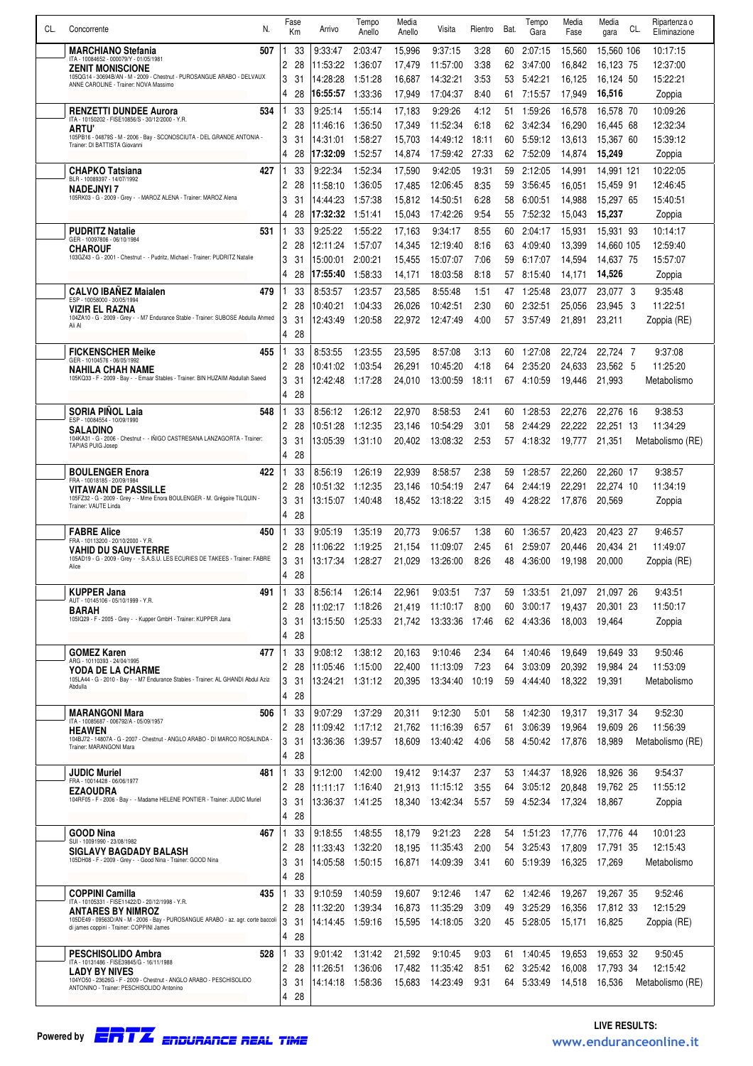| CL. | Concorrente | N. | Fase | Km | Arrivo | Tempo Anello | Media Anello | Visita | Rientro | Bat. | Tempo Gara | Media Fase | Media gara | CL. | Ripartenza o Eliminazione |
|---|---|---|---|---|---|---|---|---|---|---|---|---|---|---|---|
| | **MARCHIANO Stefania** ITA - 10084652 - 000079/Y - 01/05/1981 **ZENIT MONISCIONE** 105QG14 - 30694B/AN - M - 2009 - Chestnut - PUROSANGUE ARABO - DELVAUX ANNE CAROLINE - Trainer: NOVA Massimo | 507 | 1 | 33 | 9:33:47 | 2:03:47 | 15,996 | 9:37:15 | 3:28 | 60 | 2:07:15 | 15,560 | 15,560 | 106 | 10:17:15 |
| | | | 2 | 28 | 11:53:22 | 1:36:07 | 17,479 | 11:57:00 | 3:38 | 62 | 3:47:00 | 16,842 | 16,123 | 75 | 12:37:00 |
| | | | 3 | 31 | 14:28:28 | 1:51:28 | 16,687 | 14:32:21 | 3:53 | 53 | 5:42:21 | 16,125 | 16,136 | 50 | 15:22:21 |
| | | | 4 | 28 | **16:55:57** | 1:33:36 | 17,949 | 17:04:37 | 8:40 | 61 | 7:15:57 | 17,949 | **16,516** | | Zoppia |
| | **RENZETTI DUNDEE Aurora** ITA - 10150202 - FISE10856/S - 30/12/2000 - Y.R. **ARTU'** 105PB18 - 04879S - M - 2006 - Bay - SCONOSCIUTA - DEL GRANDE ANTONIA - Trainer: DI BATTISTA Giovanni | 534 | 1 | 33 | 9:25:14 | 1:55:14 | 17,183 | 9:29:26 | 4:12 | 51 | 1:59:26 | 16,578 | 16,578 | 70 | 10:09:26 |
| | | | 2 | 28 | 11:46:16 | 1:36:50 | 17,349 | 11:52:34 | 6:18 | 62 | 3:42:34 | 16,290 | 16,445 | 68 | 12:32:34 |
| | | | 3 | 31 | 14:31:01 | 1:58:27 | 15,703 | 14:49:12 | 18:11 | 60 | 5:59:12 | 13,613 | 15,367 | 60 | 15:39:12 |
| | | | 4 | 28 | **17:32:09** | 1:52:57 | 14,874 | 17:59:42 | 27:33 | 62 | 7:52:09 | 14,874 | **15,249** | | Zoppia |
| | **CHAPKO Tatsiana** BLR - 10089397 - 14/07/1992 **NADEJNYI 7** 105RK03 - G - 2009 - Grey - - MAROZ ALENA - Trainer: MAROZ Alena | 427 | 1 | 33 | 9:22:34 | 1:52:34 | 17,590 | 9:42:05 | 19:31 | 59 | 2:12:05 | 14,991 | 14,991 | 121 | 10:22:05 |
| | | | 2 | 28 | 11:58:10 | 1:36:05 | 17,485 | 12:06:45 | 8:35 | 59 | 3:56:45 | 16,051 | 15,459 | 91 | 12:46:45 |
| | | | 3 | 31 | 14:44:23 | 1:57:38 | 15,812 | 14:50:51 | 6:28 | 58 | 6:00:51 | 14,988 | 15,297 | 65 | 15:40:51 |
| | | | 4 | 28 | **17:32:32** | 1:51:41 | 15,043 | 17:42:26 | 9:54 | 55 | 7:52:32 | 15,043 | **15,237** | | Zoppia |
| | **PUDRITZ Natalie** GER - 10097806 - 06/10/1984 **CHAROUF** 103GZ43 - G - 2001 - Chestnut - - Pudritz, Michael - Trainer: PUDRITZ Natalie | 531 | 1 | 33 | 9:25:22 | 1:55:22 | 17,163 | 9:34:17 | 8:55 | 60 | 2:04:17 | 15,931 | 15,931 | 93 | 10:14:17 |
| | | | 2 | 28 | 12:11:24 | 1:57:07 | 14,345 | 12:19:40 | 8:16 | 63 | 4:09:40 | 13,399 | 14,660 | 105 | 12:59:40 |
| | | | 3 | 31 | 15:00:01 | 2:00:21 | 15,455 | 15:07:07 | 7:06 | 59 | 6:17:07 | 14,594 | 14,637 | 75 | 15:57:07 |
| | | | 4 | 28 | **17:55:40** | 1:58:33 | 14,171 | 18:03:58 | 8:18 | 57 | 8:15:40 | 14,171 | **14,526** | | Zoppia |
| | **CALVO IBAÑEZ Maialen** ESP - 10058000 - 30/05/1994 **VIZIR EL RAZNA** 104ZA10 - G - 2009 - Grey - - M7 Endurance Stable - Trainer: SUBOSE Abdulla Ahmed Ali Al | 479 | 1 | 33 | 8:53:57 | 1:23:57 | 23,585 | 8:55:48 | 1:51 | 47 | 1:25:48 | 23,077 | 23,077 | 3 | 9:35:48 |
| | | | 2 | 28 | 10:40:21 | 1:04:33 | 26,026 | 10:42:51 | 2:30 | 60 | 2:32:51 | 25,056 | 23,945 | 3 | 11:22:51 |
| | | | 3 | 31 | 12:43:49 | 1:20:58 | 22,972 | 12:47:49 | 4:00 | 57 | 3:57:49 | 21,891 | 23,211 | | Zoppia (RE) |
| | | | 4 | 28 | | | | | | | | | | | |
| | **FICKENSCHER Meike** GER - 10104576 - 06/05/1992 **NAHILA CHAH NAME** 105KQ33 - F - 2009 - Bay - - Emaar Stables - Trainer: BIN HUZAIM Abdullah Saeed | 455 | 1 | 33 | 8:53:55 | 1:23:55 | 23,595 | 8:57:08 | 3:13 | 60 | 1:27:08 | 22,724 | 22,724 | 7 | 9:37:08 |
| | | | 2 | 28 | 10:41:02 | 1:03:54 | 26,291 | 10:45:20 | 4:18 | 64 | 2:35:20 | 24,633 | 23,562 | 5 | 11:25:20 |
| | | | 3 | 31 | 12:42:48 | 1:17:28 | 24,010 | 13:00:59 | 18:11 | 67 | 4:10:59 | 19,446 | 21,993 | | Metabolismo |
| | | | 4 | 28 | | | | | | | | | | | |
| | **SORIA PIÑOL Laia** ESP - 10084554 - 10/09/1990 **SALADINO** 104KA31 - G - 2006 - Chestnut - - IÑIGO CASTRESANA LANZAGORTA - Trainer: TAPIAS PUIG Josep | 548 | 1 | 33 | 8:56:12 | 1:26:12 | 22,970 | 8:58:53 | 2:41 | 60 | 1:28:53 | 22,276 | 22,276 | 16 | 9:38:53 |
| | | | 2 | 28 | 10:51:28 | 1:12:35 | 23,146 | 10:54:29 | 3:01 | 58 | 2:44:29 | 22,222 | 22,251 | 13 | 11:34:29 |
| | | | 3 | 31 | 13:05:39 | 1:31:10 | 20,402 | 13:08:32 | 2:53 | 57 | 4:18:32 | 19,777 | 21,351 | | Metabolismo (RE) |
| | | | 4 | 28 | | | | | | | | | | | |
| | **BOULENGER Enora** FRA - 10018185 - 20/09/1984 **VITAWAN DE PASSILLE** 105FZ32 - G - 2009 - Grey - - Mme Enora BOULENGER - M. Grégoire TILQUIN - Trainer: VAUTE Linda | 422 | 1 | 33 | 8:56:19 | 1:26:19 | 22,939 | 8:58:57 | 2:38 | 59 | 1:28:57 | 22,260 | 22,260 | 17 | 9:38:57 |
| | | | 2 | 28 | 10:51:32 | 1:12:35 | 23,146 | 10:54:19 | 2:47 | 64 | 2:44:19 | 22,291 | 22,274 | 10 | 11:34:19 |
| | | | 3 | 31 | 13:15:07 | 1:40:48 | 18,452 | 13:18:22 | 3:15 | 49 | 4:28:22 | 17,876 | 20,569 | | Zoppia |
| | | | 4 | 28 | | | | | | | | | | | |
| | **FABRE Alice** FRA - 10113200 - 20/10/2000 - Y.R. **VAHID DU SAUVETERRE** 105AD19 - G - 2009 - Grey - - S.A.S.U. LES ECURIES DE TAKEES - Trainer: FABRE Alice | 450 | 1 | 33 | 9:05:19 | 1:35:19 | 20,773 | 9:06:57 | 1:38 | 60 | 1:36:57 | 20,423 | 20,423 | 27 | 9:46:57 |
| | | | 2 | 28 | 11:06:22 | 1:19:25 | 21,154 | 11:09:07 | 2:45 | 61 | 2:59:07 | 20,446 | 20,434 | 21 | 11:49:07 |
| | | | 3 | 31 | 13:17:34 | 1:28:27 | 21,029 | 13:26:00 | 8:26 | 48 | 4:36:00 | 19,198 | 20,000 | | Zoppia (RE) |
| | | | 4 | 28 | | | | | | | | | | | |
| | **KUPPER Jana** AUT - 10145106 - 05/10/1999 - Y.R. **BARAH** 105IQ29 - F - 2005 - Grey - - Kupper GmbH - Trainer: KUPPER Jana | 491 | 1 | 33 | 8:56:14 | 1:26:14 | 22,961 | 9:03:51 | 7:37 | 59 | 1:33:51 | 21,097 | 21,097 | 26 | 9:43:51 |
| | | | 2 | 28 | 11:02:17 | 1:18:26 | 21,419 | 11:10:17 | 8:00 | 60 | 3:00:17 | 19,437 | 20,301 | 23 | 11:50:17 |
| | | | 3 | 31 | 13:15:50 | 1:25:33 | 21,742 | 13:33:36 | 17:46 | 62 | 4:43:36 | 18,003 | 19,464 | | Zoppia |
| | | | 4 | 28 | | | | | | | | | | | |
| | **GOMEZ Karen** ARG - 10110393 - 24/04/1995 **YODA DE LA CHARME** 105LA44 - G - 2010 - Bay - - M7 Endurance Stables - Trainer: AL GHANDI Abdul Aziz Abdulla | 477 | 1 | 33 | 9:08:12 | 1:38:12 | 20,163 | 9:10:46 | 2:34 | 64 | 1:40:46 | 19,649 | 19,649 | 33 | 9:50:46 |
| | | | 2 | 28 | 11:05:46 | 1:15:00 | 22,400 | 11:13:09 | 7:23 | 64 | 3:03:09 | 20,392 | 19,984 | 24 | 11:53:09 |
| | | | 3 | 31 | 13:24:21 | 1:31:12 | 20,395 | 13:34:40 | 10:19 | 59 | 4:44:40 | 18,322 | 19,391 | | Metabolismo |
| | | | 4 | 28 | | | | | | | | | | | |
| | **MARANGONI Mara** ITA - 10085687 - 006792/A - 05/09/1957 **HEAWEN** 104BJ72 - 14807A - G - 2007 - Chestnut - ANGLO ARABO - DI MARCO ROSALINDA - Trainer: MARANGONI Mara | 506 | 1 | 33 | 9:07:29 | 1:37:29 | 20,311 | 9:12:30 | 5:01 | 58 | 1:42:30 | 19,317 | 19,317 | 34 | 9:52:30 |
| | | | 2 | 28 | 11:09:42 | 1:17:12 | 21,762 | 11:16:39 | 6:57 | 61 | 3:06:39 | 19,964 | 19,609 | 26 | 11:56:39 |
| | | | 3 | 31 | 13:36:36 | 1:39:57 | 18,609 | 13:40:42 | 4:06 | 58 | 4:50:42 | 17,876 | 18,989 | | Metabolismo (RE) |
| | | | 4 | 28 | | | | | | | | | | | |
| | **JUDIC Muriel** FRA - 10014428 - 06/06/1977 **EZAOUDRA** 104RF05 - F - 2006 - Bay - - Madame HELENE PONTIER - Trainer: JUDIC Muriel | 481 | 1 | 33 | 9:12:00 | 1:42:00 | 19,412 | 9:14:37 | 2:37 | 53 | 1:44:37 | 18,926 | 18,926 | 36 | 9:54:37 |
| | | | 2 | 28 | 11:11:17 | 1:16:40 | 21,913 | 11:15:12 | 3:55 | 64 | 3:05:12 | 20,848 | 19,762 | 25 | 11:55:12 |
| | | | 3 | 31 | 13:36:37 | 1:41:25 | 18,340 | 13:42:34 | 5:57 | 59 | 4:52:34 | 17,324 | 18,867 | | Zoppia |
| | | | 4 | 28 | | | | | | | | | | | |
| | **GOOD Nina** SUI - 10091990 - 23/08/1982 **SIGLAVY BAGDADY BALASH** 105DH08 - F - 2009 - Grey - - Good Nina - Trainer: GOOD Nina | 467 | 1 | 33 | 9:18:55 | 1:48:55 | 18,179 | 9:21:23 | 2:28 | 54 | 1:51:23 | 17,776 | 17,776 | 44 | 10:01:23 |
| | | | 2 | 28 | 11:33:43 | 1:32:20 | 18,195 | 11:35:43 | 2:00 | 54 | 3:25:43 | 17,809 | 17,791 | 35 | 12:15:43 |
| | | | 3 | 31 | 14:05:58 | 1:50:15 | 16,871 | 14:09:39 | 3:41 | 60 | 5:19:39 | 16,325 | 17,269 | | Metabolismo |
| | | | 4 | 28 | | | | | | | | | | | |
| | **COPPINI Camilla** ITA - 10105331 - FISE11422/D - 20/12/1998 - Y.R. **ANTARES BY NIMROZ** 105DE49 - 09563D/AN - M - 2006 - Bay - PUROSANGUE ARABO - az. agr. corte baccoli di james coppini - Trainer: COPPINI James | 435 | 1 | 33 | 9:10:59 | 1:40:59 | 19,607 | 9:12:46 | 1:47 | 62 | 1:42:46 | 19,267 | 19,267 | 35 | 9:52:46 |
| | | | 2 | 28 | 11:32:20 | 1:39:34 | 16,873 | 11:35:29 | 3:09 | 49 | 3:25:29 | 16,356 | 17,812 | 33 | 12:15:29 |
| | | | 3 | 31 | 14:14:45 | 1:59:16 | 15,595 | 14:18:05 | 3:20 | 45 | 5:28:05 | 15,171 | 16,825 | | Zoppia (RE) |
| | | | 4 | 28 | | | | | | | | | | | |
| | **PESCHISOLIDO Ambra** ITA - 10131486 - FISE39845/G - 16/11/1988 **LADY BY NIVES** 104YO50 - 23626G - F - 2009 - Chestnut - ANGLO ARABO - PESCHISOLIDO ANTONINO - Trainer: PESCHISOLIDO Antonino | 528 | 1 | 33 | 9:01:42 | 1:31:42 | 21,592 | 9:10:45 | 9:03 | 61 | 1:40:45 | 19,653 | 19,653 | 32 | 9:50:45 |
| | | | 2 | 28 | 11:26:51 | 1:36:06 | 17,482 | 11:35:42 | 8:51 | 62 | 3:25:42 | 16,008 | 17,793 | 34 | 12:15:42 |
| | | | 3 | 31 | 14:14:18 | 1:58:36 | 15,683 | 14:23:49 | 9:31 | 64 | 5:33:49 | 14,518 | 16,536 | | Metabolismo (RE) |
| | | | 4 | 28 | | | | | | | | | | | |

Powered by ERTZ ENDURANCE REAL TIME

LIVE RESULTS: www.enduranceonline.it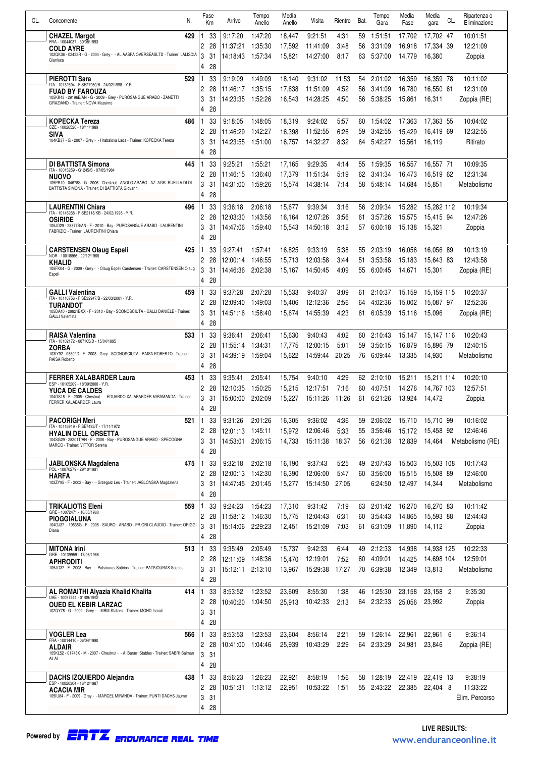| CL. | Concorrente | N. | Fase | Km | Arrivo | Tempo Anello | Media Anello | Visita | Rientro | Bat. | Tempo Gara | Media Fase | Media gara | CL. | Ripartenza o Eliminazione |
|---|---|---|---|---|---|---|---|---|---|---|---|---|---|---|---|
| | **CHAZEL Margot** FRA - 10044037 - 30/08/1993 **COLD AYRE** 102QK36 - 02422R - G - 2004 - Grey - - AL AASFA OVERSEASLTD - Trainer: LALISCIA Gianluca | 429 | 1 | 33 | 9:17:20 | 1:47:20 | 18,447 | 9:21:51 | 4:31 | 59 | 1:51:51 | 17,702 | 17,702 | 47 | 10:01:51 |
| | | | 2 | 28 | 11:37:21 | 1:35:30 | 17,592 | 11:41:09 | 3:48 | 56 | 3:31:09 | 16,918 | 17,334 | 39 | 12:21:09 |
| | | | 3 | 31 | 14:18:43 | 1:57:34 | 15,821 | 14:27:00 | 8:17 | 63 | 5:37:00 | 14,779 | 16,380 | | Zoppia |
| | | | 4 | 28 | | | | | | | | | | | |
| | **PIEROTTI Sara** ITA - 10132594 - FISE27950/B - 24/02/1998 - Y.R. **FUAD BY FAROUZA** 105KK43 - 29196B/AN - G - 2009 - Grey - PUROSANGUE ARABO - ZANETTI GRAZIANO - Trainer: NOVA Massimo | 529 | 1 | 33 | 9:19:09 | 1:49:09 | 18,140 | 9:31:02 | 11:53 | 54 | 2:01:02 | 16,359 | 16,359 | 78 | 10:11:02 |
| | | | 2 | 28 | 11:46:17 | 1:35:15 | 17,638 | 11:51:09 | 4:52 | 56 | 3:41:09 | 16,780 | 16,550 | 61 | 12:31:09 |
| | | | 3 | 31 | 14:23:35 | 1:52:26 | 16,543 | 14:28:25 | 4:50 | 56 | 5:38:25 | 15,861 | 16,311 | | Zoppia (RE) |
| | | | 4 | 28 | | | | | | | | | | | |
| | **KOPECKA Tereza** CZE - 10026526 - 18/11/1989 **SIVA** 104KB37 - G - 2007 - Grey - - Hrabalova Lada - Trainer: KOPECKA Tereza | 486 | 1 | 33 | 9:18:05 | 1:48:05 | 18,319 | 9:24:02 | 5:57 | 60 | 1:54:02 | 17,363 | 17,363 | 55 | 10:04:02 |
| | | | 2 | 28 | 11:46:29 | 1:42:27 | 16,398 | 11:52:55 | 6:26 | 59 | 3:42:55 | 15,429 | 16,419 | 69 | 12:32:55 |
| | | | 3 | 31 | 14:23:55 | 1:51:00 | 16,757 | 14:32:27 | 8:32 | 64 | 5:42:27 | 15,561 | 16,119 | | Ritirato |
| | | | 4 | 28 | | | | | | | | | | | |
| | **DI BATTISTA Simona** ITA - 10015259 - G1245/S - 07/05/1984 **NUOVO** 105PR10 - 04678S - G - 2006 - Chestnut - ANGLO ARABO - AZ. AGR. RUELLA DI DI BATTISTA SIMONA - Trainer: DI BATTISTA Giovanni | 445 | 1 | 33 | 9:25:21 | 1:55:21 | 17,165 | 9:29:35 | 4:14 | 55 | 1:59:35 | 16,557 | 16,557 | 71 | 10:09:35 |
| | | | 2 | 28 | 11:46:15 | 1:36:40 | 17,379 | 11:51:34 | 5:19 | 62 | 3:41:34 | 16,473 | 16,519 | 62 | 12:31:34 |
| | | | 3 | 31 | 14:31:00 | 1:59:26 | 15,574 | 14:38:14 | 7:14 | 58 | 5:48:14 | 14,684 | 15,851 | | Metabolismo |
| | | | 4 | 28 | | | | | | | | | | | |
| | **LAURENTINI Chiara** ITA - 10145268 - FISE2118/KB - 24/02/1998 - Y.R. **OSIRIDE** 105JD29 - 28877B/AN - F - 2010 - Bay - PUROSANGUE ARABO - LAURENTINI FABRIZIO - Trainer: LAURENTINI Chiara | 496 | 1 | 33 | 9:36:18 | 2:06:18 | 15,677 | 9:39:34 | 3:16 | 56 | 2:09:34 | 15,282 | 15,282 | 112 | 10:19:34 |
| | | | 2 | 28 | 12:03:30 | 1:43:56 | 16,164 | 12:07:26 | 3:56 | 61 | 3:57:26 | 15,575 | 15,415 | 94 | 12:47:26 |
| | | | 3 | 31 | 14:47:06 | 1:59:40 | 15,543 | 14:50:18 | 3:12 | 57 | 6:00:18 | 15,138 | 15,321 | | Zoppia |
| | | | 4 | 28 | | | | | | | | | | | |
| | **CARSTENSEN Olaug Espeli** NOR - 10018866 - 22/12/1966 **KHALID** 105FK04 - G - 2009 - Grey - - Olaug Espeli Carstensen - Trainer: CARSTENSEN Olaug Espeli | 425 | 1 | 33 | 9:27:41 | 1:57:41 | 16,825 | 9:33:19 | 5:38 | 55 | 2:03:19 | 16,056 | 16,056 | 89 | 10:13:19 |
| | | | 2 | 28 | 12:00:14 | 1:46:55 | 15,713 | 12:03:58 | 3:44 | 51 | 3:53:58 | 15,183 | 15,643 | 83 | 12:43:58 |
| | | | 3 | 31 | 14:46:36 | 2:02:38 | 15,167 | 14:50:45 | 4:09 | 55 | 6:00:45 | 14,671 | 15,301 | | Zoppia (RE) |
| | | | 4 | 28 | | | | | | | | | | | |
| | **GALLI Valentina** ITA - 10116756 - FISE32947/B - 22/03/2001 - Y.R. **TURANDOT** 105DA40 - 29821BXX - F - 2010 - Bay - SCONOSCIUTA - GALLI DANIELE - Trainer: GALLI Valentina | 459 | 1 | 33 | 9:37:28 | 2:07:28 | 15,533 | 9:40:37 | 3:09 | 61 | 2:10:37 | 15,159 | 15,159 | 115 | 10:20:37 |
| | | | 2 | 28 | 12:09:40 | 1:49:03 | 15,406 | 12:12:36 | 2:56 | 64 | 4:02:36 | 15,002 | 15,087 | 97 | 12:52:36 |
| | | | 3 | 31 | 14:51:16 | 1:58:40 | 15,674 | 14:55:39 | 4:23 | 61 | 6:05:39 | 15,116 | 15,096 | | Zoppia (RE) |
| | | | 4 | 28 | | | | | | | | | | | |
| | **RAISA Valentina** ITA - 10102172 - 007105/D - 15/04/1995 **ZORBA** 103IY92 - 06502D - F - 2003 - Grey - SCONOSCIUTA - RAISA ROBERTO - Trainer: RAISA Roberto | 533 | 1 | 33 | 9:36:41 | 2:06:41 | 15,630 | 9:40:43 | 4:02 | 60 | 2:10:43 | 15,147 | 15,147 | 116 | 10:20:43 |
| | | | 2 | 28 | 11:55:14 | 1:34:31 | 17,775 | 12:00:15 | 5:01 | 59 | 3:50:15 | 16,879 | 15,896 | 79 | 12:40:15 |
| | | | 3 | 31 | 14:39:19 | 1:59:04 | 15,622 | 14:59:44 | 20:25 | 76 | 6:09:44 | 13,335 | 14,930 | | Metabolismo |
| | | | 4 | 28 | | | | | | | | | | | |
| | **FERRER XALABARDER Laura** ESP - 10105209 - 18/09/2000 - Y.R. **YUCA DE CALDES** 104GS18 - F - 2005 - Chestnut - - EDUARDO XALABARDER MIRAMANDA - Trainer: FERRER XALABARDER Laura | 453 | 1 | 33 | 9:35:41 | 2:05:41 | 15,754 | 9:40:10 | 4:29 | 62 | 2:10:10 | 15,211 | 15,211 | 114 | 10:20:10 |
| | | | 2 | 28 | 12:10:35 | 1:50:25 | 15,215 | 12:17:51 | 7:16 | 60 | 4:07:51 | 14,276 | 14,767 | 103 | 12:57:51 |
| | | | 3 | 31 | 15:00:00 | 2:02:09 | 15,227 | 15:11:26 | 11:26 | 61 | 6:21:26 | 13,924 | 14,472 | | Zoppia |
| | | | 4 | 28 | | | | | | | | | | | |
| | **PACORIGH Meri** ITA - 10116919 - FISE7493/T - 17/11/1972 **HYALIN DELL ORSETTA** 104SG29 - 28201T/AN - F - 2008 - Bay - PUROSANGUE ARABO - SPECOGNA MARCO - Trainer: VITTOR Serena | 521 | 1 | 33 | 9:31:26 | 2:01:26 | 16,305 | 9:36:02 | 4:36 | 59 | 2:06:02 | 15,710 | 15,710 | 99 | 10:16:02 |
| | | | 2 | 28 | 12:01:13 | 1:45:11 | 15,972 | 12:06:46 | 5:33 | 55 | 3:56:46 | 15,172 | 15,458 | 92 | 12:46:46 |
| | | | 3 | 31 | 14:53:01 | 2:06:15 | 14,733 | 15:11:38 | 18:37 | 56 | 6:21:38 | 12,839 | 14,464 | | Metabolismo (RE) |
| | | | 4 | 28 | | | | | | | | | | | |
| | **JABLONSKA Magdalena** POL - 10070279 - 29/10/1991 **HARFA** 102ZY95 - F - 2002 - Bay - - Grzegorz Les - Trainer: JABLONSKA Magdalena | 475 | 1 | 33 | 9:32:18 | 2:02:18 | 16,190 | 9:37:43 | 5:25 | 49 | 2:07:43 | 15,503 | 15,503 | 108 | 10:17:43 |
| | | | 2 | 28 | 12:00:13 | 1:42:30 | 16,390 | 12:06:00 | 5:47 | 60 | 3:56:00 | 15,515 | 15,508 | 89 | 12:46:00 |
| | | | 3 | 31 | 14:47:45 | 2:01:45 | 15,277 | 15:14:50 | 27:05 | | 6:24:50 | 12,497 | 14,344 | | Metabolismo |
| | | | 4 | 28 | | | | | | | | | | | |
| | **TRIKALIOTIS Eleni** GRE - 10072471 - 16/05/1980 **PIOGGIALUNA** 104OJ37 - 19535G - F - 2005 - SAURO - ARABO - PRIORI CLAUDIO - Trainer: ORIGGI Diana | 559 | 1 | 33 | 9:24:23 | 1:54:23 | 17,310 | 9:31:42 | 7:19 | 63 | 2:01:42 | 16,270 | 16,270 | 83 | 10:11:42 |
| | | | 2 | 28 | 11:58:12 | 1:46:30 | 15,775 | 12:04:43 | 6:31 | 60 | 3:54:43 | 14,865 | 15,593 | 88 | 12:44:43 |
| | | | 3 | 31 | 15:14:06 | 2:29:23 | 12,451 | 15:21:09 | 7:03 | 61 | 6:31:09 | 11,890 | 14,112 | | Zoppia |
| | | | 4 | 28 | | | | | | | | | | | |
| | **MITONA Irini** GRE - 10139959 - 17/06/1988 **APHRODITI** 105JO37 - F - 2008 - Bay - - Patsiouras Sotirios - Trainer: PATSIOURAS Sotirios | 513 | 1 | 33 | 9:35:49 | 2:05:49 | 15,737 | 9:42:33 | 6:44 | 49 | 2:12:33 | 14,938 | 14,938 | 125 | 10:22:33 |
| | | | 2 | 28 | 12:11:09 | 1:48:36 | 15,470 | 12:19:01 | 7:52 | 60 | 4:09:01 | 14,425 | 14,698 | 104 | 12:59:01 |
| | | | 3 | 31 | 15:12:11 | 2:13:10 | 13,967 | 15:29:38 | 17:27 | 70 | 6:39:38 | 12,349 | 13,813 | | Metabolismo |
| | | | 4 | 28 | | | | | | | | | | | |
| | **AL ROMAITHI Alyazia Khalid Khalifa** UAE - 10097244 - 01/09/1992 **OUED EL KEBIR LARZAC** 102QY78 - G - 2002 - Grey - - MRM Stables - Trainer: MOHD Ismail | 414 | 1 | 33 | 8:53:52 | 1:23:52 | 23,609 | 8:55:30 | 1:38 | 46 | 1:25:30 | 23,158 | 23,158 | 2 | 9:35:30 |
| | | | 2 | 28 | 10:40:20 | 1:04:50 | 25,913 | 10:42:33 | 2:13 | 64 | 2:32:33 | 25,056 | 23,992 | | Zoppia |
| | | | 3 | 31 | | | | | | | | | | | |
| | | | 4 | 28 | | | | | | | | | | | |
| | **VOGLER Lea** FRA - 10014410 - 06/04/1990 **ALDAIR** 105KL52 - 01745X - M - 2007 - Chestnut - - Al Bararri Stables - Trainer: SABRI Salman Ali Al | 566 | 1 | 33 | 8:53:53 | 1:23:53 | 23,604 | 8:56:14 | 2:21 | 59 | 1:26:14 | 22,961 | 22,961 | 6 | 9:36:14 |
| | | | 2 | 28 | 10:41:00 | 1:04:46 | 25,939 | 10:43:29 | 2:29 | 64 | 2:33:29 | 24,981 | 23,846 | | Zoppia (RE) |
| | | | 3 | 31 | | | | | | | | | | | |
| | | | 4 | 28 | | | | | | | | | | | |
| | **DACHS IZQUIERDO Alejandra** ESP - 10020304 - 16/12/1987 **ACACIA MIR** 105IU84 - F - 2009 - Grey - - MARCEL MIRANDA - Trainer: PUNTI DACHS Jaume | 438 | 1 | 33 | 8:56:23 | 1:26:23 | 22,921 | 8:58:19 | 1:56 | 58 | 1:28:19 | 22,419 | 22,419 | 13 | 9:38:19 |
| | | | 2 | 28 | 10:51:31 | 1:13:12 | 22,951 | 10:53:22 | 1:51 | 55 | 2:43:22 | 22,385 | 22,404 | 8 | 11:33:22 |
| | | | 3 | 31 | | | | | | | | | | | Elim. Percorso |
| | | | 4 | 28 | | | | | | | | | | | |

Powered by ERTZ ENDURANCE REAL TIME

LIVE RESULTS: www.enduranceonline.it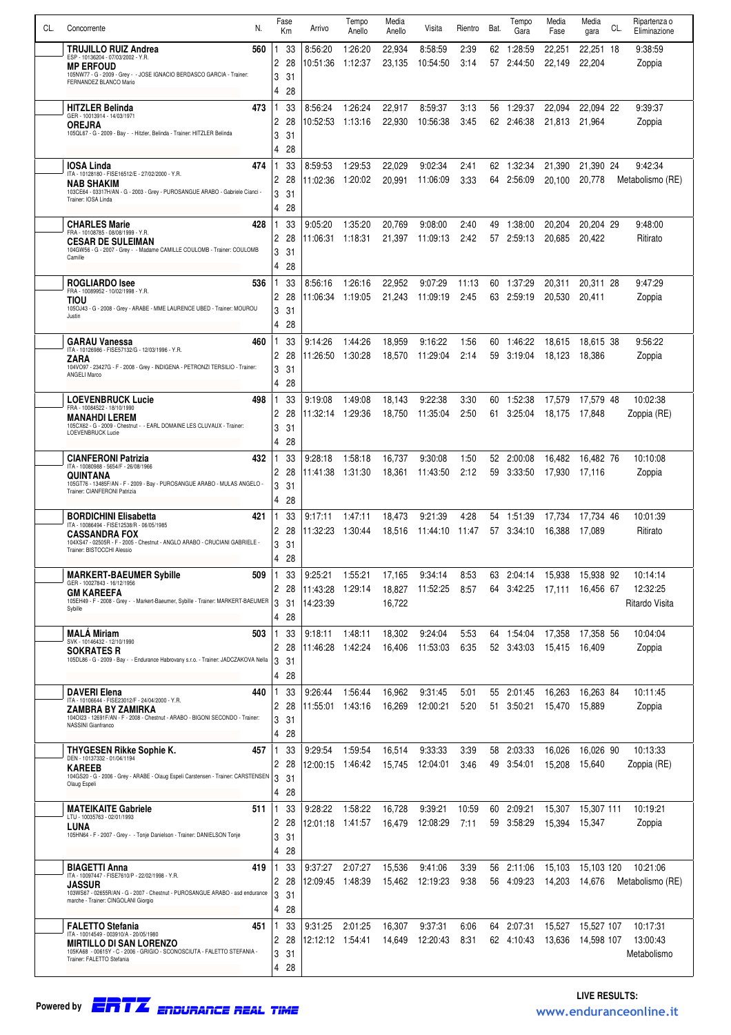| CL. | Concorrente | N. | Fase | Km | Arrivo | Tempo Anello | Media Anello | Visita | Rientro | Bat. | Tempo Gara | Media Fase | Media gara | CL. | Ripartenza o Eliminazione |
|---|---|---|---|---|---|---|---|---|---|---|---|---|---|---|---|
| | **TRUJILLO RUIZ Andrea** ESP - 10136204 - 07/03/2002 - Y.R. **MP ERFOUD** 105NW77 - G - 2009 - Grey - - JOSE IGNACIO BERDASCO GARCIA - Trainer: FERNANDEZ BLANCO Mario | 560 | 1 | 33 | 8:56:20 | 1:26:20 | 22,934 | 8:58:59 | 2:39 | 62 | 1:28:59 | 22,251 | 22,251 | 18 | 9:38:59 |
| | | | 2 | 28 | 10:51:36 | 1:12:37 | 23,135 | 10:54:50 | 3:14 | 57 | 2:44:50 | 22,149 | 22,204 | | Zoppia |
| | | | 3 | 31 | | | | | | | | | | | |
| | | | 4 | 28 | | | | | | | | | | | |
| | **HITZLER Belinda** GER - 10013914 - 14/03/1971 **OREJRA** 105QL67 - G - 2009 - Bay - - Hitzler, Belinda - Trainer: HITZLER Belinda | 473 | 1 | 33 | 8:56:24 | 1:26:24 | 22,917 | 8:59:37 | 3:13 | 56 | 1:29:37 | 22,094 | 22,094 | 22 | 9:39:37 |
| | | | 2 | 28 | 10:52:53 | 1:13:16 | 22,930 | 10:56:38 | 3:45 | 62 | 2:46:38 | 21,813 | 21,964 | | Zoppia |
| | | | 3 | 31 | | | | | | | | | | | |
| | | | 4 | 28 | | | | | | | | | | | |
| | **IOSA Linda** ITA - 10128180 - FISE16512/E - 27/02/2000 - Y.R. **NAB SHAKIM** 103CE64 - 03317H/AN - G - 2003 - Grey - PUROSANGUE ARABO - Gabriele Cianci - Trainer: IOSA Linda | 474 | 1 | 33 | 8:59:53 | 1:29:53 | 22,029 | 9:02:34 | 2:41 | 62 | 1:32:34 | 21,390 | 21,390 | 24 | 9:42:34 |
| | | | 2 | 28 | 11:02:36 | 1:20:02 | 20,991 | 11:06:09 | 3:33 | 64 | 2:56:09 | 20,100 | 20,778 | | Metabolismo (RE) |
| | | | 3 | 31 | | | | | | | | | | | |
| | | | 4 | 28 | | | | | | | | | | | |
| | **CHARLES Marie** FRA - 10108785 - 08/08/1999 - Y.R. **CESAR DE SULEIMAN** 104GW56 - G - 2007 - Grey - - Madame CAMILLE COULOMB - Trainer: COULOMB Camille | 428 | 1 | 33 | 9:05:20 | 1:35:20 | 20,769 | 9:08:00 | 2:40 | 49 | 1:38:00 | 20,204 | 20,204 | 29 | 9:48:00 |
| | | | 2 | 28 | 11:06:31 | 1:18:31 | 21,397 | 11:09:13 | 2:42 | 57 | 2:59:13 | 20,685 | 20,422 | | Ritirato |
| | | | 3 | 31 | | | | | | | | | | | |
| | | | 4 | 28 | | | | | | | | | | | |
| | **ROGLIARDO Isee** FRA - 10089952 - 10/02/1998 - Y.R. **TIOU** 105OJ43 - G - 2008 - Grey - ARABE - MME LAURENCE UBED - Trainer: MOUROU Justin | 536 | 1 | 33 | 8:56:16 | 1:26:16 | 22,952 | 9:07:29 | 11:13 | 60 | 1:37:29 | 20,311 | 20,311 | 28 | 9:47:29 |
| | | | 2 | 28 | 11:06:34 | 1:19:05 | 21,243 | 11:09:19 | 2:45 | 63 | 2:59:19 | 20,530 | 20,411 | | Zoppia |
| | | | 3 | 31 | | | | | | | | | | | |
| | | | 4 | 28 | | | | | | | | | | | |
| | **GARAU Vanessa** ITA - 10126986 - FISE57132/G - 12/03/1996 - Y.R. **ZARA** 104VO97 - 23427G - F - 2008 - Grey - INDIGENA - PETRONZI TERSILIO - Trainer: ANGELI Marco | 460 | 1 | 33 | 9:14:26 | 1:44:26 | 18,959 | 9:16:22 | 1:56 | 60 | 1:46:22 | 18,615 | 18,615 | 38 | 9:56:22 |
| | | | 2 | 28 | 11:26:50 | 1:30:28 | 18,570 | 11:29:04 | 2:14 | 59 | 3:19:04 | 18,123 | 18,386 | | Zoppia |
| | | | 3 | 31 | | | | | | | | | | | |
| | | | 4 | 28 | | | | | | | | | | | |
| | **LOEVENBRUCK Lucie** FRA - 10084522 - 18/10/1990 **MANAHDI LEREM** 105CX62 - G - 2009 - Chestnut - - EARL DOMAINE LES CLUVAUX - Trainer: LOEVENBRUCK Lucie | 498 | 1 | 33 | 9:19:08 | 1:49:08 | 18,143 | 9:22:38 | 3:30 | 60 | 1:52:38 | 17,579 | 17,579 | 48 | 10:02:38 |
| | | | 2 | 28 | 11:32:14 | 1:29:36 | 18,750 | 11:35:04 | 2:50 | 61 | 3:25:04 | 18,175 | 17,848 | | Zoppia (RE) |
| | | | 3 | 31 | | | | | | | | | | | |
| | | | 4 | 28 | | | | | | | | | | | |
| | **CIANFERONI Patrizia** ITA - 10080988 - 5654/F - 26/08/1966 **QUINTANA** 105GT76 - 13485F/AN - F - 2009 - Bay - PUROSANGUE ARABO - MULAS ANGELO - Trainer: CIANFERONI Patrizia | 432 | 1 | 33 | 9:28:18 | 1:58:18 | 16,737 | 9:30:08 | 1:50 | 52 | 2:00:08 | 16,482 | 16,482 | 76 | 10:10:08 |
| | | | 2 | 28 | 11:41:38 | 1:31:30 | 18,361 | 11:43:50 | 2:12 | 59 | 3:33:50 | 17,930 | 17,116 | | Zoppia |
| | | | 3 | 31 | | | | | | | | | | | |
| | | | 4 | 28 | | | | | | | | | | | |
| | **BORDICHINI Elisabetta** ITA - 10086494 - FISE12538/R - 06/05/1985 **CASSANDRA FOX** 104XS47 - 02505R - F - 2005 - Chestnut - ANGLO ARABO - CRUCIANI GABRIELE - Trainer: BISTOCCHI Alessio | 421 | 1 | 33 | 9:17:11 | 1:47:11 | 18,473 | 9:21:39 | 4:28 | 54 | 1:51:39 | 17,734 | 17,734 | 46 | 10:01:39 |
| | | | 2 | 28 | 11:32:23 | 1:30:44 | 18,516 | 11:44:10 | 11:47 | 57 | 3:34:10 | 16,388 | 17,089 | | Ritirato |
| | | | 3 | 31 | | | | | | | | | | | |
| | | | 4 | 28 | | | | | | | | | | | |
| | **MARKERT-BAEUMER Sybille** GER - 10027843 - 16/12/1956 **GM KAREEFA** 105EH49 - F - 2008 - Grey - - Markert-Baeumer, Sybille - Trainer: MARKERT-BAEUMER Sybille | 509 | 1 | 33 | 9:25:21 | 1:55:21 | 17,165 | 9:34:14 | 8:53 | 63 | 2:04:14 | 15,938 | 15,938 | 92 | 10:14:14 |
| | | | 2 | 28 | 11:43:28 | 1:29:14 | 18,827 | 11:52:25 | 8:57 | 64 | 3:42:25 | 17,111 | 16,456 | 67 | 12:32:25 |
| | | | 3 | 31 | 14:23:39 | | 16,722 | | | | | | | | Ritardo Visita |
| | | | 4 | 28 | | | | | | | | | | | |
| | **MALÁ Miriam** SVK - 10146432 - 12/10/1990 **SOKRATES R** 105DL86 - G - 2009 - Bay - - Endurance Habrovany s.r.o. - Trainer: JADCZAKOVA Nella | 503 | 1 | 33 | 9:18:11 | 1:48:11 | 18,302 | 9:24:04 | 5:53 | 64 | 1:54:04 | 17,358 | 17,358 | 56 | 10:04:04 |
| | | | 2 | 28 | 11:46:28 | 1:42:24 | 16,406 | 11:53:03 | 6:35 | 52 | 3:43:03 | 15,415 | 16,409 | | Zoppia |
| | | | 3 | 31 | | | | | | | | | | | |
| | | | 4 | 28 | | | | | | | | | | | |
| | **DAVERI Elena** ITA - 10106644 - FISE23012/F - 24/04/2000 - Y.R. **ZAMBRA BY ZAMIRKA** 104OI23 - 12691F/AN - F - 2008 - Chestnut - ARABO - BIGONI SECONDO - Trainer: NASSINI Gianfranco | 440 | 1 | 33 | 9:26:44 | 1:56:44 | 16,962 | 9:31:45 | 5:01 | 55 | 2:01:45 | 16,263 | 16,263 | 84 | 10:11:45 |
| | | | 2 | 28 | 11:55:01 | 1:43:16 | 16,269 | 12:00:21 | 5:20 | 51 | 3:50:21 | 15,470 | 15,889 | | Zoppia |
| | | | 3 | 31 | | | | | | | | | | | |
| | | | 4 | 28 | | | | | | | | | | | |
| | **THYGESEN Rikke Sophie K.** DEN - 10137332 - 01/04/1194 **KAREEB** 104GS20 - G - 2006 - Grey - ARABE - Olaug Espeli Carstensen - Trainer: CARSTENSEN Olaug Espeli | 457 | 1 | 33 | 9:29:54 | 1:59:54 | 16,514 | 9:33:33 | 3:39 | 58 | 2:03:33 | 16,026 | 16,026 | 90 | 10:13:33 |
| | | | 2 | 28 | 12:00:15 | 1:46:42 | 15,745 | 12:04:01 | 3:46 | 49 | 3:54:01 | 15,208 | 15,640 | | Zoppia (RE) |
| | | | 3 | 31 | | | | | | | | | | | |
| | | | 4 | 28 | | | | | | | | | | | |
| | **MATEIKAITE Gabriele** LTU - 10035763 - 02/01/1993 **LUNA** 105HN64 - F - 2007 - Grey - - Tonje Danielson - Trainer: DANIELSON Tonje | 511 | 1 | 33 | 9:28:22 | 1:58:22 | 16,728 | 9:39:21 | 10:59 | 60 | 2:09:21 | 15,307 | 15,307 | 111 | 10:19:21 |
| | | | 2 | 28 | 12:01:18 | 1:41:57 | 16,479 | 12:08:29 | 7:11 | 59 | 3:58:29 | 15,394 | 15,347 | | Zoppia |
| | | | 3 | 31 | | | | | | | | | | | |
| | | | 4 | 28 | | | | | | | | | | | |
| | **BIAGETTI Anna** ITA - 10097447 - FISE7610/P - 22/02/1998 - Y.R. **JASSUR** 103WS67 - 02655R/AN - G - 2007 - Chestnut - PUROSANGUE ARABO - asd endurance marche - Trainer: CINGOLANI Giorgio | 419 | 1 | 33 | 9:37:27 | 2:07:27 | 15,536 | 9:41:06 | 3:39 | 56 | 2:11:06 | 15,103 | 15,103 | 120 | 10:21:06 |
| | | | 2 | 28 | 12:09:45 | 1:48:39 | 15,462 | 12:19:23 | 9:38 | 56 | 4:09:23 | 14,203 | 14,676 | | Metabolismo (RE) |
| | | | 3 | 31 | | | | | | | | | | | |
| | | | 4 | 28 | | | | | | | | | | | |
| | **FALETTO Stefania** ITA - 10014549 - 003910/A - 20/05/1980 **MIRTILLO DI SAN LORENZO** 105KA68 - 00615Y - C - 2006 - GRIGIO - SCONOSCIUTA - FALETTO STEFANIA - Trainer: FALETTO Stefania | 451 | 1 | 33 | 9:31:25 | 2:01:25 | 16,307 | 9:37:31 | 6:06 | 64 | 2:07:31 | 15,527 | 15,527 | 107 | 10:17:31 |
| | | | 2 | 28 | 12:12:12 | 1:54:41 | 14,649 | 12:20:43 | 8:31 | 62 | 4:10:43 | 13,636 | 14,598 | 107 | 13:00:43 |
| | | | 3 | 31 | | | | | | | | | | | Metabolismo |
| | | | 4 | 28 | | | | | | | | | | | |

Powered by ERTZ ENDURANCE REAL TIME

LIVE RESULTS: www.enduranceonline.it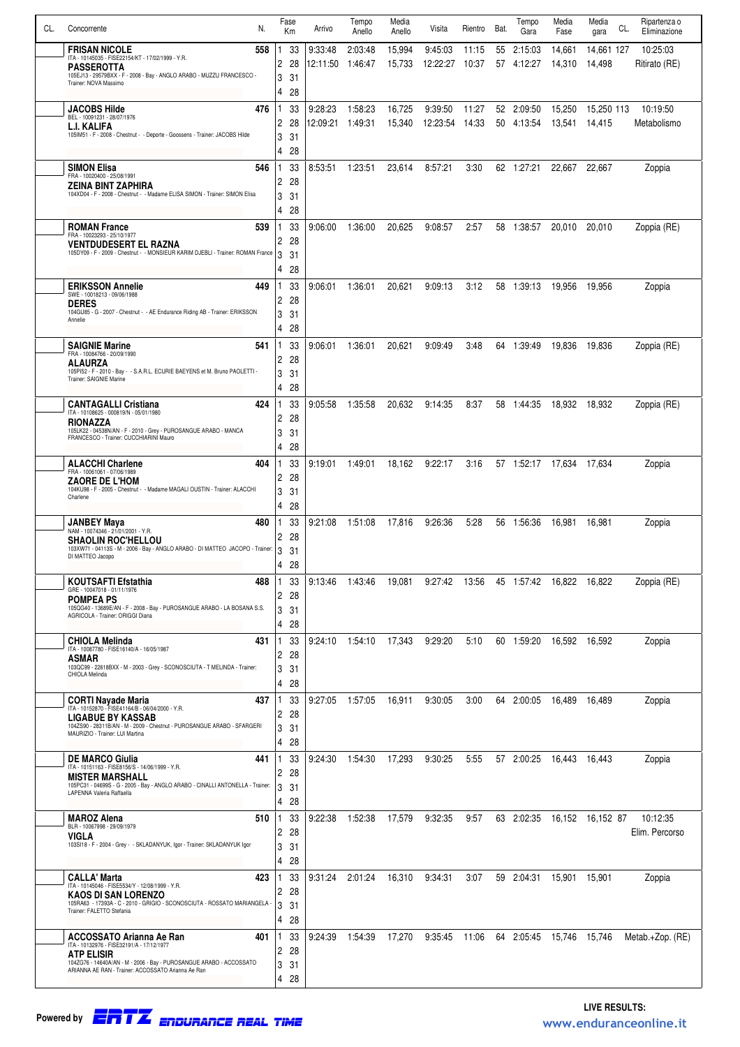| CL. | Concorrente | N. | Fase | Km | Arrivo | Tempo Anello | Media Anello | Visita | Rientro | Bat. | Tempo Gara | Media Fase | Media gara | CL. | Ripartenza o Eliminazione |
|---|---|---|---|---|---|---|---|---|---|---|---|---|---|---|---|
| | **FRISAN NICOLE** ITA - 10145035 - FISE22154/KT - 17/02/1999 - Y.R. **PASSEROTTA** 105EJ13 - 29579BXX - F - 2008 - Bay - ANGLO ARABO - MUZZU FRANCESCO - Trainer: NOVA Massimo | 558 | 1 | 33 | 9:33:48 | 2:03:48 | 15,994 | 9:45:03 | 11:15 | 55 | 2:15:03 | 14,661 | 14,661 | 127 | 10:25:03 |
| | | | 2 | 28 | 12:11:50 | 1:46:47 | 15,733 | 12:22:27 | 10:37 | 57 | 4:12:27 | 14,310 | 14,498 | | Ritirato (RE) |
| | | | 3 | 31 | | | | | | | | | | | |
| | | | 4 | 28 | | | | | | | | | | | |
| | **JACOBS Hilde** BEL - 10091231 - 28/07/1976 **L.I. KALIFA** 105IM51 - F - 2008 - Chestnut - - Deporte - Goossens - Trainer: JACOBS Hilde | 476 | 1 | 33 | 9:28:23 | 1:58:23 | 16,725 | 9:39:50 | 11:27 | 52 | 2:09:50 | 15,250 | 15,250 | 113 | 10:19:50 |
| | | | 2 | 28 | 12:09:21 | 1:49:31 | 15,340 | 12:23:54 | 14:33 | 50 | 4:13:54 | 13,541 | 14,415 | | Metabolismo |
| | | | 3 | 31 | | | | | | | | | | | |
| | | | 4 | 28 | | | | | | | | | | | |
| | **SIMON Elisa** FRA - 10020400 - 25/08/1991 **ZEINA BINT ZAPHIRA** 104XD04 - F - 2008 - Chestnut - - Madame ELISA SIMON - Trainer: SIMON Elisa | 546 | 1 | 33 | 8:53:51 | 1:23:51 | 23,614 | 8:57:21 | 3:30 | 62 | 1:27:21 | 22,667 | 22,667 | | Zoppia |
| | | | 2 | 28 | | | | | | | | | | | |
| | | | 3 | 31 | | | | | | | | | | | |
| | | | 4 | 28 | | | | | | | | | | | |
| | **ROMAN France** FRA - 10023293 - 25/10/1977 **VENTDUDESERT EL RAZNA** 105DY09 - F - 2009 - Chestnut - - MONSIEUR KARIM DJEBLI - Trainer: ROMAN France | 539 | 1 | 33 | 9:06:00 | 1:36:00 | 20,625 | 9:08:57 | 2:57 | 58 | 1:38:57 | 20,010 | 20,010 | | Zoppia (RE) |
| | | | 2 | 28 | | | | | | | | | | | |
| | | | 3 | 31 | | | | | | | | | | | |
| | | | 4 | 28 | | | | | | | | | | | |
| | **ERIKSSON Annelie** SWE - 10018213 - 09/06/1988 **DERES** 104GU85 - G - 2007 - Chestnut - - AE Endurance Riding AB - Trainer: ERIKSSON Annelie | 449 | 1 | 33 | 9:06:01 | 1:36:01 | 20,621 | 9:09:13 | 3:12 | 58 | 1:39:13 | 19,956 | 19,956 | | Zoppia |
| | | | 2 | 28 | | | | | | | | | | | |
| | | | 3 | 31 | | | | | | | | | | | |
| | | | 4 | 28 | | | | | | | | | | | |
| | **SAIGNIE Marine** FRA - 10084766 - 20/09/1990 **ALAURZA** 105PI52 - F - 2010 - Bay - - S.A.R.L. ECURIE BAEYENS et M. Bruno PAOLETTI - Trainer: SAIGNIE Marine | 541 | 1 | 33 | 9:06:01 | 1:36:01 | 20,621 | 9:09:49 | 3:48 | 64 | 1:39:49 | 19,836 | 19,836 | | Zoppia (RE) |
| | | | 2 | 28 | | | | | | | | | | | |
| | | | 3 | 31 | | | | | | | | | | | |
| | | | 4 | 28 | | | | | | | | | | | |
| | **CANTAGALLI Cristiana** ITA - 10108625 - 000819/N - 05/01/1980 **RIONAZZA** 105LK22 - 04538N/AN - F - 2010 - Grey - PUROSANGUE ARABO - MANCA FRANCESCO - Trainer: CUCCHIARINI Mauro | 424 | 1 | 33 | 9:05:58 | 1:35:58 | 20,632 | 9:14:35 | 8:37 | 58 | 1:44:35 | 18,932 | 18,932 | | Zoppia (RE) |
| | | | 2 | 28 | | | | | | | | | | | |
| | | | 3 | 31 | | | | | | | | | | | |
| | | | 4 | 28 | | | | | | | | | | | |
| | **ALACCHI Charlene** FRA - 10061061 - 07/06/1989 **ZAORE DE L'HOM** 104KU98 - F - 2005 - Chestnut - - Madame MAGALI OUSTIN - Trainer: ALACCHI Charlene | 404 | 1 | 33 | 9:19:01 | 1:49:01 | 18,162 | 9:22:17 | 3:16 | 57 | 1:52:17 | 17,634 | 17,634 | | Zoppia |
| | | | 2 | 28 | | | | | | | | | | | |
| | | | 3 | 31 | | | | | | | | | | | |
| | | | 4 | 28 | | | | | | | | | | | |
| | **JANBEY Maya** NAM - 10074346 - 21/01/2001 - Y.R. **SHAOLIN ROC'HELLOU** 103XW71 - 04113S - M - 2006 - Bay - ANGLO ARABO - DI MATTEO JACOPO - Trainer: DI MATTEO Jacopo | 480 | 1 | 33 | 9:21:08 | 1:51:08 | 17,816 | 9:26:36 | 5:28 | 56 | 1:56:36 | 16,981 | 16,981 | | Zoppia |
| | | | 2 | 28 | | | | | | | | | | | |
| | | | 3 | 31 | | | | | | | | | | | |
| | | | 4 | 28 | | | | | | | | | | | |
| | **KOUTSAFTI Efstathia** GRE - 10047018 - 01/11/1976 **POMPEA PS** 105QG40 - 13689E/AN - F - 2008 - Bay - PUROSANGUE ARABO - LA BOSANA S.S. AGRICOLA - Trainer: ORIGGI Diana | 488 | 1 | 33 | 9:13:46 | 1:43:46 | 19,081 | 9:27:42 | 13:56 | 45 | 1:57:42 | 16,822 | 16,822 | | Zoppia (RE) |
| | | | 2 | 28 | | | | | | | | | | | |
| | | | 3 | 31 | | | | | | | | | | | |
| | | | 4 | 28 | | | | | | | | | | | |
| | **CHIOLA Melinda** ITA - 10087780 - FISE16140/A - 16/05/1987 **ASMAR** 103QC99 - 22618BXX - M - 2003 - Grey - SCONOSCIUTA - T MELINDA - Trainer: CHIOLA Melinda | 431 | 1 | 33 | 9:24:10 | 1:54:10 | 17,343 | 9:29:20 | 5:10 | 60 | 1:59:20 | 16,592 | 16,592 | | Zoppia |
| | | | 2 | 28 | | | | | | | | | | | |
| | | | 3 | 31 | | | | | | | | | | | |
| | | | 4 | 28 | | | | | | | | | | | |
| | **CORTI Nayade Maria** ITA - 10152870 - FISE41164/B - 06/04/2000 - Y.R. **LIGABUE BY KASSAB** 104ZS90 - 28311B/AN - M - 2009 - Chestnut - PUROSANGUE ARABO - SFARGERI MAURIZIO - Trainer: LUI Martina | 437 | 1 | 33 | 9:27:05 | 1:57:05 | 16,911 | 9:30:05 | 3:00 | 64 | 2:00:05 | 16,489 | 16,489 | | Zoppia |
| | | | 2 | 28 | | | | | | | | | | | |
| | | | 3 | 31 | | | | | | | | | | | |
| | | | 4 | 28 | | | | | | | | | | | |
| | **DE MARCO Giulia** ITA - 10151163 - FISE8156/S - 14/06/1999 - Y.R. **MISTER MARSHALL** 105PC31 - 04699S - G - 2005 - Bay - ANGLO ARABO - CINALLI ANTONELLA - Trainer: LAPENNA Valeria Raffaella | 441 | 1 | 33 | 9:24:30 | 1:54:30 | 17,293 | 9:30:25 | 5:55 | 57 | 2:00:25 | 16,443 | 16,443 | | Zoppia |
| | | | 2 | 28 | | | | | | | | | | | |
| | | | 3 | 31 | | | | | | | | | | | |
| | | | 4 | 28 | | | | | | | | | | | |
| | **MAROZ Alena** BLR - 10067998 - 29/09/1979 **VIGLA** 103SI18 - F - 2004 - Grey - - SKLADANYUK, Igor - Trainer: SKLADANYUK Igor | 510 | 1 | 33 | 9:22:38 | 1:52:38 | 17,579 | 9:32:35 | 9:57 | 63 | 2:02:35 | 16,152 | 16,152 | 87 | 10:12:35 |
| | | | 2 | 28 | | | | | | | | | | | Elim. Percorso |
| | | | 3 | 31 | | | | | | | | | | | |
| | | | 4 | 28 | | | | | | | | | | | |
| | **CALLA' Marta** ITA - 10145046 - FISE5534/Y - 12/08/1999 - Y.R. **KAOS DI SAN LORENZO** 105RA63 - 17393A - C - 2010 - GRIGIO - SCONOSCIUTA - ROSSATO MARIANGELA - Trainer: FALETTO Stefania | 423 | 1 | 33 | 9:31:24 | 2:01:24 | 16,310 | 9:34:31 | 3:07 | 59 | 2:04:31 | 15,901 | 15,901 | | Zoppia |
| | | | 2 | 28 | | | | | | | | | | | |
| | | | 3 | 31 | | | | | | | | | | | |
| | | | 4 | 28 | | | | | | | | | | | |
| | **ACCOSSATO Arianna Ae Ran** ITA - 10132976 - FISE32191/A - 17/12/1977 **ATP ELISIR** 104ZG76 - 14640A/AN - M - 2006 - Bay - PUROSANGUE ARABO - ACCOSSATO ARIANNA AE RAN - Trainer: ACCOSSATO Arianna Ae Ran | 401 | 1 | 33 | 9:24:39 | 1:54:39 | 17,270 | 9:35:45 | 11:06 | 64 | 2:05:45 | 15,746 | 15,746 | | Metab.+Zop. (RE) |
| | | | 2 | 28 | | | | | | | | | | | |
| | | | 3 | 31 | | | | | | | | | | | |
| | | | 4 | 28 | | | | | | | | | | | |

Powered by ERTZ ENDURANCE REAL TIME

LIVE RESULTS: www.enduranceonline.it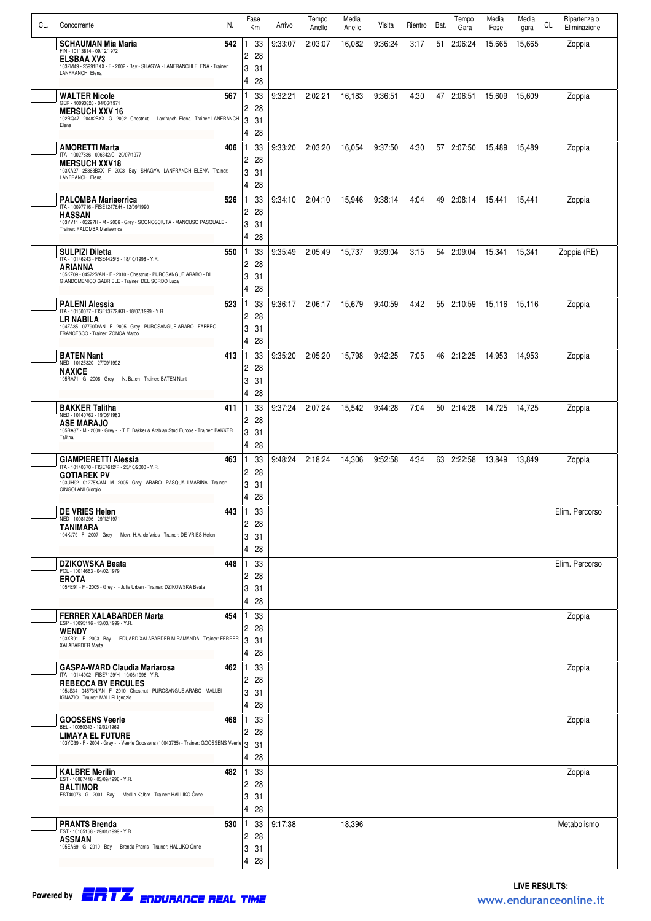| CL. | Concorrente | N. | Fase Km | Arrivo | Tempo Anello | Media Anello | Visita | Rientro | Bat. | Tempo Gara | Media Fase | Media gara | CL. | Ripartenza o Eliminazione |
|---|---|---|---|---|---|---|---|---|---|---|---|---|---|---|
| | **SCHAUMAN Mia Maria** FIN - 10113814 - 09/12/1972 **ELSBAA XV3** 103ZM49 - 25991BXX - F - 2002 - Bay - SHAGYA - LANFRANCHI ELENA - Trainer: LANFRANCHI Elena | 542 | 1 33 | 9:33:07 | 2:03:07 | 16,082 | 9:36:24 | 3:17 | 51 | 2:06:24 | 15,665 | 15,665 | | Zoppia |
| | | | 2 28 | | | | | | | | | | | |
| | | | 3 31 | | | | | | | | | | | |
| | | | 4 28 | | | | | | | | | | | |
| | **WALTER Nicole** GER - 10093826 - 04/06/1971 **MERSUCH XXV 16** 102RQ47 - 20482BXX - G - 2002 - Chestnut - - Lanfranchi Elena - Trainer: LANFRANCHI Elena | 567 | 1 33 | 9:32:21 | 2:02:21 | 16,183 | 9:36:51 | 4:30 | 47 | 2:06:51 | 15,609 | 15,609 | | Zoppia |
| | | | 2 28 | | | | | | | | | | | |
| | | | 3 31 | | | | | | | | | | | |
| | | | 4 28 | | | | | | | | | | | |
| | **AMORETTI Marta** ITA - 10027836 - 006342/C - 20/07/1977 **MERSUCH XXV18** 103XA27 - 25363BXX - F - 2003 - Bay - SHAGYA - LANFRANCHI ELENA - Trainer: LANFRANCHI Elena | 406 | 1 33 | 9:33:20 | 2:03:20 | 16,054 | 9:37:50 | 4:30 | 57 | 2:07:50 | 15,489 | 15,489 | | Zoppia |
| | | | 2 28 | | | | | | | | | | | |
| | | | 3 31 | | | | | | | | | | | |
| | | | 4 28 | | | | | | | | | | | |
| | **PALOMBA Mariaerrica** ITA - 10097716 - FISE12476/H - 12/09/1990 **HASSAN** 103YV11 - 03297H - M - 2006 - Grey - SCONOSCIUTA - MANCUSO PASQUALE - Trainer: PALOMBA Mariaerrica | 526 | 1 33 | 9:34:10 | 2:04:10 | 15,946 | 9:38:14 | 4:04 | 49 | 2:08:14 | 15,441 | 15,441 | | Zoppia |
| | | | 2 28 | | | | | | | | | | | |
| | | | 3 31 | | | | | | | | | | | |
| | | | 4 28 | | | | | | | | | | | |
| | **SULPIZI Diletta** ITA - 10146243 - FISE4425/S - 18/10/1998 - Y.R. **ARIANNA** 105KZ09 - 04572S/AN - F - 2010 - Chestnut - PUROSANGUE ARABO - DI GIANDOMENICO GABRIELE - Trainer: DEL SORDO Luca | 550 | 1 33 | 9:35:49 | 2:05:49 | 15,737 | 9:39:04 | 3:15 | 54 | 2:09:04 | 15,341 | 15,341 | | Zoppia (RE) |
| | | | 2 28 | | | | | | | | | | | |
| | | | 3 31 | | | | | | | | | | | |
| | | | 4 28 | | | | | | | | | | | |
| | **PALENI Alessia** ITA - 10150077 - FISE13772/KB - 18/07/1999 - Y.R. **LR NABILA** 104ZA35 - 07790D/AN - F - 2005 - Grey - PUROSANGUE ARABO - FABBRO FRANCESCO - Trainer: ZONCA Marco | 523 | 1 33 | 9:36:17 | 2:06:17 | 15,679 | 9:40:59 | 4:42 | 55 | 2:10:59 | 15,116 | 15,116 | | Zoppia |
| | | | 2 28 | | | | | | | | | | | |
| | | | 3 31 | | | | | | | | | | | |
| | | | 4 28 | | | | | | | | | | | |
| | **BATEN Nant** NED - 10125320 - 27/09/1992 **NAXICE** 105RA71 - G - 2006 - Grey - - N. Baten - Trainer: BATEN Nant | 413 | 1 33 | 9:35:20 | 2:05:20 | 15,798 | 9:42:25 | 7:05 | 46 | 2:12:25 | 14,953 | 14,953 | | Zoppia |
| | | | 2 28 | | | | | | | | | | | |
| | | | 3 31 | | | | | | | | | | | |
| | | | 4 28 | | | | | | | | | | | |
| | **BAKKER Talitha** NED - 10140762 - 19/06/1983 **ASE MARAJO** 105RA87 - M - 2009 - Grey - - T.E. Bakker & Arabian Stud Europe - Trainer: BAKKER Talitha | 411 | 1 33 | 9:37:24 | 2:07:24 | 15,542 | 9:44:28 | 7:04 | 50 | 2:14:28 | 14,725 | 14,725 | | Zoppia |
| | | | 2 28 | | | | | | | | | | | |
| | | | 3 31 | | | | | | | | | | | |
| | | | 4 28 | | | | | | | | | | | |
| | **GIAMPIERETTI Alessia** ITA - 10140670 - FISE7612/P - 25/10/2000 - Y.R. **GOTIAREK PV** 103UH92 - 01275X/AN - M - 2005 - Grey - ARABO - PASQUALI MARINA - Trainer: CINGOLANI Giorgio | 463 | 1 33 | 9:48:24 | 2:18:24 | 14,306 | 9:52:58 | 4:34 | 63 | 2:22:58 | 13,849 | 13,849 | | Zoppia |
| | | | 2 28 | | | | | | | | | | | |
| | | | 3 31 | | | | | | | | | | | |
| | | | 4 28 | | | | | | | | | | | |
| | **DE VRIES Helen** NED - 10081296 - 29/12/1971 **TANIMARA** 104KJ79 - F - 2007 - Grey - - Mevr. H.A. de Vries - Trainer: DE VRIES Helen | 443 | 1 33 | | | | | | | | | | | Elim. Percorso |
| | | | 2 28 | | | | | | | | | | | |
| | | | 3 31 | | | | | | | | | | | |
| | | | 4 28 | | | | | | | | | | | |
| | **DZIKOWSKA Beata** POL - 10014663 - 04/02/1979 **EROTA** 105FE91 - F - 2005 - Grey - - Julia Urban - Trainer: DZIKOWSKA Beata | 448 | 1 33 | | | | | | | | | | | Elim. Percorso |
| | | | 2 28 | | | | | | | | | | | |
| | | | 3 31 | | | | | | | | | | | |
| | | | 4 28 | | | | | | | | | | | |
| | **FERRER XALABARDER Marta** ESP - 10095116 - 13/03/1999 - Y.R. **WENDY** 103XB91 - F - 2003 - Bay - - EDUARD XALABARDER MIRAMANDA - Trainer: FERRER XALABARDER Marta | 454 | 1 33 | | | | | | | | | | | Zoppia |
| | | | 2 28 | | | | | | | | | | | |
| | | | 3 31 | | | | | | | | | | | |
| | | | 4 28 | | | | | | | | | | | |
| | **GASPA-WARD Claudia Mariarosa** ITA - 10144902 - FISE7129/H - 10/08/1998 - Y.R. **REBECCA BY ERCULES** 105JS34 - 04573N/AN - F - 2010 - Chestnut - PUROSANGUE ARABO - MALLEI IGNAZIO - Trainer: MALLEI Ignazio | 462 | 1 33 | | | | | | | | | | | Zoppia |
| | | | 2 28 | | | | | | | | | | | |
| | | | 3 31 | | | | | | | | | | | |
| | | | 4 28 | | | | | | | | | | | |
| | **GOOSSENS Veerle** BEL - 10080343 - 19/02/1969 **LIMAYA EL FUTURE** 103YC39 - F - 2004 - Grey - - Veerle Goossens (10043765) - Trainer: GOOSSENS Veerle | 468 | 1 33 | | | | | | | | | | | Zoppia |
| | | | 2 28 | | | | | | | | | | | |
| | | | 3 31 | | | | | | | | | | | |
| | | | 4 28 | | | | | | | | | | | |
| | **KALBRE Merilin** EST - 10087418 - 03/09/1996 - Y.R. **BALTIMOR** EST40076 - G - 2001 - Bay - - Merilin Kalbre - Trainer: HALLIKO Õnne | 482 | 1 33 | | | | | | | | | | | Zoppia |
| | | | 2 28 | | | | | | | | | | | |
| | | | 3 31 | | | | | | | | | | | |
| | | | 4 28 | | | | | | | | | | | |
| | **PRANTS Brenda** EST - 10105168 - 29/01/1999 - Y.R. **ASSMAN** 105EA69 - G - 2010 - Bay - - Brenda Prants - Trainer: HALLIKO Õnne | 530 | 1 33 | 9:17:38 | | 18,396 | | | | | | | | Metabolismo |
| | | | 2 28 | | | | | | | | | | | |
| | | | 3 31 | | | | | | | | | | | |
| | | | 4 28 | | | | | | | | | | | |

Powered by ERTZ ENDURANCE REAL TIME

LIVE RESULTS: www.enduranceonline.it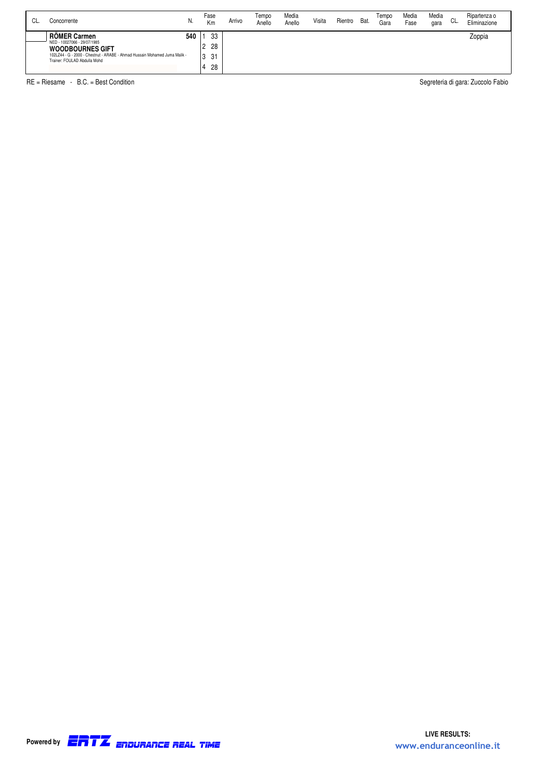| CL. | Concorrente | N. | Fase Km | Arrivo | Tempo Anello | Media Anello | Visita | Rientro | Bat. | Tempo Gara | Media Fase | Media gara | CL. | Ripartenza o Eliminazione |
|---|---|---|---|---|---|---|---|---|---|---|---|---|---|---|
| | **RÖMER Carmen**<br>NED - 10027066 - 29/07/1985<br>**WOODBOURNES GIFT**<br>102LZ44 - G - 2000 - Chestnut - ARABE - Ahmad Hussain Mohamed Juma Malik -<br>Trainer: FOULAD Abdulla Mohd | 540 | 1 33<br>2 28<br>3 31<br>4 28 | | | | | | | | | | | Zoppia |

RE = Riesame - B.C. = Best Condition

Segreteria di gara: Zuccolo Fabio

Powered by ERTZ ENDURANCE REAL TIME

LIVE RESULTS: www.enduranceonline.it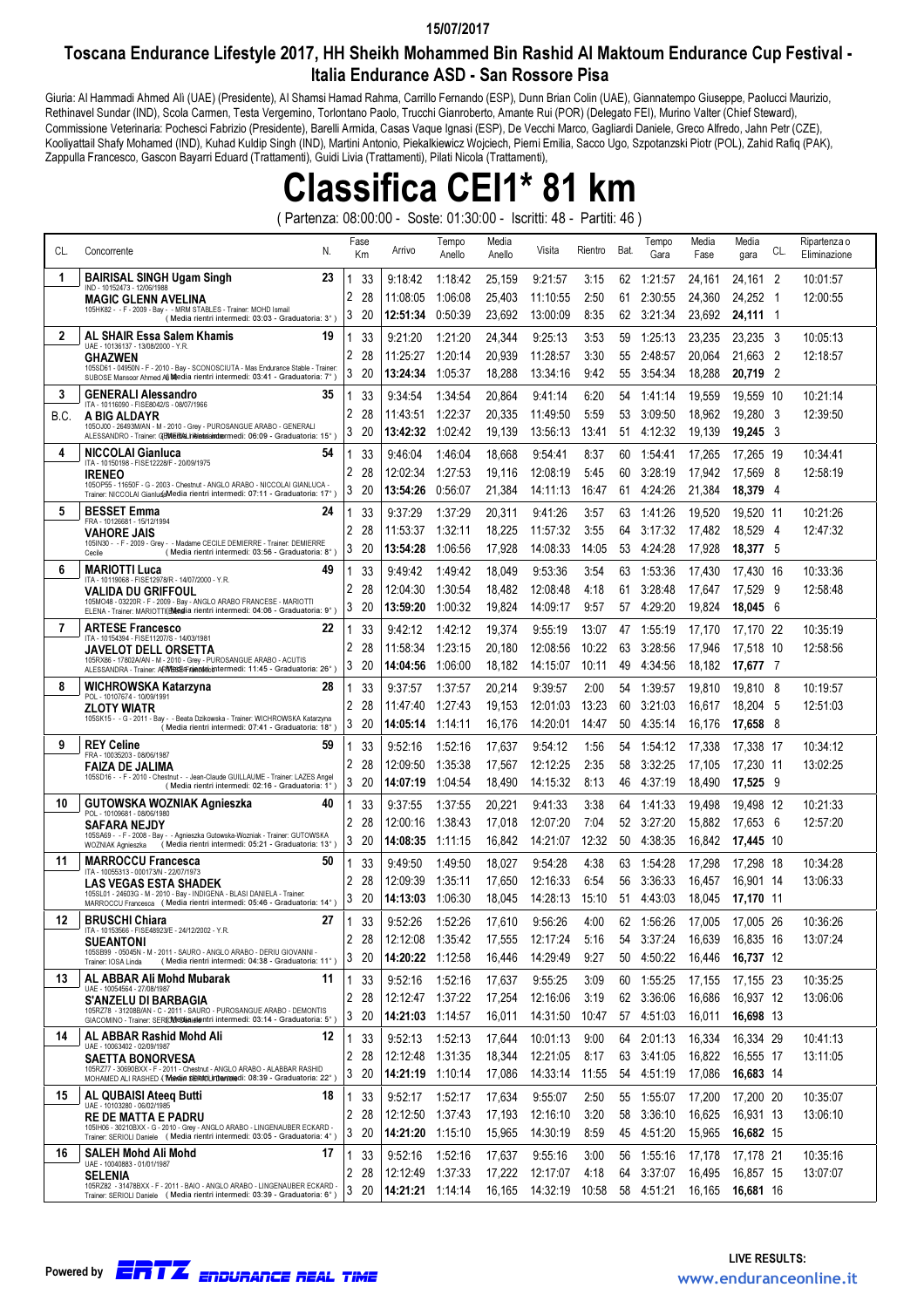15/07/2017

## Toscana Endurance Lifestyle 2017, HH Sheikh Mohammed Bin Rashid Al Maktoum Endurance Cup Festival - Italia Endurance ASD - San Rossore Pisa

Giuria: Al Hammadi Ahmed Ali (UAE) (Presidente), Al Shamsi Hamad Rahma, Carrillo Fernando (ESP), Dunn Brian Colin (UAE), Giannatempo Giuseppe, Paolucci Maurizio, Rethinavel Sundar (IND), Scola Carmen, Testa Vergemino, Torlontano Paolo, Trucchi Gianroberto, Amante Rui (POR) (Delegato FEI), Murino Valter (Chief Steward), Commissione Veterinaria: Pochesci Fabrizio (Presidente), Barelli Armida, Casas Vaque Ignasi (ESP), De Vecchi Marco, Gagliardi Daniele, Greco Alfredo, Jahn Petr (CZE), Kooliyattail Shafy Mohamed (IND), Kuhad Kuldip Singh (IND), Martini Antonio, Piekalkiewicz Wojciech, Pierni Emilia, Sacco Ugo, Szpotanzski Piotr (POL), Zahid Rafiq (PAK), Zappulla Francesco, Gascon Bayarri Eduard (Trattamenti), Guidi Livia (Trattamenti), Pilati Nicola (Trattamenti),

# Classifica CEI1* 81 km

( Partenza: 08:00:00 - Soste: 01:30:00 - Iscritti: 48 - Partiti: 46 )

| CL. | Concorrente | N. | Fase | Km | Arrivo | Tempo Anello | Media Anello | Visita | Rientro | Bat. | Tempo Gara | Media Fase | Media gara | CL. | Ripartenza o Eliminazione |
|---|---|---|---|---|---|---|---|---|---|---|---|---|---|---|---|
| 1 | **BAIRISAL SINGH Ugam Singh** IND - 10152473 - 12/06/1988 **MAGIC GLENN AVELINA** 105HK82 - - F - 2009 - Bay - - MRM STABLES - Trainer: MOHD Ismail (Media rientri intermedi: 03:03 - Graduatoria: 3°) | 23 | 1 | 33 | 9:18:42 | 1:18:42 | 25,159 | 9:21:57 | 3:15 | 62 | 1:21:57 | 24,161 | 24,161 | 2 | 10:01:57 |
| | | | 2 | 28 | 11:08:05 | 1:06:08 | 25,403 | 11:10:55 | 2:50 | 61 | 2:30:55 | 24,360 | 24,252 | 1 | 12:00:55 |
| | | | 3 | 20 | **12:51:34** | 0:50:39 | 23,692 | 13:00:09 | 8:35 | 62 | 3:21:34 | 23,692 | **24,111** | 1 | |
| 2 | **AL SHAIR Essa Salem Khamis** UAE - 10136137 - 13/08/2000 - Y.R. **GHAZWEN** 105SD61 - 04950N - F - 2010 - Bay - SCONOSCIUTA - Mas Endurance Stable - Trainer: SUBOSE Mansoor Ahmed Ali (Media rientri intermedi: 03:41 - Graduatoria: 7°) | 19 | 1 | 33 | 9:21:20 | 1:21:20 | 24,344 | 9:25:13 | 3:53 | 59 | 1:25:13 | 23,235 | 23,235 | 3 | 10:05:13 |
| | | | 2 | 28 | 11:25:27 | 1:20:14 | 20,939 | 11:28:57 | 3:30 | 55 | 2:48:57 | 20,064 | 21,663 | 2 | 12:18:57 |
| | | | 3 | 20 | **13:24:34** | 1:05:37 | 18,288 | 13:34:16 | 9:42 | 55 | 3:54:34 | 18,288 | **20,719** | 2 | |
| 3 B.C. | **GENERALI Alessandro** ITA - 10116090 - FISE8042/S - 08/07/1966 **A BIG ALDAYR** 105OJ00 - 26493M/AN - M - 2010 - Grey - PUROSANGUE ARABO - GENERALI ALESSANDRO - Trainer: GENERALI Alessandro (Media rientri intermedi: 06:09 - Graduatoria: 15°) | 35 | 1 | 33 | 9:34:54 | 1:34:54 | 20,864 | 9:41:14 | 6:20 | 54 | 1:41:14 | 19,559 | 19,559 | 10 | 10:21:14 |
| | | | 2 | 28 | 12:02:34 | 1:22:37 | 20,335 | 11:49:50 | 5:59 | 53 | 3:09:50 | 18,962 | 19,280 | 3 | 12:39:50 |
| | | | 3 | 20 | **13:42:32** | 1:02:42 | 19,139 | 13:56:13 | 13:41 | 51 | 4:12:32 | 19,139 | **19,245** | 3 | |
| 4 | **NICCOLAI Gianluca** ITA - 10150198 - FISE12228/F - 20/09/1975 **IRENEO** 105OP55 - 11650F - G - 2003 - Chestnut - ANGLO ARABO - NICCOLAI GIANLUCA - Trainer: NICCOLAI Gianluca (Media rientri intermedi: 07:11 - Graduatoria: 17°) | 54 | 1 | 33 | 9:46:04 | 1:46:04 | 18,668 | 9:54:41 | 8:37 | 60 | 1:54:41 | 17,265 | 17,265 | 19 | 10:34:41 |
| | | | 2 | 28 | 12:02:34 | 1:27:53 | 19,116 | 12:08:19 | 5:45 | 60 | 3:28:19 | 17,942 | 17,569 | 8 | 12:58:19 |
| | | | 3 | 20 | **13:54:26** | 0:56:07 | 21,384 | 14:11:13 | 16:47 | 61 | 4:24:26 | 21,384 | **18,379** | 4 | |
| 5 | **BESSET Emma** FRA - 10126681 - 15/12/1994 **VAHORE JAIS** 105IN30 - - F - 2009 - Grey - - Madame CECILE DEMIERRE - Trainer: DEMIERRE Cecile (Media rientri intermedi: 03:56 - Graduatoria: 8°) | 24 | 1 | 33 | 9:37:29 | 1:37:29 | 20,311 | 9:41:26 | 3:57 | 63 | 1:41:26 | 19,520 | 19,520 | 11 | 10:21:26 |
| | | | 2 | 28 | 11:53:37 | 1:32:11 | 18,225 | 11:57:32 | 3:55 | 64 | 3:17:32 | 17,482 | 18,529 | 4 | 12:47:32 |
| | | | 3 | 20 | **13:54:28** | 1:06:56 | 17,928 | 14:08:33 | 14:05 | 53 | 4:24:28 | 17,928 | **18,377** | 5 | |
| 6 | **MARIOTTI Luca** ITA - 10119068 - FISE12978/R - 14/07/2000 - Y.R. **VALIDA DU GRIFFOUL** 105MO48 - 03220R - F - 2009 - Bay - ANGLO ARABO FRANCESE - MARIOTTI ELENA - Trainer: MARIOTTI Elena (Media rientri intermedi: 04:06 - Graduatoria: 9°) | 49 | 1 | 33 | 9:49:42 | 1:49:42 | 18,049 | 9:53:36 | 3:54 | 63 | 1:53:36 | 17,430 | 17,430 | 16 | 10:33:36 |
| | | | 2 | 28 | 12:04:30 | 1:30:54 | 18,482 | 12:08:48 | 4:18 | 61 | 3:28:48 | 17,647 | 17,529 | 9 | 12:58:48 |
| | | | 3 | 20 | **13:59:20** | 1:00:32 | 19,824 | 14:09:17 | 9:57 | 57 | 4:29:20 | 19,824 | **18,045** | 6 | |
| 7 | **ARTESE Francesco** ITA - 10154394 - FISE11207/S - 14/03/1981 **JAVELOT DELL ORSETTA** 105RX86 - 17802A/AN - M - 2010 - Grey - PUROSANGUE ARABO - ACUTIS ALESSANDRA - Trainer: ARTESE Francesco (Media rientri intermedi: 11:45 - Graduatoria: 26°) | 22 | 1 | 33 | 9:42:12 | 1:42:12 | 19,374 | 9:55:19 | 13:07 | 47 | 1:55:19 | 17,170 | 17,170 | 22 | 10:35:19 |
| | | | 2 | 28 | 11:58:34 | 1:23:15 | 20,180 | 12:08:56 | 10:22 | 63 | 3:28:56 | 17,946 | 17,518 | 10 | 12:58:56 |
| | | | 3 | 20 | **14:04:56** | 1:06:00 | 18,182 | 14:15:07 | 10:11 | 49 | 4:34:56 | 18,182 | **17,677** | 7 | |
| 8 | **WICHROWSKA Katarzyna** POL - 10107674 - 10/09/1991 **ZLOTY WIATR** 105SK15 - - G - 2011 - Bay - - Beata Dzikowska - Trainer: WICHROWSKA Katarzyna (Media rientri intermedi: 07:41 - Graduatoria: 18°) | 28 | 1 | 33 | 9:37:57 | 1:37:57 | 20,214 | 9:39:57 | 2:00 | 54 | 1:39:57 | 19,810 | 19,810 | 8 | 10:19:57 |
| | | | 2 | 28 | 11:47:40 | 1:27:43 | 19,153 | 12:01:03 | 13:23 | 60 | 3:21:03 | 16,617 | 18,204 | 5 | 12:51:03 |
| | | | 3 | 20 | **14:05:14** | 1:14:11 | 16,176 | 14:20:01 | 14:47 | 50 | 4:35:14 | 16,176 | **17,658** | 8 | |
| 9 | **REY Celine** FRA - 10035203 - 08/06/1987 **FAIZA DE JALIMA** 105SD16 - - F - 2010 - Chestnut - - Jean-Claude GUILLAUME - Trainer: LAZES Angel (Media rientri intermedi: 02:16 - Graduatoria: 1°) | 59 | 1 | 33 | 9:52:16 | 1:52:16 | 17,637 | 9:54:12 | 1:56 | 54 | 1:54:12 | 17,338 | 17,338 | 17 | 10:34:12 |
| | | | 2 | 28 | 12:09:50 | 1:35:38 | 17,567 | 12:12:25 | 2:35 | 58 | 3:32:25 | 17,105 | 17,230 | 11 | 13:02:25 |
| | | | 3 | 20 | **14:07:19** | 1:04:54 | 18,490 | 14:15:32 | 8:13 | 46 | 4:37:19 | 18,490 | **17,525** | 9 | |
| 10 | **GUTOWSKA WOZNIAK Agnieszka** POL - 10109681 - 08/06/1980 **SAFARA NEJDY** 105SA69 - - F - 2008 - Bay - - Agnieszka Gutowska-Wozniak - Trainer: GUTOWSKA WOZNIAK Agnieszka (Media rientri intermedi: 05:21 - Graduatoria: 13°) | 40 | 1 | 33 | 9:37:55 | 1:37:55 | 20,221 | 9:41:33 | 3:38 | 64 | 1:41:33 | 19,498 | 19,498 | 12 | 10:21:33 |
| | | | 2 | 28 | 12:00:16 | 1:38:43 | 17,018 | 12:07:20 | 7:04 | 52 | 3:27:20 | 15,882 | 17,653 | 6 | 12:57:20 |
| | | | 3 | 20 | **14:08:35** | 1:11:15 | 16,842 | 14:21:07 | 12:32 | 50 | 4:38:35 | 16,842 | **17,445** | 10 | |
| 11 | **MARROCCU Francesca** ITA - 10055313 - 000173/N - 22/07/1973 **LAS VEGAS ESTA SHADEK** 105SL01 - 24603G - M - 2010 - Bay - INDIGENA - BLASI DANIELA - Trainer: MARROCCU Francesca (Media rientri intermedi: 05:46 - Graduatoria: 14°) | 50 | 1 | 33 | 9:49:50 | 1:49:50 | 18,027 | 9:54:28 | 4:38 | 63 | 1:54:28 | 17,298 | 17,298 | 18 | 10:34:28 |
| | | | 2 | 28 | 12:09:39 | 1:35:11 | 17,650 | 12:16:33 | 6:54 | 56 | 3:36:33 | 16,457 | 16,901 | 14 | 13:06:33 |
| | | | 3 | 20 | **14:13:03** | 1:06:30 | 18,045 | 14:28:13 | 15:10 | 51 | 4:43:03 | 18,045 | **17,170** | 11 | |
| 12 | **BRUSCHI Chiara** ITA - 10153566 - FISE48923/E - 24/12/2002 - Y.R. **SUEANTONI** 105SB99 - 05045N - M - 2011 - SAURO - ANGLO ARABO - DERIU GIOVANNI - Trainer: IOSA Linda (Media rientri intermedi: 04:38 - Graduatoria: 11°) | 27 | 1 | 33 | 9:52:26 | 1:52:26 | 17,610 | 9:56:26 | 4:00 | 62 | 1:56:26 | 17,005 | 17,005 | 26 | 10:36:26 |
| | | | 2 | 28 | 12:12:08 | 1:35:42 | 17,555 | 12:17:24 | 5:16 | 54 | 3:37:24 | 16,639 | 16,835 | 16 | 13:07:24 |
| | | | 3 | 20 | **14:20:22** | 1:12:58 | 16,446 | 14:29:49 | 9:27 | 50 | 4:50:22 | 16,446 | **16,737** | 12 | |
| 13 | **AL ABBAR Ali Mohd Mubarak** UAE - 10054564 - 27/08/1987 **S'ANZELU DI BARBAGIA** 105RZ78 - 31208B/AN - C - 2011 - SAURO - PUROSANGUE ARABO - DEMONTIS GIACOMINO - Trainer: SERIOLI Daniele (Media rientri intermedi: 03:14 - Graduatoria: 5°) | 11 | 1 | 33 | 9:52:16 | 1:52:16 | 17,637 | 9:55:25 | 3:09 | 60 | 1:55:25 | 17,155 | 17,155 | 23 | 10:35:25 |
| | | | 2 | 28 | 12:12:47 | 1:37:22 | 17,254 | 12:16:06 | 3:19 | 62 | 3:36:06 | 16,686 | 16,937 | 12 | 13:06:06 |
| | | | 3 | 20 | **14:21:03** | 1:14:57 | 16,011 | 14:31:50 | 10:47 | 57 | 4:51:03 | 16,011 | **16,698** | 13 | |
| 14 | **AL ABBAR Rashid Mohd Ali** UAE - 10063402 - 02/09/1987 **SAETTA BONORVESA** 105RZ77 - 30690BXX - F - 2011 - Chestnut - ANGLO ARABO - ALABBAR RASHID MOHAMED ALI RASHED - Trainer: SERIOLI Daniele (Media rientri intermedi: 08:39 - Graduatoria: 22°) | 12 | 1 | 33 | 9:52:13 | 1:52:13 | 17,644 | 10:01:13 | 9:00 | 64 | 2:01:13 | 16,334 | 16,334 | 29 | 10:41:13 |
| | | | 2 | 28 | 12:12:48 | 1:31:35 | 18,344 | 12:21:05 | 8:17 | 63 | 3:41:05 | 16,822 | 16,555 | 17 | 13:11:05 |
| | | | 3 | 20 | **14:21:19** | 1:10:14 | 17,086 | 14:33:14 | 11:55 | 54 | 4:51:19 | 17,086 | **16,683** | 14 | |
| 15 | **AL QUBAISI Ateeq Butti** UAE - 10103280 - 06/02/1985 **RE DE MATTA E PADRU** 105IH06 - 30210BXX - G - 2010 - Grey - ANGLO ARABO - LINGENAUBER ECKARD - Trainer: SERIOLI Daniele (Media rientri intermedi: 03:05 - Graduatoria: 4°) | 18 | 1 | 33 | 9:52:17 | 1:52:17 | 17,634 | 9:55:07 | 2:50 | 55 | 1:55:07 | 17,200 | 17,200 | 20 | 10:35:07 |
| | | | 2 | 28 | 12:12:50 | 1:37:43 | 17,193 | 12:16:10 | 3:20 | 58 | 3:36:10 | 16,625 | 16,931 | 13 | 13:06:10 |
| | | | 3 | 20 | **14:21:20** | 1:15:10 | 15,965 | 14:30:19 | 8:59 | 45 | 4:51:20 | 15,965 | **16,682** | 15 | |
| 16 | **SALEH Mohd Ali Mohd** UAE - 10040883 - 01/01/1987 **SELENIA** 105RZ82 - 31478BXX - F - 2011 - BAIO - ANGLO ARABO - LINGENAUBER ECKARD - Trainer: SERIOLI Daniele (Media rientri intermedi: 03:39 - Graduatoria: 6°) | 17 | 1 | 33 | 9:52:16 | 1:52:16 | 17,637 | 9:55:16 | 3:00 | 56 | 1:55:16 | 17,178 | 17,178 | 21 | 10:35:16 |
| | | | 2 | 28 | 12:12:49 | 1:37:33 | 17,222 | 12:17:07 | 4:18 | 64 | 3:37:07 | 16,495 | 16,857 | 15 | 13:07:07 |
| | | | 3 | 20 | **14:21:21** | 1:14:14 | 16,165 | 14:32:19 | 10:58 | 58 | 4:51:21 | 16,165 | **16,681** | 16 | |

Powered by ERTZ ENDURANCE REAL TIME

LIVE RESULTS: www.enduranceonline.it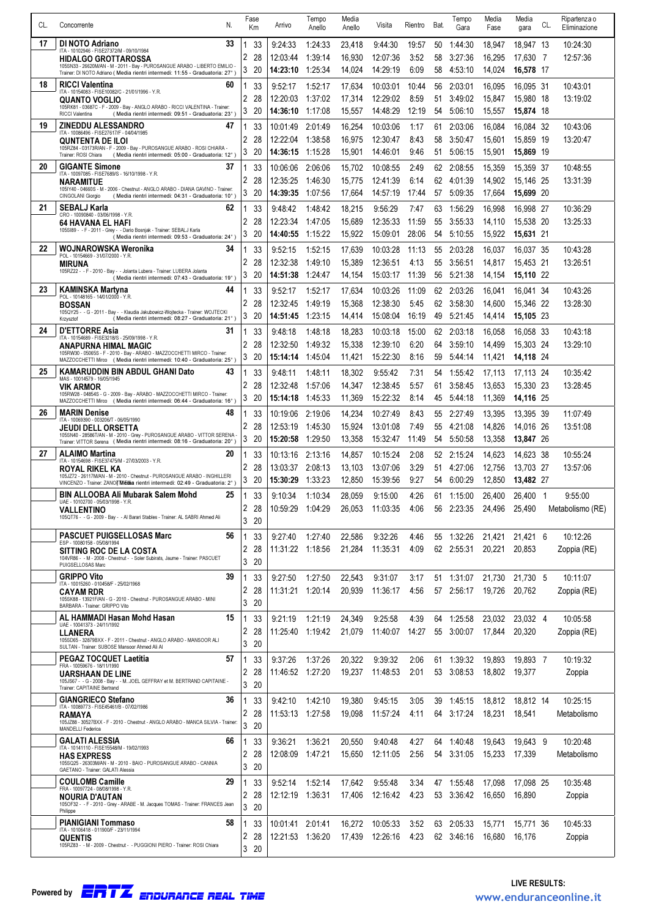| CL. | Concorrente | N. | Fase | Km | Arrivo | Tempo Anello | Media Anello | Visita | Rientro | Bat. | Tempo Gara | Media Fase | Media gara | CL. | Ripartenza o Eliminazione |
|---|---|---|---|---|---|---|---|---|---|---|---|---|---|---|---|
| 17 | **DI NOTO Adriano** ITA - 10102946 - FISE27372/M - 09/10/1984 **HIDALGO GROTTAROSSA** 105SN33 - 26620M/AN - M - 2011 - Bay - PUROSANGUE ARABO - LIBERTO EMILIO - Trainer: DI NOTO Adriano ( Media rientri intermedi: 11:55 - Graduatoria: 27° ) | 33 | 1 | 33 | 9:24:33 | 1:24:33 | 23,418 | 9:44:30 | 19:57 | 50 | 1:44:30 | 18,947 | 18,947 | 13 | 10:24:30 |
| | | | 2 | 28 | 12:03:44 | 1:39:14 | 16,930 | 12:07:36 | 3:52 | 58 | 3:27:36 | 16,295 | 17,630 | 7 | 12:57:36 |
| | | | 3 | 20 | **14:23:10** | 1:25:34 | 14,024 | 14:29:19 | 6:09 | 58 | 4:53:10 | 14,024 | **16,578** | 17 | |
| 18 | **RICCI Valentina** ITA - 10154083 - FISE10082/C - 21/01/1996 - Y.R. **QUANTO VOGLIO** 105RK81 - 03687C - F - 2009 - Bay - ANGLO ARABO - RICCI VALENTINA - Trainer: RICCI Valentina ( Media rientri intermedi: 09:51 - Graduatoria: 23° ) | 60 | 1 | 33 | 9:52:17 | 1:52:17 | 17,634 | 10:03:01 | 10:44 | 56 | 2:03:01 | 16,095 | 16,095 | 31 | 10:43:01 |
| | | | 2 | 28 | 12:20:03 | 1:37:02 | 17,314 | 12:29:02 | 8:59 | 51 | 3:49:02 | 15,847 | 15,980 | 18 | 13:19:02 |
| | | | 3 | 20 | **14:36:10** | 1:17:08 | 15,557 | 14:48:29 | 12:19 | 54 | 5:06:10 | 15,557 | **15,874** | 18 | |
| 19 | **ZINEDDU ALESSANDRO** ITA - 10086496 - FISE27617/F - 04/04/1985 **QUNTENTA DE ILOI** 105RZ84 - 03173R/AN - F - 2009 - Bay - PUROSANGUE ARABO - ROSI CHIARA - Trainer: ROSI Chiara ( Media rientri intermedi: 05:00 - Graduatoria: 12° ) | 47 | 1 | 33 | 10:01:49 | 2:01:49 | 16,254 | 10:03:06 | 1:17 | 61 | 2:03:06 | 16,084 | 16,084 | 32 | 10:43:06 |
| | | | 2 | 28 | 12:22:04 | 1:38:58 | 16,975 | 12:30:47 | 8:43 | 58 | 3:50:47 | 15,601 | 15,859 | 19 | 13:20:47 |
| | | | 3 | 20 | **14:36:15** | 1:15:28 | 15,901 | 14:46:01 | 9:46 | 51 | 5:06:15 | 15,901 | **15,869** | 19 | |
| 20 | **GIGANTE Simone** ITA - 10097085 - FISE7689/S - 16/10/1998 - Y.R. **NARAMITUE** 105IY40 - 04660S - M - 2006 - Chestnut - ANGLO ARABO - DIANA GAVINO - Trainer: CINGOLANI Giorgio ( Media rientri intermedi: 04:31 - Graduatoria: 10° ) | 37 | 1 | 33 | 10:06:06 | 2:06:06 | 15,702 | 10:08:55 | 2:49 | 62 | 2:08:55 | 15,359 | 15,359 | 37 | 10:48:55 |
| | | | 2 | 28 | 12:35:25 | 1:46:30 | 15,775 | 12:41:39 | 6:14 | 62 | 4:01:39 | 14,902 | 15,146 | 25 | 13:31:39 |
| | | | 3 | 20 | **14:39:35** | 1:07:56 | 17,664 | 14:57:19 | 17:44 | 57 | 5:09:35 | 17,664 | **15,699** | 20 | |
| 21 | **SEBALJ Karla** CRO - 10090840 - 03/06/1998 - Y.R. **64 HAVANA EL HAFI** 105SI89 - - F - 2011 - Grey - - Dario Bosnjak - Trainer: SEBALJ Karla ( Media rientri intermedi: 09:53 - Graduatoria: 24° ) | 62 | 1 | 33 | 9:48:42 | 1:48:42 | 18,215 | 9:56:29 | 7:47 | 63 | 1:56:29 | 16,998 | 16,998 | 27 | 10:36:29 |
| | | | 2 | 28 | 12:23:34 | 1:47:05 | 15,689 | 12:35:33 | 11:59 | 55 | 3:55:33 | 14,110 | 15,538 | 20 | 13:25:33 |
| | | | 3 | 20 | **14:40:55** | 1:15:22 | 15,922 | 15:09:01 | 28:06 | 54 | 5:10:55 | 15,922 | **15,631** | 21 | |
| 22 | **WOJNAROWSKA Weronika** POL - 10154669 - 31/07/2000 - Y.R. **MIRUNA** 105RZ22 - - F - 2010 - Bay - - Jolanta Lubera - Trainer: LUBERA Jolanta ( Media rientri intermedi: 07:43 - Graduatoria: 19° ) | 34 | 1 | 33 | 9:52:15 | 1:52:15 | 17,639 | 10:03:28 | 11:13 | 55 | 2:03:28 | 16,037 | 16,037 | 35 | 10:43:28 |
| | | | 2 | 28 | 12:32:38 | 1:49:10 | 15,389 | 12:36:51 | 4:13 | 55 | 3:56:51 | 14,817 | 15,453 | 21 | 13:26:51 |
| | | | 3 | 20 | **14:51:38** | 1:24:47 | 14,154 | 15:03:17 | 11:39 | 56 | 5:21:38 | 14,154 | **15,110** | 22 | |
| 23 | **KAMINSKA Martyna** POL - 10148165 - 14/01/2000 - Y.R. **BOSSAN** 105QY25 - - G - 2011 - Bay - - Klaudia Jakubowicz-Wojtecka - Trainer: WOJTECKI Krzysztof ( Media rientri intermedi: 08:27 - Graduatoria: 21° ) | 44 | 1 | 33 | 9:52:17 | 1:52:17 | 17,634 | 10:03:26 | 11:09 | 62 | 2:03:26 | 16,041 | 16,041 | 34 | 10:43:26 |
| | | | 2 | 28 | 12:32:45 | 1:49:19 | 15,368 | 12:38:30 | 5:45 | 62 | 3:58:30 | 14,600 | 15,346 | 22 | 13:28:30 |
| | | | 3 | 20 | **14:51:45** | 1:23:15 | 14,414 | 15:08:04 | 16:19 | 49 | 5:21:45 | 14,414 | **15,105** | 23 | |
| 24 | **D'ETTORRE Asia** ITA - 10154689 - FISE3218/S - 25/09/1998 - Y.R. **ANAPURNA HIMAL MAGIC** 105RW30 - 05065S - F - 2010 - Bay - ARABO - MAZZOCCHETTI MIRCO - Trainer: MAZZOCCHETTI Mirco ( Media rientri intermedi: 10:40 - Graduatoria: 25° ) | 31 | 1 | 33 | 9:48:18 | 1:48:18 | 18,283 | 10:03:18 | 15:00 | 62 | 2:03:18 | 16,058 | 16,058 | 33 | 10:43:18 |
| | | | 2 | 28 | 12:32:50 | 1:49:32 | 15,338 | 12:39:10 | 6:20 | 64 | 3:59:10 | 14,499 | 15,303 | 24 | 13:29:10 |
| | | | 3 | 20 | **15:14:14** | 1:45:04 | 11,421 | 15:22:30 | 8:16 | 59 | 5:44:14 | 11,421 | **14,118** | 24 | |
| 25 | **KAMARUDDIN BIN ABDUL GHANI Dato** MAS - 10014579 - 16/05/1945 **VIK ARMOR** 105RW28 - 04854S - G - 2009 - Bay - ARABO - MAZZOCCHETTI MIRCO - Trainer: MAZZOCCHETTI Mirco ( Media rientri intermedi: 06:44 - Graduatoria: 16° ) | 43 | 1 | 33 | 9:48:11 | 1:48:11 | 18,302 | 9:55:42 | 7:31 | 54 | 1:55:42 | 17,113 | 17,113 | 24 | 10:35:42 |
| | | | 2 | 28 | 12:32:48 | 1:57:06 | 14,347 | 12:38:45 | 5:57 | 61 | 3:58:45 | 13,653 | 15,330 | 23 | 13:28:45 |
| | | | 3 | 20 | **15:14:18** | 1:45:33 | 11,369 | 15:22:32 | 8:14 | 45 | 5:44:18 | 11,369 | **14,116** | 25 | |
| 26 | **MARIN Denise** ITA - 10069390 - 003206/T - 06/05/1990 **JEUDI DELL ORSETTA** 105SN40 - 28586T/AN - M - 2010 - Grey - PUROSANGUE ARABO - VITTOR SERENA - Trainer: VITTOR Serena ( Media rientri intermedi: 08:16 - Graduatoria: 20° ) | 48 | 1 | 33 | 10:19:06 | 2:19:06 | 14,234 | 10:27:49 | 8:43 | 55 | 2:27:49 | 13,395 | 13,395 | 39 | 11:07:49 |
| | | | 2 | 28 | 12:53:19 | 1:45:30 | 15,924 | 13:01:08 | 7:49 | 55 | 4:21:08 | 14,826 | 14,016 | 26 | 13:51:08 |
| | | | 3 | 20 | **15:20:58** | 1:29:50 | 13,358 | 15:32:47 | 11:49 | 54 | 5:50:58 | 13,358 | **13,847** | 26 | |
| 27 | **ALAIMO Martina** ITA - 10154698 - FISE37475/M - 27/03/2003 - Y.R. **ROYAL RIKEL KA** 105JZ72 - 26117M/AN - M - 2010 - Chestnut - PUROSANGUE ARABO - INGHILLERI VINCENZO - Trainer: ZANOI( Media rientri intermedi: 02:49 - Graduatoria: 2° ) | 20 | 1 | 33 | 10:13:16 | 2:13:16 | 14,857 | 10:15:24 | 2:08 | 52 | 2:15:24 | 14,623 | 14,623 | 38 | 10:55:24 |
| | | | 2 | 28 | 13:03:37 | 2:08:13 | 13,103 | 13:07:06 | 3:29 | 51 | 4:27:06 | 12,756 | 13,703 | 27 | 13:57:06 |
| | | | 3 | 20 | **15:30:29** | 1:33:23 | 12,850 | 15:39:56 | 9:27 | 54 | 6:00:29 | 12,850 | **13,482** | 27 | |
| | **BIN ALLOOBA Ali Mubarak Salem Mohd** UAE - 10102700 - 05/03/1998 - Y.R. **VALLENTINO** 105QT76 - - G - 2009 - Bay - - Al Barari Stables - Trainer: AL SABRI Ahmed Ali | 25 | 1 | 33 | 9:10:34 | 1:10:34 | 28,059 | 9:15:00 | 4:26 | 61 | 1:15:00 | 26,400 | 26,400 | 1 | 9:55:00 |
| | | | 2 | 28 | 10:59:29 | 1:04:29 | 26,053 | 11:03:35 | 4:06 | 56 | 2:23:35 | 24,496 | 25,490 | | Metabolismo (RE) |
| | | | 3 | 20 | | | | | | | | | | | |
| | **PASCUET PUIGSELLOSAS Marc** ESP - 10080158 - 05/08/1994 **SITTING ROC DE LA COSTA** 104VR86 - - M - 2008 - Chestnut - - Soler Subirats, Jaume - Trainer: PASCUET PUIGSELLOSAS Marc | 56 | 1 | 33 | 9:27:40 | 1:27:40 | 22,586 | 9:32:26 | 4:46 | 55 | 1:32:26 | 21,421 | 21,421 | 6 | 10:12:26 |
| | | | 2 | 28 | 11:31:22 | 1:18:56 | 21,284 | 11:35:31 | 4:09 | 62 | 2:55:31 | 20,221 | 20,853 | | Zoppia (RE) |
| | | | 3 | 20 | | | | | | | | | | | |
| | **GRIPPO Vito** ITA - 10015260 - 010458/F - 25/02/1968 **CAYAM RDR** 105SK88 - 13921F/AN - G - 2010 - Chestnut - PUROSANGUE ARABO - MINI BARBARA - Trainer: GRIPPO Vito | 39 | 1 | 33 | 9:27:50 | 1:27:50 | 22,543 | 9:31:07 | 3:17 | 51 | 1:31:07 | 21,730 | 21,730 | 5 | 10:11:07 |
| | | | 2 | 28 | 11:31:21 | 1:20:14 | 20,939 | 11:36:17 | 4:56 | 57 | 2:56:17 | 19,726 | 20,762 | | Zoppia (RE) |
| | | | 3 | 20 | | | | | | | | | | | |
| | **AL HAMMADI Hasan Mohd Hasan** UAE - 10041373 - 24/11/1992 **LLANERA** 105SD65 - 32879BXX - F - 2011 - Chestnut - ANGLO ARABO - MANSOOR ALI SULTAN - Trainer: SUBOSE Mansoor Ahmed Ali Al | 15 | 1 | 33 | 9:21:19 | 1:21:19 | 24,349 | 9:25:58 | 4:39 | 64 | 1:25:58 | 23,032 | 23,032 | 4 | 10:05:58 |
| | | | 2 | 28 | 11:25:40 | 1:19:42 | 21,079 | 11:40:07 | 14:27 | 55 | 3:00:07 | 17,844 | 20,320 | | Zoppia (RE) |
| | | | 3 | 20 | | | | | | | | | | | |
| | **PEGAZ TOCQUET Laetitia** FRA - 10059676 - 18/11/1990 **UARSHAAN DE LINE** 105JS67 - - G - 2008 - Bay - - M..JOEL GEFFRAY et M. BERTRAND CAPITAINE - Trainer: CAPITAINE Bertrand | 57 | 1 | 33 | 9:37:26 | 1:37:26 | 20,322 | 9:39:32 | 2:06 | 61 | 1:39:32 | 19,893 | 19,893 | 7 | 10:19:32 |
| | | | 2 | 28 | 11:46:52 | 1:27:20 | 19,237 | 11:48:53 | 2:01 | 53 | 3:08:53 | 18,802 | 19,377 | | Zoppia |
| | | | 3 | 20 | | | | | | | | | | | |
| | **GIANGRIECO Stefano** ITA - 10089773 - FISE45461/B - 07/02/1986 **RAMAYA** 105JZ88 - 30527BXX - F - 2010 - Chestnut - ANGLO ARABO - MANCA SILVIA - Trainer: MANDELLI Federica | 36 | 1 | 33 | 9:42:10 | 1:42:10 | 19,380 | 9:45:15 | 3:05 | 39 | 1:45:15 | 18,812 | 18,812 | 14 | 10:25:15 |
| | | | 2 | 28 | 11:53:13 | 1:27:58 | 19,098 | 11:57:24 | 4:11 | 64 | 3:17:24 | 18,231 | 18,541 | | Metabolismo |
| | | | 3 | 20 | | | | | | | | | | | |
| | **GALATI ALESSIA** ITA - 10141110 - FISE15548/M - 19/02/1993 **HAS EXPRESS** 105SQ25 - 26303M/AN - M - 2010 - BAIO - PUROSANGUE ARABO - CANNIA GAETANO - Trainer: GALATI Alessia | 66 | 1 | 33 | 9:36:21 | 1:36:21 | 20,550 | 9:40:48 | 4:27 | 64 | 1:40:48 | 19,643 | 19,643 | 9 | 10:20:48 |
| | | | 2 | 28 | 12:08:09 | 1:47:21 | 15,650 | 12:11:05 | 2:56 | 54 | 3:31:05 | 15,233 | 17,339 | | Metabolismo |
| | | | 3 | 20 | | | | | | | | | | | |
| | **COULOMB Camille** FRA - 10097724 - 08/08/1998 - Y.R. **NOURIA D'AUTAN** 105OF32 - - F - 2010 - Grey - ARABE - M. Jacques TOMAS - Trainer: FRANCES Jean Philippe | 29 | 1 | 33 | 9:52:14 | 1:52:14 | 17,642 | 9:55:48 | 3:34 | 47 | 1:55:48 | 17,098 | 17,098 | 25 | 10:35:48 |
| | | | 2 | 28 | 12:12:19 | 1:36:31 | 17,406 | 12:16:42 | 4:23 | 53 | 3:36:42 | 16,650 | 16,890 | | Zoppia |
| | | | 3 | 20 | | | | | | | | | | | |
| | **PIANIGIANI Tommaso** ITA - 10106418 - 011900/F - 23/11/1994 **QUENTIS** 105RZ83 - - M - 2009 - Chestnut - - PUGGIONI PIERO - Trainer: ROSI Chiara | 58 | 1 | 33 | 10:01:41 | 2:01:41 | 16,272 | 10:05:33 | 3:52 | 63 | 2:05:33 | 15,771 | 15,771 | 36 | 10:45:33 |
| | | | 2 | 28 | 12:21:53 | 1:36:20 | 17,439 | 12:26:16 | 4:23 | 62 | 3:46:16 | 16,680 | 16,176 | | Zoppia |
| | | | 3 | 20 | | | | | | | | | | | |

Powered by ERTZ ENDURANCE REAL TIME

LIVE RESULTS: www.enduranceonline.it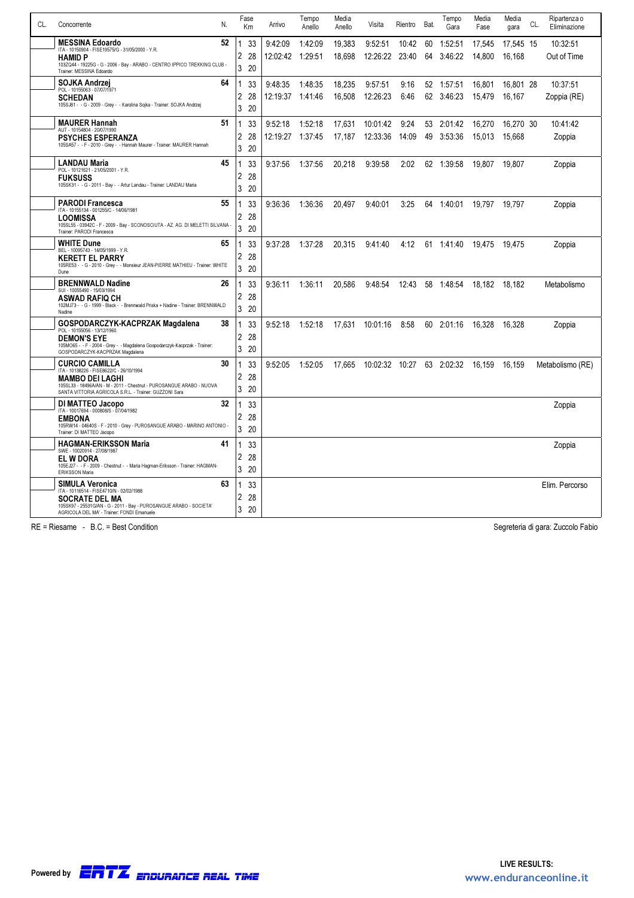| CL. | Concorrente | N. | Fase | Km | Arrivo | Tempo Anello | Media Anello | Visita | Rientro | Bat. | Tempo Gara | Media Fase | Media gara | CL. | Ripartenza o Eliminazione |
|---|---|---|---|---|---|---|---|---|---|---|---|---|---|---|---|
| | **MESSINA Edoardo** ITA - 10150904 - FISE19575/G - 31/05/2000 - Y.R. **HAMID P** 103ZQ44 - 19225G - G - 2006 - Bay - ARABO - CENTRO IPPICO TREKKING CLUB - Trainer: MESSINA Edoardo | 52 | 1 | 33 | 9:42:09 | 1:42:09 | 19,383 | 9:52:51 | 10:42 | 60 | 1:52:51 | 17,545 | 17,545 | 15 | 10:32:51 |
| | | | 2 | 28 | 12:02:42 | 1:29:51 | 18,698 | 12:26:22 | 23:40 | 64 | 3:46:22 | 14,800 | 16,168 | | Out of Time |
| | | | 3 | 20 | | | | | | | | | | | |
| | **SOJKA Andrzej** POL - 10155063 - 07/07/1971 **SCHEDAN** 105SJ81 - - G - 2009 - Grey - - Karolina Sojka - Trainer: SOJKA Andrzej | 64 | 1 | 33 | 9:48:35 | 1:48:35 | 18,235 | 9:57:51 | 9:16 | 52 | 1:57:51 | 16,801 | 16,801 | 28 | 10:37:51 |
| | | | 2 | 28 | 12:19:37 | 1:41:46 | 16,508 | 12:26:23 | 6:46 | 62 | 3:46:23 | 15,479 | 16,167 | | Zoppia (RE) |
| | | | 3 | 20 | | | | | | | | | | | |
| | **MAURER Hannah** AUT - 10154804 - 20/07/1990 **PSYCHES ESPERANZA** 105SA57 - - F - 2010 - Grey - - Hannah Maurer - Trainer: MAURER Hannah | 51 | 1 | 33 | 9:52:18 | 1:52:18 | 17,631 | 10:01:42 | 9:24 | 53 | 2:01:42 | 16,270 | 16,270 | 30 | 10:41:42 |
| | | | 2 | 28 | 12:19:27 | 1:37:45 | 17,187 | 12:33:36 | 14:09 | 49 | 3:53:36 | 15,013 | 15,668 | | Zoppia |
| | | | 3 | 20 | | | | | | | | | | | |
| | **LANDAU Maria** POL - 10121621 - 21/05/2001 - Y.R. **FUKSUSS** 105SK31 - - G - 2011 - Bay - - Artur Landau - Trainer: LANDAU Maria | 45 | 1 | 33 | 9:37:56 | 1:37:56 | 20,218 | 9:39:58 | 2:02 | 62 | 1:39:58 | 19,807 | 19,807 | | Zoppia |
| | | | 2 | 28 | | | | | | | | | | | |
| | | | 3 | 20 | | | | | | | | | | | |
| | **PARODI Francesca** ITA - 10155134 - 001255/C - 14/06/1981 **LOOMISSA** 105SL55 - 03942C - F - 2009 - Bay - SCONOSCIUTA - AZ. AG. DI MELETTI SILVANA - Trainer: PARODI Francesca | 55 | 1 | 33 | 9:36:36 | 1:36:36 | 20,497 | 9:40:01 | 3:25 | 64 | 1:40:01 | 19,797 | 19,797 | | Zoppia |
| | | | 2 | 28 | | | | | | | | | | | |
| | | | 3 | 20 | | | | | | | | | | | |
| | **WHITE Dune** BEL - 10095743 - 14/05/1999 - Y.R. **KERETT EL PARRY** 105RE53 - - G - 2010 - Grey - - Monsieur JEAN-PIERRE MATHIEU - Trainer: WHITE Dune | 65 | 1 | 33 | 9:37:28 | 1:37:28 | 20,315 | 9:41:40 | 4:12 | 61 | 1:41:40 | 19,475 | 19,475 | | Zoppia |
| | | | 2 | 28 | | | | | | | | | | | |
| | | | 3 | 20 | | | | | | | | | | | |
| | **BRENNWALD Nadine** SUI - 10055490 - 15/03/1994 **ASWAD RAFIQ CH** 102MJ73 - - G - 1999 - Black - - Brennwald Priska + Nadine - Trainer: BRENNWALD Nadine | 26 | 1 | 33 | 9:36:11 | 1:36:11 | 20,586 | 9:48:54 | 12:43 | 58 | 1:48:54 | 18,182 | 18,182 | | Metabolismo |
| | | | 2 | 28 | | | | | | | | | | | |
| | | | 3 | 20 | | | | | | | | | | | |
| | **GOSPODARCZYK-KACPRZAK Magdalena** POL - 10155056 - 13/12/1960 **DEMON'S EYE** 105MO65 - - F - 2004 - Grey - - Magdalena Gospodarczyk-Kacprzak - Trainer: GOSPODARCZYK-KACPRZAK Magdalena | 38 | 1 | 33 | 9:52:18 | 1:52:18 | 17,631 | 10:01:16 | 8:58 | 60 | 2:01:16 | 16,328 | 16,328 | | Zoppia |
| | | | 2 | 28 | | | | | | | | | | | |
| | | | 3 | 20 | | | | | | | | | | | |
| | **CURCIO CAMILLA** ITA - 10138226 - FISE8622/C - 26/10/1994 **MAMBO DEI LAGHI** 105SL33 - 18496A/AN - M - 2011 - Chestnut - PUROSANGUE ARABO - NUOVA SANTA VITTORIA AGRICOLA S.R.L. - Trainer: GUZZONI Sara | 30 | 1 | 33 | 9:52:05 | 1:52:05 | 17,665 | 10:02:32 | 10:27 | 63 | 2:02:32 | 16,159 | 16,159 | | Metabolismo (RE) |
| | | | 2 | 28 | | | | | | | | | | | |
| | | | 3 | 20 | | | | | | | | | | | |
| | **DI MATTEO Jacopo** ITA - 10017694 - 000808/S - 07/04/1982 **EMBONA** 105RW14 - 04640S - F - 2010 - Grey - PUROSANGUE ARABO - MARINO ANTONIO - Trainer: DI MATTEO Jacopo | 32 | 1 | 33 | | | | | | | | | | | Zoppia |
| | | | 2 | 28 | | | | | | | | | | | |
| | | | 3 | 20 | | | | | | | | | | | |
| | **HAGMAN-ERIKSSON Maria** SWE - 10020914 - 27/08/1987 **EL W DORA** 105EJ27 - - F - 2009 - Chestnut - - Maria Hagman-Eriksson - Trainer: HAGMAN-ERIKSSON Maria | 41 | 1 | 33 | | | | | | | | | | | Zoppia |
| | | | 2 | 28 | | | | | | | | | | | |
| | | | 3 | 20 | | | | | | | | | | | |
| | **SIMULA Veronica** ITA - 10116514 - FISE4710/N - 02/02/1988 **SOCRATE DEL MA** 105SK97 - 25531G/AN - G - 2011 - Bay - PUROSANGUE ARABO - SOCIETA' AGRICOLA DEL MA' - Trainer: FONDI Emanuele | 63 | 1 | 33 | | | | | | | | | | | Elim. Percorso |
| | | | 2 | 28 | | | | | | | | | | | |
| | | | 3 | 20 | | | | | | | | | | | |

RE = Riesame - B.C. = Best Condition

Segreteria di gara: Zuccolo Fabio

Powered by ERTZ ENDURANCE REAL TIME

LIVE RESULTS: www.enduranceonline.it